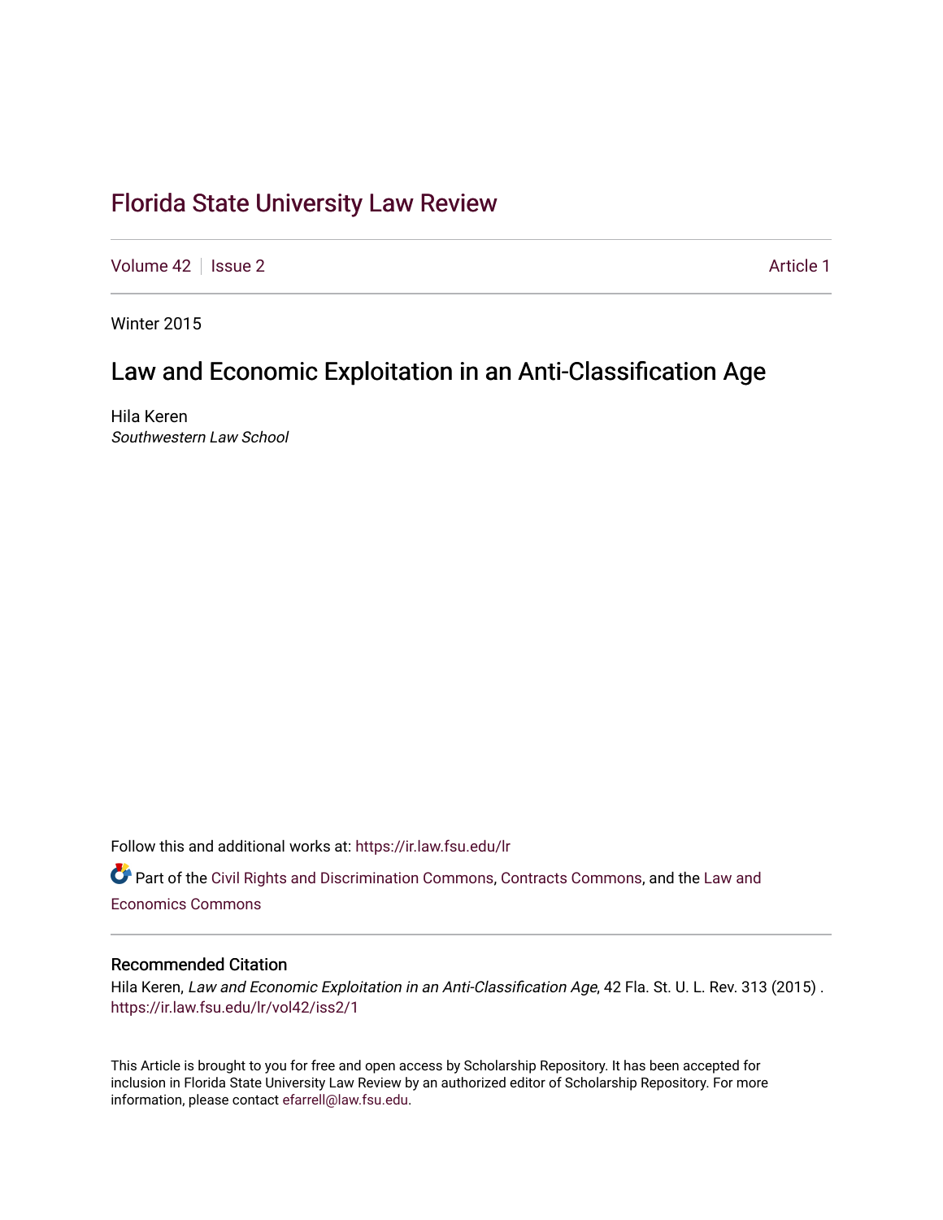# Florida State University Law Review

Volume 42 | Issue 2 | Article 1

Winter 2015

## Law and Economic Exploitation in an Anti-Classification Age

Hila Keren
*Southwestern Law School*

Follow this and additional works at: https://ir.law.fsu.edu/lr

Part of the Civil Rights and Discrimination Commons, Contracts Commons, and the Law and Economics Commons

### Recommended Citation

Hila Keren, *Law and Economic Exploitation in an Anti-Classification Age*, 42 Fla. St. U. L. Rev. 313 (2015) .
https://ir.law.fsu.edu/lr/vol42/iss2/1

This Article is brought to you for free and open access by Scholarship Repository. It has been accepted for inclusion in Florida State University Law Review by an authorized editor of Scholarship Repository. For more information, please contact efarrell@law.fsu.edu.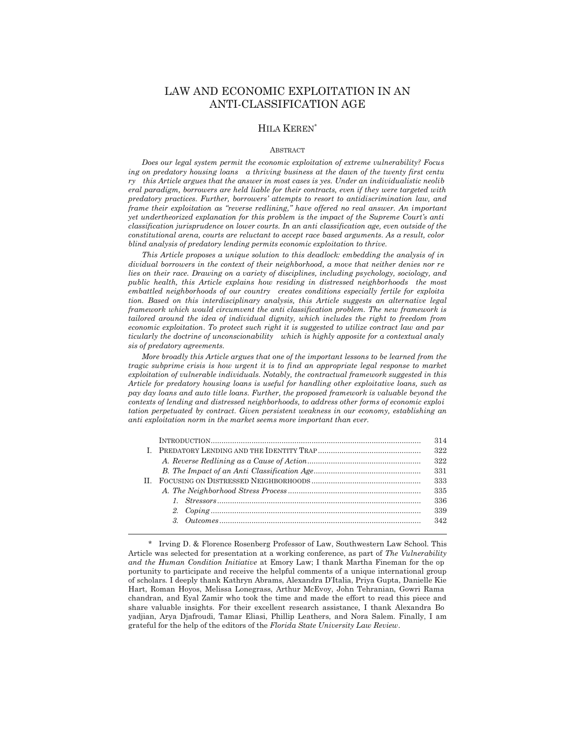# LAW AND ECONOMIC EXPLOITATION IN AN ANTI-CLASSIFICATION AGE

## HILA KEREN*

### ABSTRACT

*Does our legal system permit the economic exploitation of extreme vulnerability? Focusing on predatory housing loans a thriving business at the dawn of the twenty first century this Article argues that the answer in most cases is yes. Under an individualistic neoliberal paradigm, borrowers are held liable for their contracts, even if they were targeted with predatory practices. Further, borrowers' attempts to resort to antidiscrimination law, and frame their exploitation as "reverse redlining," have offered no real answer. An important yet undertheorized explanation for this problem is the impact of the Supreme Court's anti classification jurisprudence on lower courts. In an anti classification age, even outside of the constitutional arena, courts are reluctant to accept race based arguments. As a result, color blind analysis of predatory lending permits economic exploitation to thrive.*

*This Article proposes a unique solution to this deadlock: embedding the analysis of individual borrowers in the context of their neighborhood, a move that neither denies nor relies on their race. Drawing on a variety of disciplines, including psychology, sociology, and public health, this Article explains how residing in distressed neighborhoods the most embattled neighborhoods of our country creates conditions especially fertile for exploitation. Based on this interdisciplinary analysis, this Article suggests an alternative legal framework which would circumvent the anti classification problem. The new framework is tailored around the idea of individual dignity, which includes the right to freedom from economic exploitation. To protect such right it is suggested to utilize contract law and particularly the doctrine of unconscionability which is highly apposite for a contextual analysis of predatory agreements.*

*More broadly this Article argues that one of the important lessons to be learned from the tragic subprime crisis is how urgent it is to find an appropriate legal response to market exploitation of vulnerable individuals. Notably, the contractual framework suggested in this Article for predatory housing loans is useful for handling other exploitative loans, such as pay day loans and auto title loans. Further, the proposed framework is valuable beyond the contexts of lending and distressed neighborhoods, to address other forms of economic exploitation perpetuated by contract. Given persistent weakness in our economy, establishing an anti exploitation norm in the market seems more important than ever.*

| | | |
|---|---|---|
| | INTRODUCTION | 314 |
| I. | PREDATORY LENDING AND THE IDENTITY TRAP | 322 |
| | *A. Reverse Redlining as a Cause of Action* | 322 |
| | *B. The Impact of an Anti Classification Age* | 331 |
| II. | FOCUSING ON DISTRESSED NEIGHBORHOODS | 333 |
| | *A. The Neighborhood Stress Process* | 335 |
| | *1. Stressors* | 336 |
| | *2. Coping* | 339 |
| | *3. Outcomes* | 342 |

\* Irving D. & Florence Rosenberg Professor of Law, Southwestern Law School. This Article was selected for presentation at a working conference, as part of *The Vulnerability and the Human Condition Initiative* at Emory Law; I thank Martha Fineman for the opportunity to participate and receive the helpful comments of a unique international group of scholars. I deeply thank Kathryn Abrams, Alexandra D'Italia, Priya Gupta, Danielle Kie Hart, Roman Hoyos, Melissa Lonegrass, Arthur McEvoy, John Tehranian, Gowri Ramachandran, and Eyal Zamir who took the time and made the effort to read this piece and share valuable insights. For their excellent research assistance, I thank Alexandra Boyadjian, Arya Djafroudi, Tamar Eliasi, Phillip Leathers, and Nora Salem. Finally, I am grateful for the help of the editors of the *Florida State University Law Review*.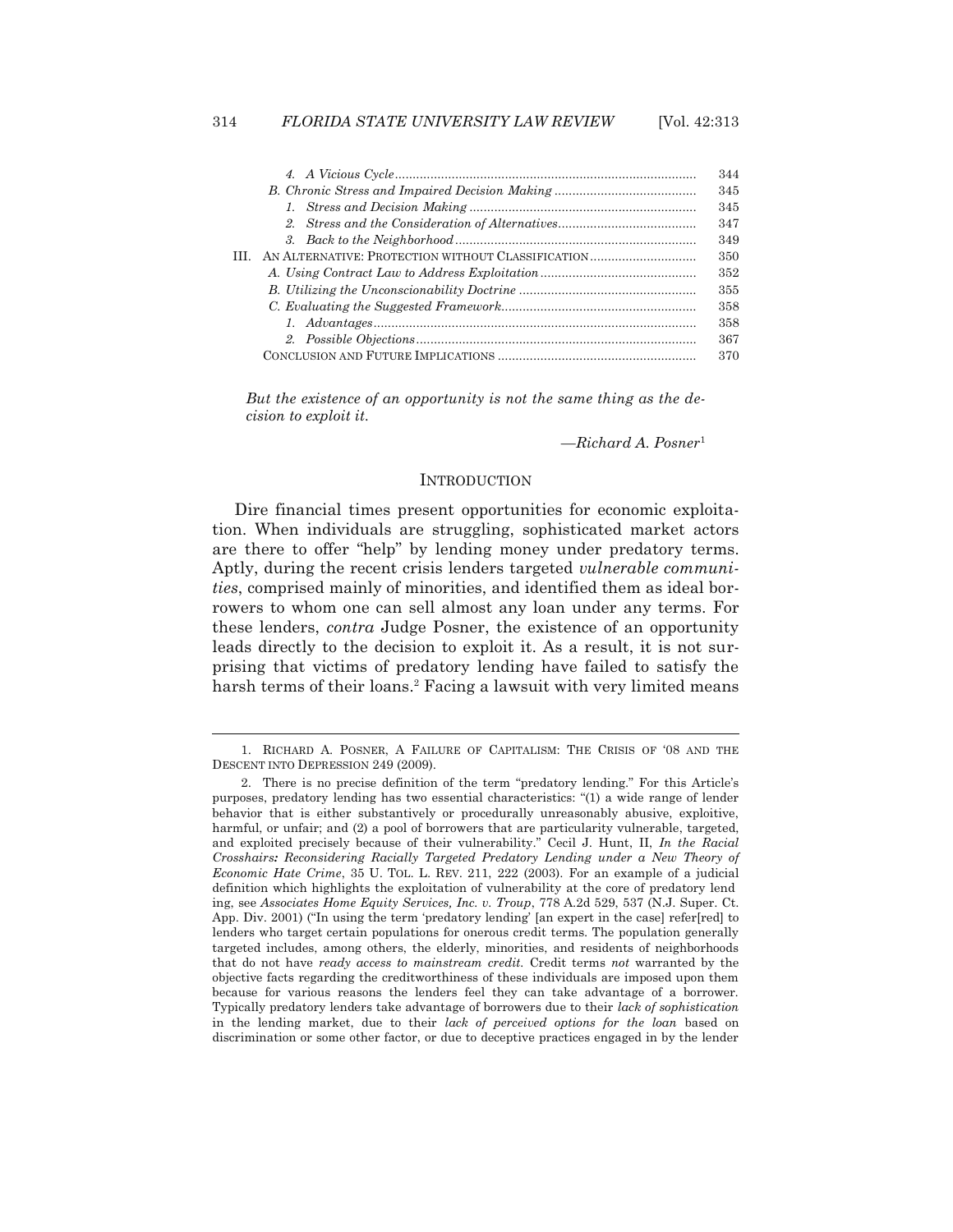4. *A Vicious Cycle* .......... 344
B. *Chronic Stress and Impaired Decision Making* .......... 345
1. *Stress and Decision Making* .......... 345
2. *Stress and the Consideration of Alternatives* .......... 347
3. *Back to the Neighborhood* .......... 349
III. AN ALTERNATIVE: PROTECTION WITHOUT CLASSIFICATION .......... 350
A. *Using Contract Law to Address Exploitation* .......... 352
B. *Utilizing the Unconscionability Doctrine* .......... 355
C. *Evaluating the Suggested Framework* .......... 358
1. *Advantages* .......... 358
2. *Possible Objections* .......... 367
CONCLUSION AND FUTURE IMPLICATIONS .......... 370

> *But the existence of an opportunity is not the same thing as the decision to exploit it.*
>
> *—Richard A. Posner*[1]

## INTRODUCTION

Dire financial times present opportunities for economic exploitation. When individuals are struggling, sophisticated market actors are there to offer "help" by lending money under predatory terms. Aptly, during the recent crisis lenders targeted *vulnerable communities*, comprised mainly of minorities, and identified them as ideal borrowers to whom one can sell almost any loan under any terms. For these lenders, *contra* Judge Posner, the existence of an opportunity leads directly to the decision to exploit it. As a result, it is not surprising that victims of predatory lending have failed to satisfy the harsh terms of their loans.[2] Facing a lawsuit with very limited means

---

1. RICHARD A. POSNER, A FAILURE OF CAPITALISM: THE CRISIS OF '08 AND THE DESCENT INTO DEPRESSION 249 (2009).

2. There is no precise definition of the term "predatory lending." For this Article's purposes, predatory lending has two essential characteristics: "(1) a wide range of lender behavior that is either substantively or procedurally unreasonably abusive, exploitive, harmful, or unfair; and (2) a pool of borrowers that are particularity vulnerable, targeted, and exploited precisely because of their vulnerability." Cecil J. Hunt, II, *In the Racial Crosshairs: Reconsidering Racially Targeted Predatory Lending under a New Theory of Economic Hate Crime*, 35 U. TOL. L. REV. 211, 222 (2003). For an example of a judicial definition which highlights the exploitation of vulnerability at the core of predatory lending, see *Associates Home Equity Services, Inc. v. Troup*, 778 A.2d 529, 537 (N.J. Super. Ct. App. Div. 2001) ("In using the term 'predatory lending' [an expert in the case] refer[red] to lenders who target certain populations for onerous credit terms. The population generally targeted includes, among others, the elderly, minorities, and residents of neighborhoods that do not have *ready access to mainstream credit*. Credit terms *not* warranted by the objective facts regarding the creditworthiness of these individuals are imposed upon them because for various reasons the lenders feel they can take advantage of a borrower. Typically predatory lenders take advantage of borrowers due to their *lack of sophistication* in the lending market, due to their *lack of perceived options for the loan* based on discrimination or some other factor, or due to deceptive practices engaged in by the lender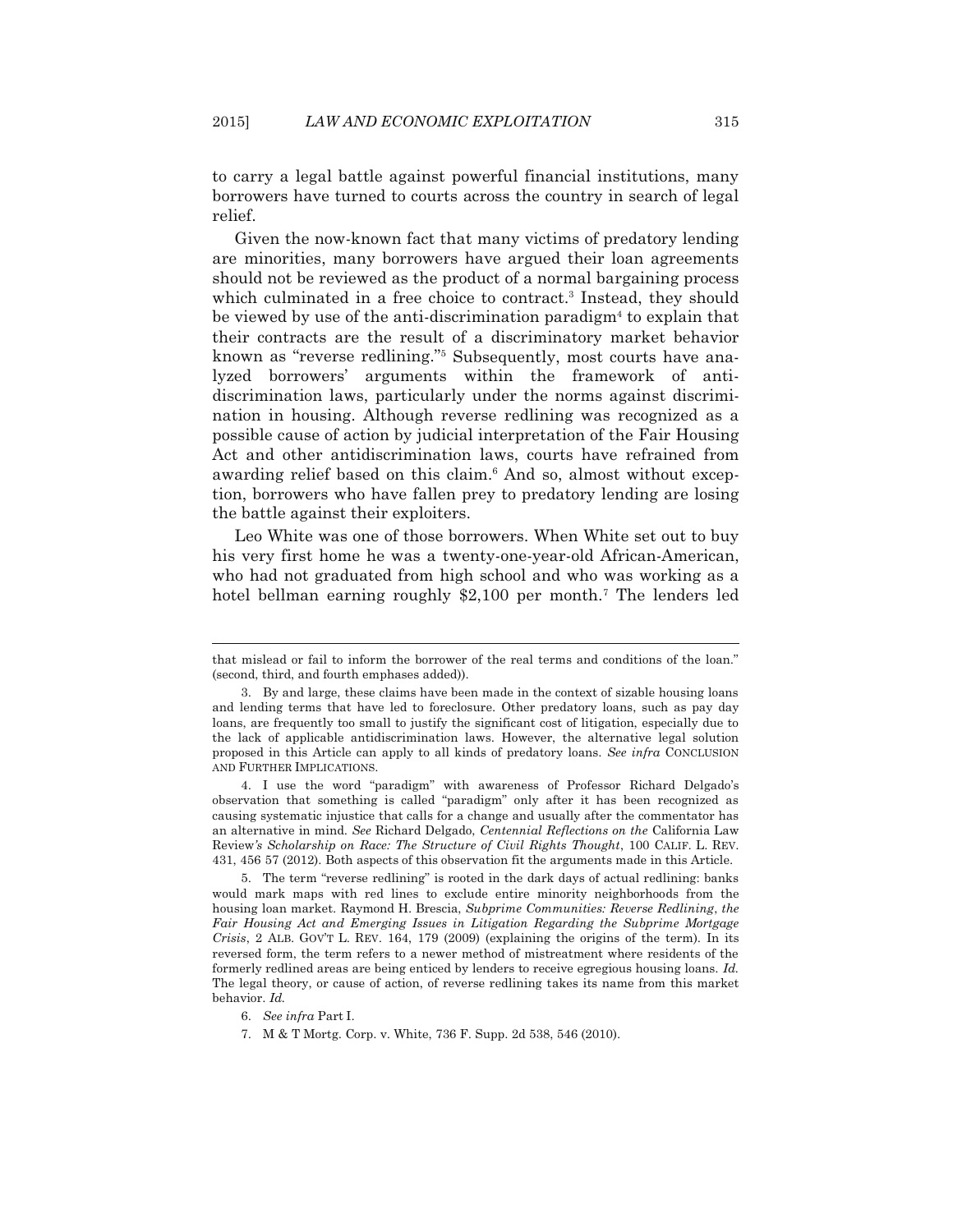to carry a legal battle against powerful financial institutions, many borrowers have turned to courts across the country in search of legal relief.

Given the now-known fact that many victims of predatory lending are minorities, many borrowers have argued their loan agreements should not be reviewed as the product of a normal bargaining process which culminated in a free choice to contract.[3] Instead, they should be viewed by use of the anti-discrimination paradigm[4] to explain that their contracts are the result of a discriminatory market behavior known as "reverse redlining."[5] Subsequently, most courts have analyzed borrowers' arguments within the framework of anti-discrimination laws, particularly under the norms against discrimination in housing. Although reverse redlining was recognized as a possible cause of action by judicial interpretation of the Fair Housing Act and other antidiscrimination laws, courts have refrained from awarding relief based on this claim.[6] And so, almost without exception, borrowers who have fallen prey to predatory lending are losing the battle against their exploiters.

Leo White was one of those borrowers. When White set out to buy his very first home he was a twenty-one-year-old African-American, who had not graduated from high school and who was working as a hotel bellman earning roughly $2,100 per month.[7] The lenders led

---

that mislead or fail to inform the borrower of the real terms and conditions of the loan." (second, third, and fourth emphases added)).

3. By and large, these claims have been made in the context of sizable housing loans and lending terms that have led to foreclosure. Other predatory loans, such as pay day loans, are frequently too small to justify the significant cost of litigation, especially due to the lack of applicable antidiscrimination laws. However, the alternative legal solution proposed in this Article can apply to all kinds of predatory loans. *See infra* CONCLUSION AND FURTHER IMPLICATIONS.

4. I use the word "paradigm" with awareness of Professor Richard Delgado's observation that something is called "paradigm" only after it has been recognized as causing systematic injustice that calls for a change and usually after the commentator has an alternative in mind. *See* Richard Delgado, *Centennial Reflections on the* California Law Review*'s Scholarship on Race: The Structure of Civil Rights Thought*, 100 CALIF. L. REV. 431, 456 57 (2012). Both aspects of this observation fit the arguments made in this Article.

5. The term "reverse redlining" is rooted in the dark days of actual redlining: banks would mark maps with red lines to exclude entire minority neighborhoods from the housing loan market. Raymond H. Brescia, *Subprime Communities: Reverse Redlining, the Fair Housing Act and Emerging Issues in Litigation Regarding the Subprime Mortgage Crisis*, 2 ALB. GOV'T L. REV. 164, 179 (2009) (explaining the origins of the term). In its reversed form, the term refers to a newer method of mistreatment where residents of the formerly redlined areas are being enticed by lenders to receive egregious housing loans. *Id.* The legal theory, or cause of action, of reverse redlining takes its name from this market behavior. *Id.*

6. *See infra* Part I.

7. M & T Mortg. Corp. v. White, 736 F. Supp. 2d 538, 546 (2010).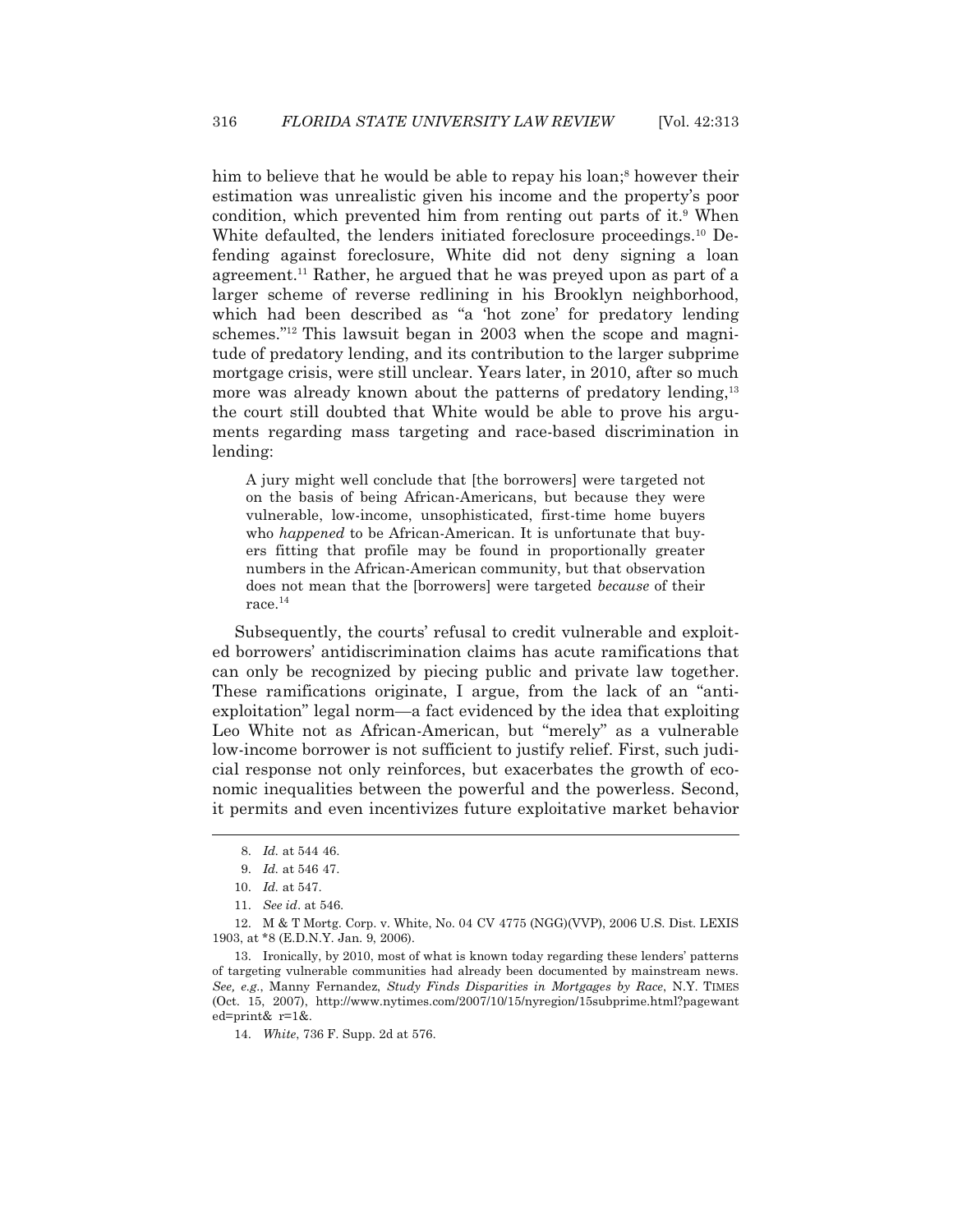him to believe that he would be able to repay his loan;[8] however their estimation was unrealistic given his income and the property's poor condition, which prevented him from renting out parts of it.[9] When White defaulted, the lenders initiated foreclosure proceedings.[10] Defending against foreclosure, White did not deny signing a loan agreement.[11] Rather, he argued that he was preyed upon as part of a larger scheme of reverse redlining in his Brooklyn neighborhood, which had been described as "a 'hot zone' for predatory lending schemes."[12] This lawsuit began in 2003 when the scope and magnitude of predatory lending, and its contribution to the larger subprime mortgage crisis, were still unclear. Years later, in 2010, after so much more was already known about the patterns of predatory lending,[13] the court still doubted that White would be able to prove his arguments regarding mass targeting and race-based discrimination in lending:

> A jury might well conclude that [the borrowers] were targeted not on the basis of being African-Americans, but because they were vulnerable, low-income, unsophisticated, first-time home buyers who *happened* to be African-American. It is unfortunate that buyers fitting that profile may be found in proportionally greater numbers in the African-American community, but that observation does not mean that the [borrowers] were targeted *because* of their race.[14]

Subsequently, the courts' refusal to credit vulnerable and exploited borrowers' antidiscrimination claims has acute ramifications that can only be recognized by piecing public and private law together. These ramifications originate, I argue, from the lack of an "anti-exploitation" legal norm—a fact evidenced by the idea that exploiting Leo White not as African-American, but "merely" as a vulnerable low-income borrower is not sufficient to justify relief. First, such judicial response not only reinforces, but exacerbates the growth of economic inequalities between the powerful and the powerless. Second, it permits and even incentivizes future exploitative market behavior

---

8. *Id.* at 544 46.

9. *Id.* at 546 47.

10. *Id.* at 547.

11. *See id*. at 546.

12. M & T Mortg. Corp. v. White, No. 04 CV 4775 (NGG)(VVP), 2006 U.S. Dist. LEXIS 1903, at *8 (E.D.N.Y. Jan. 9, 2006).

13. Ironically, by 2010, most of what is known today regarding these lenders' patterns of targeting vulnerable communities had already been documented by mainstream news. *See, e.g.*, Manny Fernandez, *Study Finds Disparities in Mortgages by Race*, N.Y. TIMES (Oct. 15, 2007), http://www.nytimes.com/2007/10/15/nyregion/15subprime.html?pagewanted=print& r=1&.

14. *White*, 736 F. Supp. 2d at 576.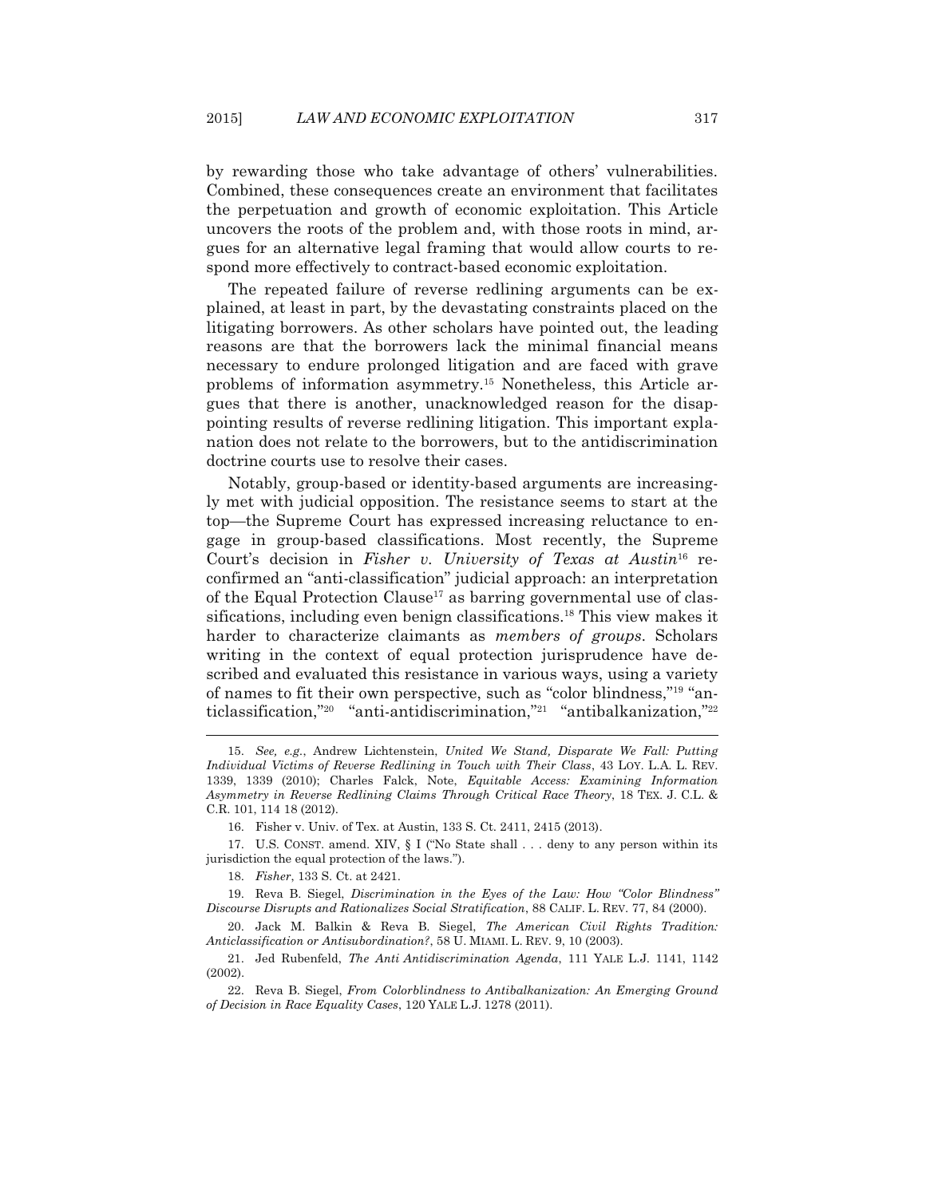by rewarding those who take advantage of others' vulnerabilities. Combined, these consequences create an environment that facilitates the perpetuation and growth of economic exploitation. This Article uncovers the roots of the problem and, with those roots in mind, argues for an alternative legal framing that would allow courts to respond more effectively to contract-based economic exploitation.

The repeated failure of reverse redlining arguments can be explained, at least in part, by the devastating constraints placed on the litigating borrowers. As other scholars have pointed out, the leading reasons are that the borrowers lack the minimal financial means necessary to endure prolonged litigation and are faced with grave problems of information asymmetry.[15] Nonetheless, this Article argues that there is another, unacknowledged reason for the disappointing results of reverse redlining litigation. This important explanation does not relate to the borrowers, but to the antidiscrimination doctrine courts use to resolve their cases.

Notably, group-based or identity-based arguments are increasingly met with judicial opposition. The resistance seems to start at the top—the Supreme Court has expressed increasing reluctance to engage in group-based classifications. Most recently, the Supreme Court's decision in *Fisher v. University of Texas at Austin*[16] reconfirmed an "anti-classification" judicial approach: an interpretation of the Equal Protection Clause[17] as barring governmental use of classifications, including even benign classifications.[18] This view makes it harder to characterize claimants as *members of groups*. Scholars writing in the context of equal protection jurisprudence have described and evaluated this resistance in various ways, using a variety of names to fit their own perspective, such as "color blindness,"[19] "anticlassification,"[20] "anti-antidiscrimination,"[21] "antibalkanization,"[22]

---

15. *See, e.g.*, Andrew Lichtenstein, *United We Stand, Disparate We Fall: Putting Individual Victims of Reverse Redlining in Touch with Their Class*, 43 LOY. L.A. L. REV. 1339, 1339 (2010); Charles Falck, Note, *Equitable Access: Examining Information Asymmetry in Reverse Redlining Claims Through Critical Race Theory*, 18 TEX. J. C.L. & C.R. 101, 114 18 (2012).

16. Fisher v. Univ. of Tex. at Austin, 133 S. Ct. 2411, 2415 (2013).

17. U.S. CONST. amend. XIV, § I ("No State shall . . . deny to any person within its jurisdiction the equal protection of the laws.").

18. *Fisher*, 133 S. Ct. at 2421.

19. Reva B. Siegel, *Discrimination in the Eyes of the Law: How "Color Blindness" Discourse Disrupts and Rationalizes Social Stratification*, 88 CALIF. L. REV. 77, 84 (2000).

20. Jack M. Balkin & Reva B. Siegel, *The American Civil Rights Tradition: Anticlassification or Antisubordination?*, 58 U. MIAMI. L. REV. 9, 10 (2003).

21. Jed Rubenfeld, *The Anti Antidiscrimination Agenda*, 111 YALE L.J. 1141, 1142 (2002).

22. Reva B. Siegel, *From Colorblindness to Antibalkanization: An Emerging Ground of Decision in Race Equality Cases*, 120 YALE L.J. 1278 (2011).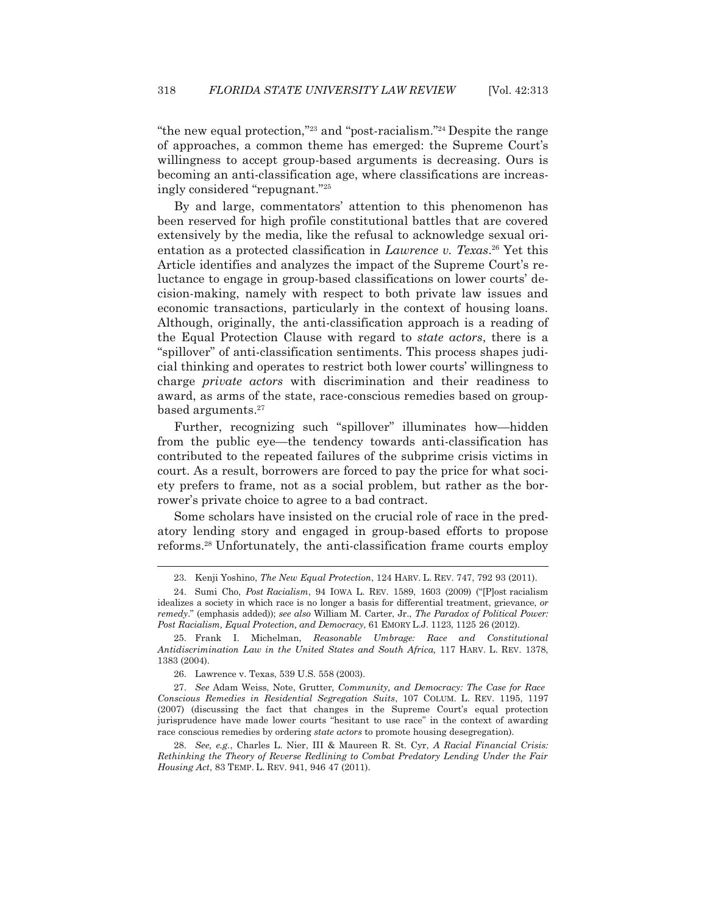"the new equal protection,"[23] and "post-racialism."[24] Despite the range of approaches, a common theme has emerged: the Supreme Court's willingness to accept group-based arguments is decreasing. Ours is becoming an anti-classification age, where classifications are increasingly considered "repugnant."[25]

By and large, commentators' attention to this phenomenon has been reserved for high profile constitutional battles that are covered extensively by the media, like the refusal to acknowledge sexual orientation as a protected classification in *Lawrence v. Texas*.[26] Yet this Article identifies and analyzes the impact of the Supreme Court's reluctance to engage in group-based classifications on lower courts' decision-making, namely with respect to both private law issues and economic transactions, particularly in the context of housing loans. Although, originally, the anti-classification approach is a reading of the Equal Protection Clause with regard to *state actors*, there is a "spillover" of anti-classification sentiments. This process shapes judicial thinking and operates to restrict both lower courts' willingness to charge *private actors* with discrimination and their readiness to award, as arms of the state, race-conscious remedies based on group-based arguments.[27]

Further, recognizing such "spillover" illuminates how—hidden from the public eye—the tendency towards anti-classification has contributed to the repeated failures of the subprime crisis victims in court. As a result, borrowers are forced to pay the price for what society prefers to frame, not as a social problem, but rather as the borrower's private choice to agree to a bad contract.

Some scholars have insisted on the crucial role of race in the predatory lending story and engaged in group-based efforts to propose reforms.[28] Unfortunately, the anti-classification frame courts employ

---

23. Kenji Yoshino, *The New Equal Protection*, 124 HARV. L. REV. 747, 792 93 (2011).

24. Sumi Cho, *Post Racialism*, 94 IOWA L. REV. 1589, 1603 (2009) ("[P]ost racialism idealizes a society in which race is no longer a basis for differential treatment, grievance, *or remedy*." (emphasis added)); *see also* William M. Carter, Jr., *The Paradox of Political Power: Post Racialism, Equal Protection, and Democracy*, 61 EMORY L.J. 1123, 1125 26 (2012).

25. Frank I. Michelman, *Reasonable Umbrage: Race and Constitutional Antidiscrimination Law in the United States and South Africa,* 117 HARV. L. REV. 1378, 1383 (2004).

26. Lawrence v. Texas, 539 U.S. 558 (2003).

27. *See* Adam Weiss, Note, Grutter*, Community, and Democracy: The Case for Race Conscious Remedies in Residential Segregation Suits*, 107 COLUM. L. REV. 1195, 1197 (2007) (discussing the fact that changes in the Supreme Court's equal protection jurisprudence have made lower courts "hesitant to use race" in the context of awarding race conscious remedies by ordering *state actors* to promote housing desegregation).

28. *See, e.g.*, Charles L. Nier, III & Maureen R. St. Cyr, *A Racial Financial Crisis: Rethinking the Theory of Reverse Redlining to Combat Predatory Lending Under the Fair Housing Act*, 83 TEMP. L. REV. 941, 946 47 (2011).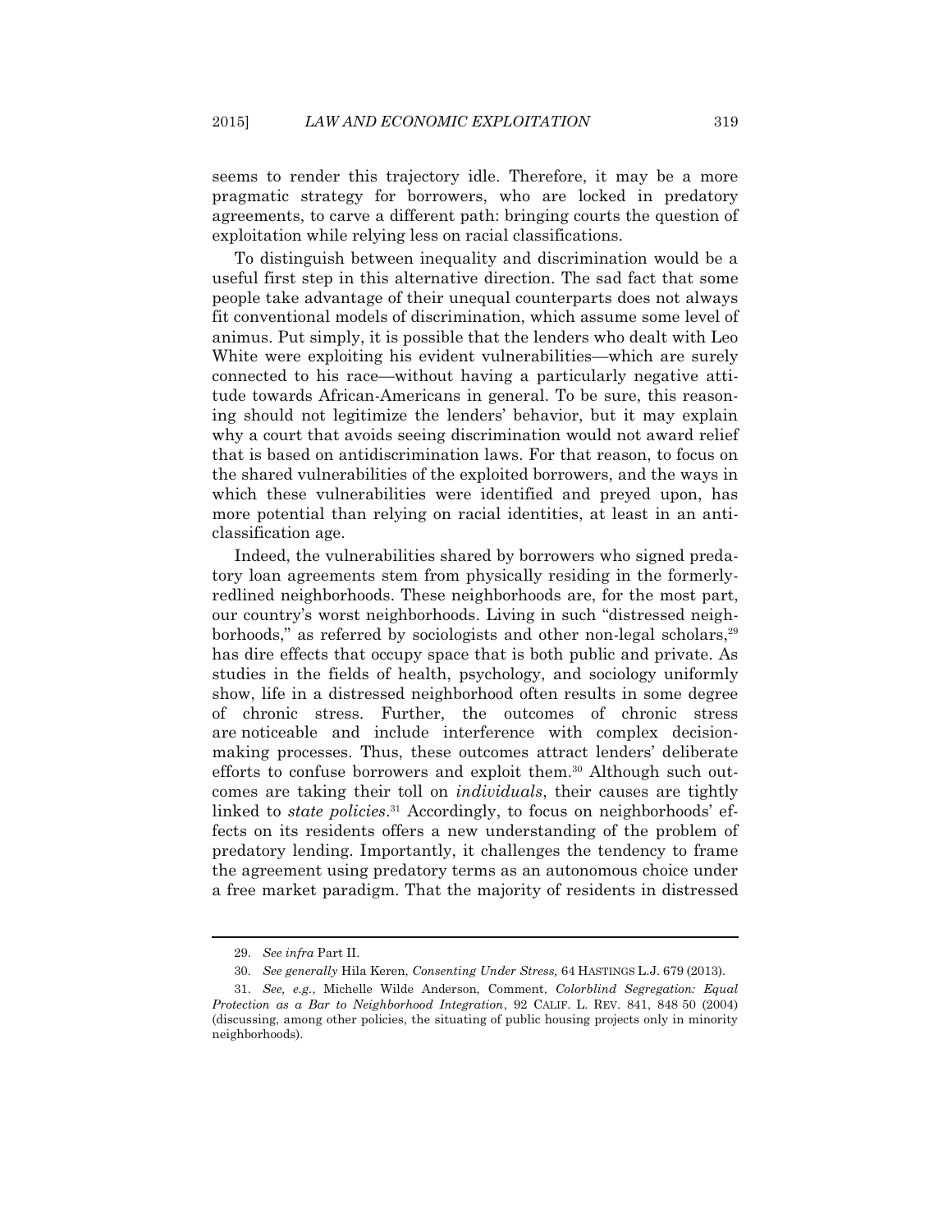seems to render this trajectory idle. Therefore, it may be a more pragmatic strategy for borrowers, who are locked in predatory agreements, to carve a different path: bringing courts the question of exploitation while relying less on racial classifications.

To distinguish between inequality and discrimination would be a useful first step in this alternative direction. The sad fact that some people take advantage of their unequal counterparts does not always fit conventional models of discrimination, which assume some level of animus. Put simply, it is possible that the lenders who dealt with Leo White were exploiting his evident vulnerabilities—which are surely connected to his race—without having a particularly negative attitude towards African-Americans in general. To be sure, this reasoning should not legitimize the lenders' behavior, but it may explain why a court that avoids seeing discrimination would not award relief that is based on antidiscrimination laws. For that reason, to focus on the shared vulnerabilities of the exploited borrowers, and the ways in which these vulnerabilities were identified and preyed upon, has more potential than relying on racial identities, at least in an anticlassification age.

Indeed, the vulnerabilities shared by borrowers who signed predatory loan agreements stem from physically residing in the formerly-redlined neighborhoods. These neighborhoods are, for the most part, our country's worst neighborhoods. Living in such "distressed neighborhoods," as referred by sociologists and other non-legal scholars,[29] has dire effects that occupy space that is both public and private. As studies in the fields of health, psychology, and sociology uniformly show, life in a distressed neighborhood often results in some degree of chronic stress. Further, the outcomes of chronic stress are noticeable and include interference with complex decision-making processes. Thus, these outcomes attract lenders' deliberate efforts to confuse borrowers and exploit them.[30] Although such outcomes are taking their toll on *individuals*, their causes are tightly linked to *state policies*.[31] Accordingly, to focus on neighborhoods' effects on its residents offers a new understanding of the problem of predatory lending. Importantly, it challenges the tendency to frame the agreement using predatory terms as an autonomous choice under a free market paradigm. That the majority of residents in distressed

---

29. *See infra* Part II.

30. *See generally* Hila Keren, *Consenting Under Stress,* 64 HASTINGS L.J. 679 (2013).

31. *See, e.g.*, Michelle Wilde Anderson, Comment, *Colorblind Segregation: Equal Protection as a Bar to Neighborhood Integration*, 92 CALIF. L. REV. 841, 848 50 (2004) (discussing, among other policies, the situating of public housing projects only in minority neighborhoods).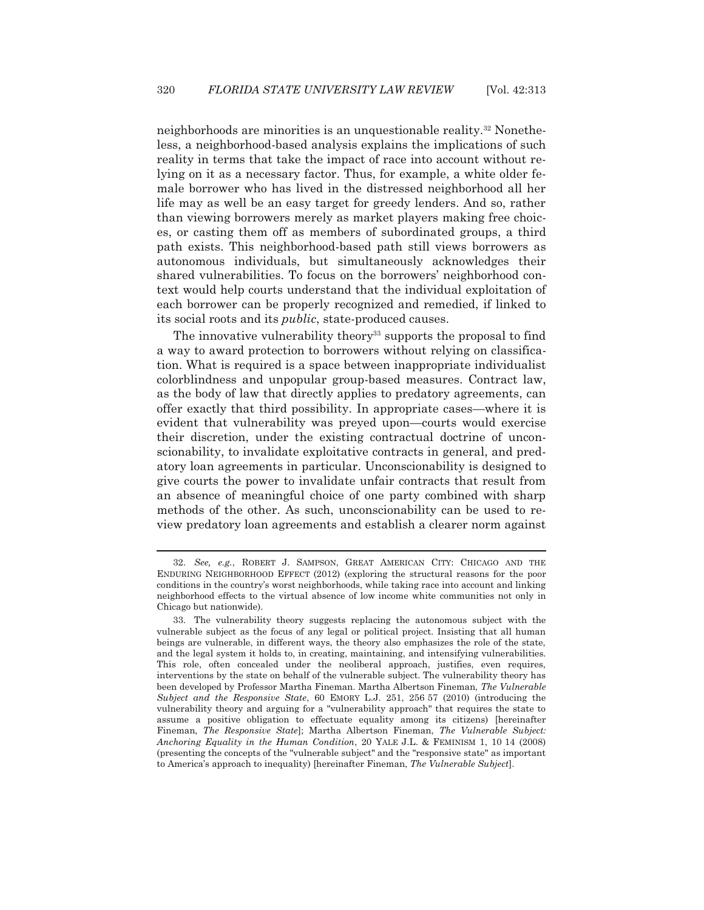neighborhoods are minorities is an unquestionable reality.[32] Nonetheless, a neighborhood-based analysis explains the implications of such reality in terms that take the impact of race into account without relying on it as a necessary factor. Thus, for example, a white older female borrower who has lived in the distressed neighborhood all her life may as well be an easy target for greedy lenders. And so, rather than viewing borrowers merely as market players making free choices, or casting them off as members of subordinated groups, a third path exists. This neighborhood-based path still views borrowers as autonomous individuals, but simultaneously acknowledges their shared vulnerabilities. To focus on the borrowers' neighborhood context would help courts understand that the individual exploitation of each borrower can be properly recognized and remedied, if linked to its social roots and its *public*, state-produced causes.

The innovative vulnerability theory[33] supports the proposal to find a way to award protection to borrowers without relying on classification. What is required is a space between inappropriate individualist colorblindness and unpopular group-based measures. Contract law, as the body of law that directly applies to predatory agreements, can offer exactly that third possibility. In appropriate cases—where it is evident that vulnerability was preyed upon—courts would exercise their discretion, under the existing contractual doctrine of unconscionability, to invalidate exploitative contracts in general, and predatory loan agreements in particular. Unconscionability is designed to give courts the power to invalidate unfair contracts that result from an absence of meaningful choice of one party combined with sharp methods of the other. As such, unconscionability can be used to review predatory loan agreements and establish a clearer norm against

---

32. *See, e.g.*, ROBERT J. SAMPSON, GREAT AMERICAN CITY: CHICAGO AND THE ENDURING NEIGHBORHOOD EFFECT (2012) (exploring the structural reasons for the poor conditions in the country's worst neighborhoods, while taking race into account and linking neighborhood effects to the virtual absence of low income white communities not only in Chicago but nationwide).

33. The vulnerability theory suggests replacing the autonomous subject with the vulnerable subject as the focus of any legal or political project. Insisting that all human beings are vulnerable, in different ways, the theory also emphasizes the role of the state, and the legal system it holds to, in creating, maintaining, and intensifying vulnerabilities. This role, often concealed under the neoliberal approach, justifies, even requires, interventions by the state on behalf of the vulnerable subject. The vulnerability theory has been developed by Professor Martha Fineman. Martha Albertson Fineman, *The Vulnerable Subject and the Responsive State*, 60 EMORY L.J. 251, 256 57 (2010) (introducing the vulnerability theory and arguing for a "vulnerability approach" that requires the state to assume a positive obligation to effectuate equality among its citizens) [hereinafter Fineman, *The Responsive State*]; Martha Albertson Fineman, *The Vulnerable Subject: Anchoring Equality in the Human Condition*, 20 YALE J.L. & FEMINISM 1, 10 14 (2008) (presenting the concepts of the "vulnerable subject" and the "responsive state" as important to America's approach to inequality) [hereinafter Fineman, *The Vulnerable Subject*].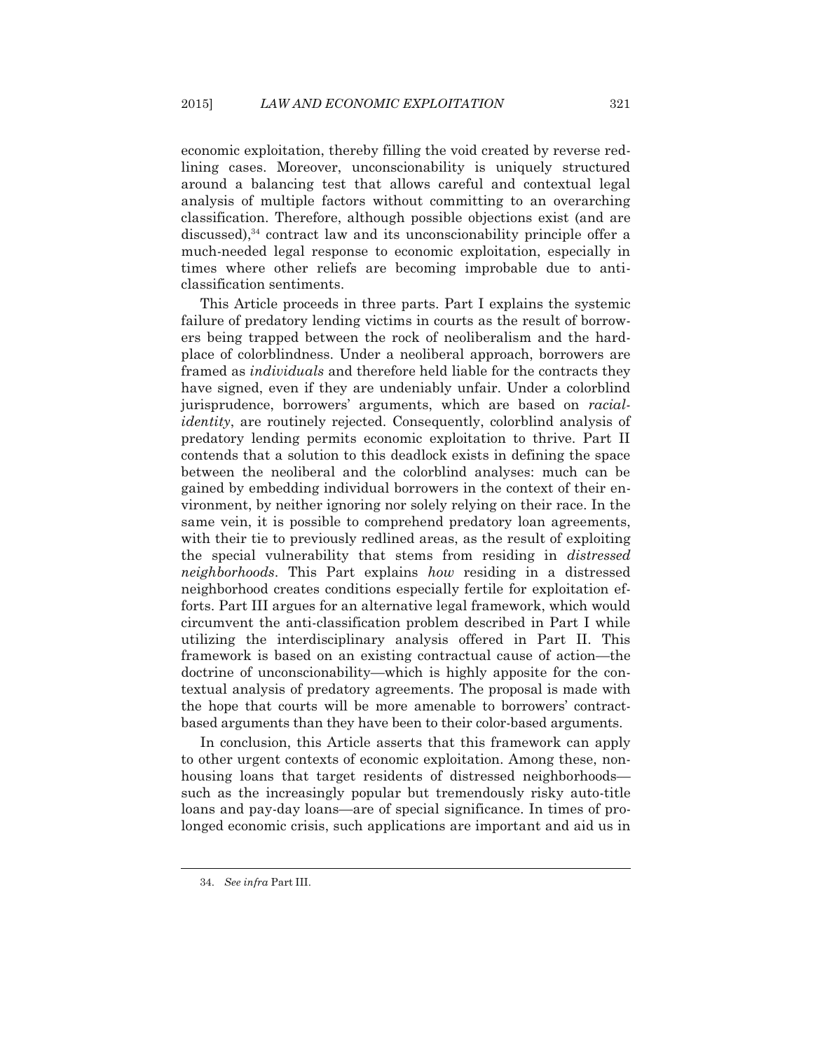economic exploitation, thereby filling the void created by reverse redlining cases. Moreover, unconscionability is uniquely structured around a balancing test that allows careful and contextual legal analysis of multiple factors without committing to an overarching classification. Therefore, although possible objections exist (and are discussed),[34] contract law and its unconscionability principle offer a much-needed legal response to economic exploitation, especially in times where other reliefs are becoming improbable due to anti-classification sentiments.

This Article proceeds in three parts. Part I explains the systemic failure of predatory lending victims in courts as the result of borrowers being trapped between the rock of neoliberalism and the hard-place of colorblindness. Under a neoliberal approach, borrowers are framed as *individuals* and therefore held liable for the contracts they have signed, even if they are undeniably unfair. Under a colorblind jurisprudence, borrowers' arguments, which are based on *racial-identity*, are routinely rejected. Consequently, colorblind analysis of predatory lending permits economic exploitation to thrive. Part II contends that a solution to this deadlock exists in defining the space between the neoliberal and the colorblind analyses: much can be gained by embedding individual borrowers in the context of their environment, by neither ignoring nor solely relying on their race. In the same vein, it is possible to comprehend predatory loan agreements, with their tie to previously redlined areas, as the result of exploiting the special vulnerability that stems from residing in *distressed neighborhoods*. This Part explains *how* residing in a distressed neighborhood creates conditions especially fertile for exploitation efforts. Part III argues for an alternative legal framework, which would circumvent the anti-classification problem described in Part I while utilizing the interdisciplinary analysis offered in Part II. This framework is based on an existing contractual cause of action—the doctrine of unconscionability—which is highly apposite for the contextual analysis of predatory agreements. The proposal is made with the hope that courts will be more amenable to borrowers' contract-based arguments than they have been to their color-based arguments.

In conclusion, this Article asserts that this framework can apply to other urgent contexts of economic exploitation. Among these, non-housing loans that target residents of distressed neighborhoods—such as the increasingly popular but tremendously risky auto-title loans and pay-day loans—are of special significance. In times of prolonged economic crisis, such applications are important and aid us in

34. *See infra* Part III.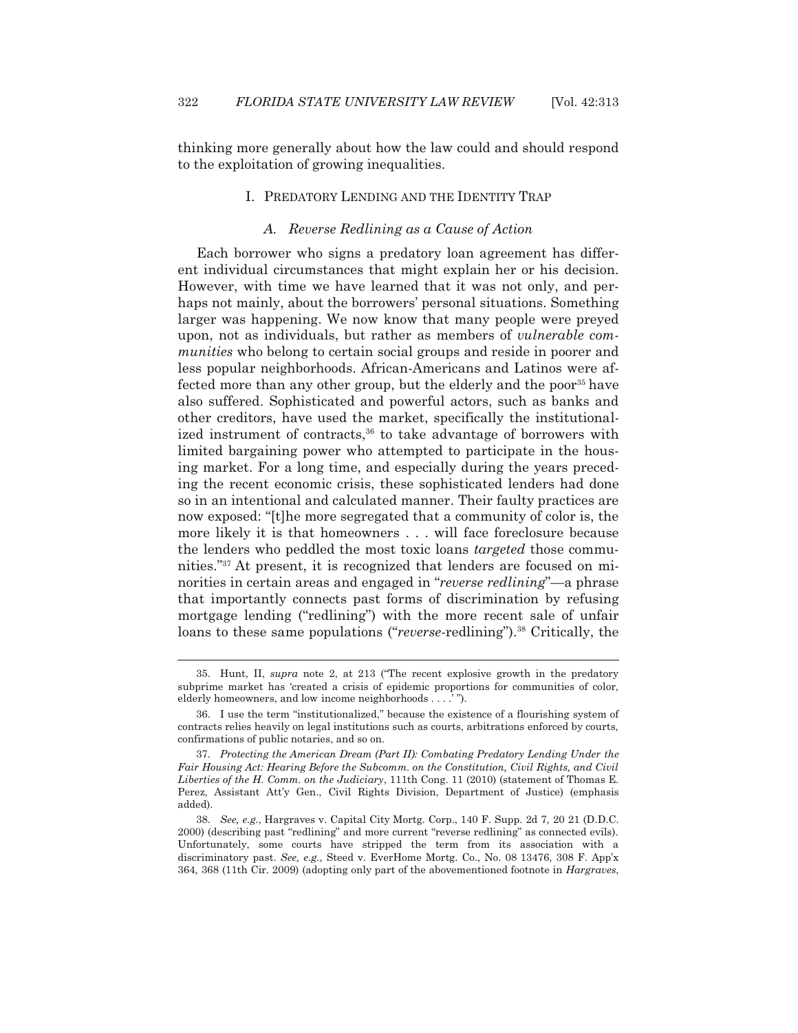thinking more generally about how the law could and should respond to the exploitation of growing inequalities.

## I. PREDATORY LENDING AND THE IDENTITY TRAP

### *A. Reverse Redlining as a Cause of Action*

Each borrower who signs a predatory loan agreement has different individual circumstances that might explain her or his decision. However, with time we have learned that it was not only, and perhaps not mainly, about the borrowers' personal situations. Something larger was happening. We now know that many people were preyed upon, not as individuals, but rather as members of *vulnerable communities* who belong to certain social groups and reside in poorer and less popular neighborhoods. African-Americans and Latinos were affected more than any other group, but the elderly and the poor[35] have also suffered. Sophisticated and powerful actors, such as banks and other creditors, have used the market, specifically the institutionalized instrument of contracts,[36] to take advantage of borrowers with limited bargaining power who attempted to participate in the housing market. For a long time, and especially during the years preceding the recent economic crisis, these sophisticated lenders had done so in an intentional and calculated manner. Their faulty practices are now exposed: "[t]he more segregated that a community of color is, the more likely it is that homeowners . . . will face foreclosure because the lenders who peddled the most toxic loans *targeted* those communities."[37] At present, it is recognized that lenders are focused on minorities in certain areas and engaged in "*reverse redlining*"—a phrase that importantly connects past forms of discrimination by refusing mortgage lending ("redlining") with the more recent sale of unfair loans to these same populations ("*reverse*-redlining").[38] Critically, the

---

35. Hunt, II, *supra* note 2, at 213 ("The recent explosive growth in the predatory subprime market has 'created a crisis of epidemic proportions for communities of color, elderly homeowners, and low income neighborhoods . . . .' ").

36. I use the term "institutionalized," because the existence of a flourishing system of contracts relies heavily on legal institutions such as courts, arbitrations enforced by courts, confirmations of public notaries, and so on.

37. *Protecting the American Dream (Part II): Combating Predatory Lending Under the Fair Housing Act: Hearing Before the Subcomm. on the Constitution, Civil Rights, and Civil Liberties of the H. Comm. on the Judiciary*, 111th Cong. 11 (2010) (statement of Thomas E. Perez, Assistant Att'y Gen., Civil Rights Division, Department of Justice) (emphasis added).

38. *See, e.g.*, Hargraves v. Capital City Mortg. Corp., 140 F. Supp. 2d 7, 20 21 (D.D.C. 2000) (describing past "redlining" and more current "reverse redlining" as connected evils). Unfortunately, some courts have stripped the term from its association with a discriminatory past. *See, e.g.*, Steed v. EverHome Mortg. Co., No. 08 13476, 308 F. App'x 364, 368 (11th Cir. 2009) (adopting only part of the abovementioned footnote in *Hargraves*,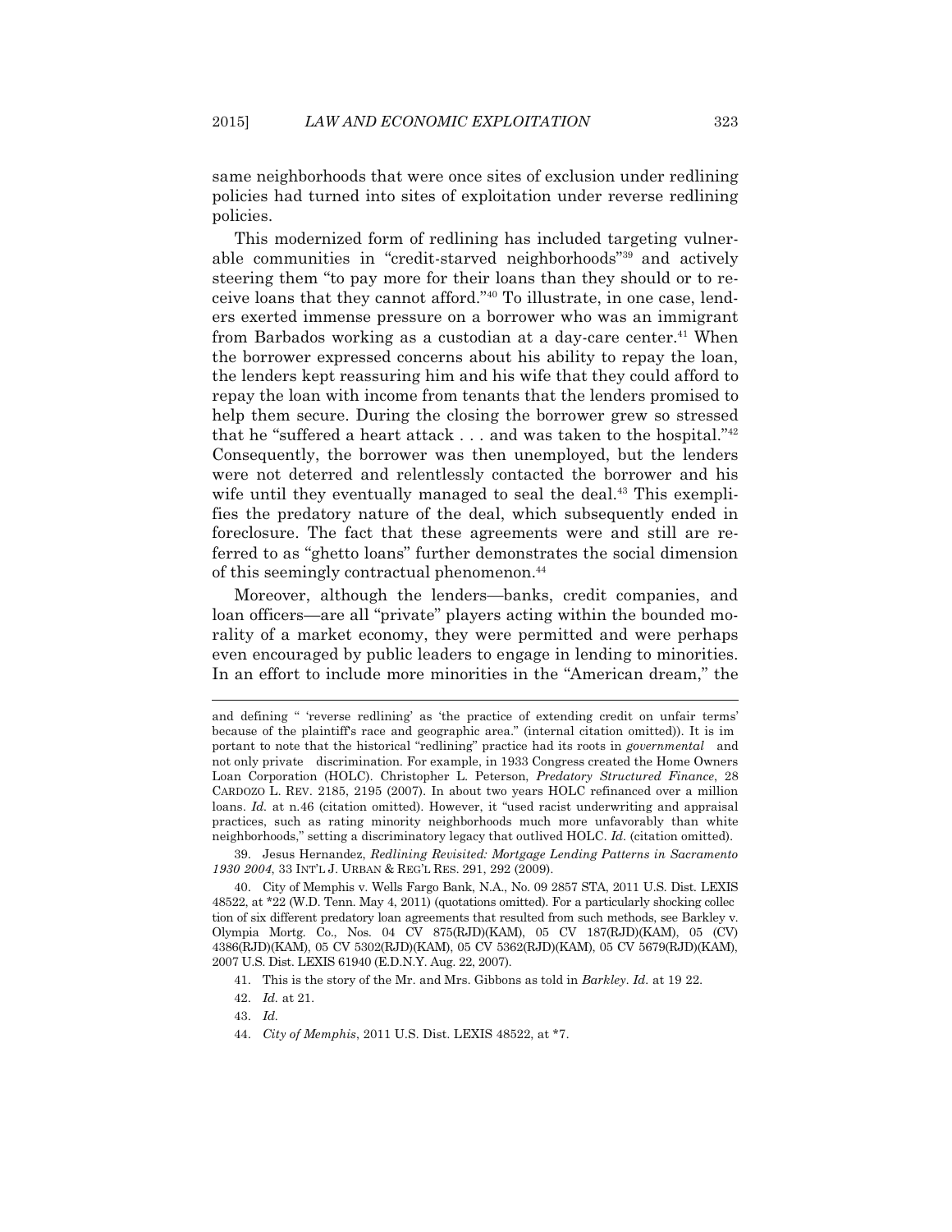same neighborhoods that were once sites of exclusion under redlining policies had turned into sites of exploitation under reverse redlining policies.

This modernized form of redlining has included targeting vulnerable communities in "credit-starved neighborhoods"[39] and actively steering them "to pay more for their loans than they should or to receive loans that they cannot afford."[40] To illustrate, in one case, lenders exerted immense pressure on a borrower who was an immigrant from Barbados working as a custodian at a day-care center.[41] When the borrower expressed concerns about his ability to repay the loan, the lenders kept reassuring him and his wife that they could afford to repay the loan with income from tenants that the lenders promised to help them secure. During the closing the borrower grew so stressed that he "suffered a heart attack . . . and was taken to the hospital."[42] Consequently, the borrower was then unemployed, but the lenders were not deterred and relentlessly contacted the borrower and his wife until they eventually managed to seal the deal.[43] This exemplifies the predatory nature of the deal, which subsequently ended in foreclosure. The fact that these agreements were and still are referred to as "ghetto loans" further demonstrates the social dimension of this seemingly contractual phenomenon.[44]

Moreover, although the lenders—banks, credit companies, and loan officers—are all "private" players acting within the bounded morality of a market economy, they were permitted and were perhaps even encouraged by public leaders to engage in lending to minorities. In an effort to include more minorities in the "American dream," the

---

and defining " 'reverse redlining' as 'the practice of extending credit on unfair terms' because of the plaintiff's race and geographic area." (internal citation omitted)). It is important to note that the historical "redlining" practice had its roots in *governmental* and not only private discrimination. For example, in 1933 Congress created the Home Owners Loan Corporation (HOLC). Christopher L. Peterson, *Predatory Structured Finance*, 28 CARDOZO L. REV. 2185, 2195 (2007). In about two years HOLC refinanced over a million loans. *Id.* at n.46 (citation omitted). However, it "used racist underwriting and appraisal practices, such as rating minority neighborhoods much more unfavorably than white neighborhoods," setting a discriminatory legacy that outlived HOLC. *Id.* (citation omitted).

39. Jesus Hernandez, *Redlining Revisited: Mortgage Lending Patterns in Sacramento 1930 2004*, 33 INT'L J. URBAN & REG'L RES. 291, 292 (2009).

40. City of Memphis v. Wells Fargo Bank, N.A., No. 09 2857 STA, 2011 U.S. Dist. LEXIS 48522, at *22 (W.D. Tenn. May 4, 2011) (quotations omitted). For a particularly shocking collection of six different predatory loan agreements that resulted from such methods, see Barkley v. Olympia Mortg. Co., Nos. 04 CV 875(RJD)(KAM), 05 CV 187(RJD)(KAM), 05 (CV) 4386(RJD)(KAM), 05 CV 5302(RJD)(KAM), 05 CV 5362(RJD)(KAM), 05 CV 5679(RJD)(KAM), 2007 U.S. Dist. LEXIS 61940 (E.D.N.Y. Aug. 22, 2007).

41. This is the story of the Mr. and Mrs. Gibbons as told in *Barkley*. *Id.* at 19 22.

42. *Id.* at 21.

43. *Id.*

44. *City of Memphis*, 2011 U.S. Dist. LEXIS 48522, at *7.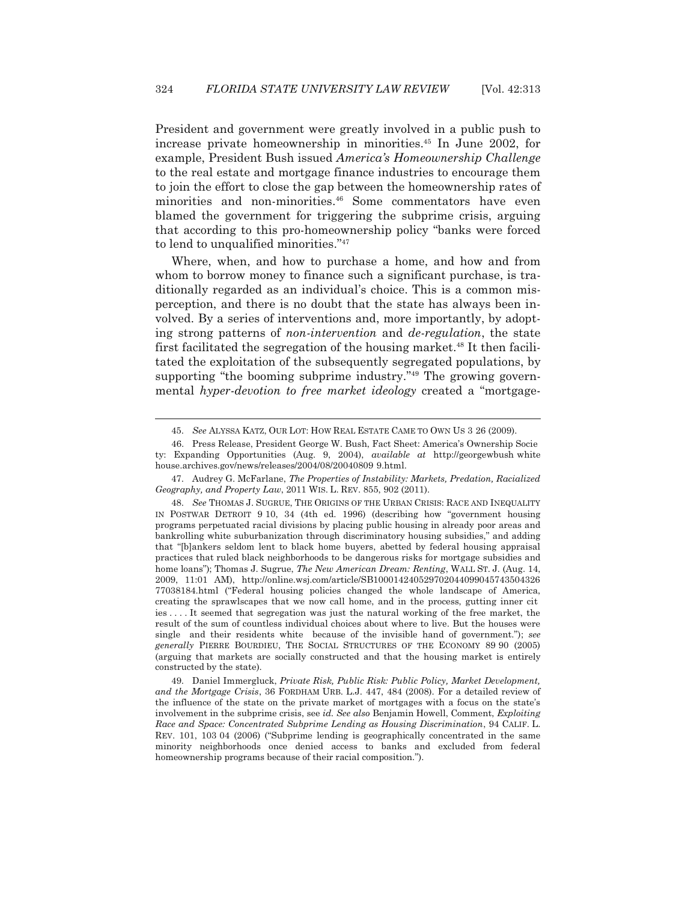President and government were greatly involved in a public push to increase private homeownership in minorities.[45] In June 2002, for example, President Bush issued *America's Homeownership Challenge* to the real estate and mortgage finance industries to encourage them to join the effort to close the gap between the homeownership rates of minorities and non-minorities.[46] Some commentators have even blamed the government for triggering the subprime crisis, arguing that according to this pro-homeownership policy "banks were forced to lend to unqualified minorities."[47]

Where, when, and how to purchase a home, and how and from whom to borrow money to finance such a significant purchase, is traditionally regarded as an individual's choice. This is a common misperception, and there is no doubt that the state has always been involved. By a series of interventions and, more importantly, by adopting strong patterns of *non-intervention* and *de-regulation*, the state first facilitated the segregation of the housing market.[48] It then facilitated the exploitation of the subsequently segregated populations, by supporting "the booming subprime industry."[49] The growing governmental *hyper-devotion to free market ideology* created a "mortgage-

---

45. *See* ALYSSA KATZ, OUR LOT: HOW REAL ESTATE CAME TO OWN US 3 26 (2009).

46. Press Release, President George W. Bush, Fact Sheet: America's Ownership Society: Expanding Opportunities (Aug. 9, 2004), *available at* http://georgewbush whitehouse.archives.gov/news/releases/2004/08/20040809 9.html.

47. Audrey G. McFarlane, *The Properties of Instability: Markets, Predation, Racialized Geography, and Property Law*, 2011 WIS. L. REV. 855, 902 (2011).

48. *See* THOMAS J. SUGRUE, THE ORIGINS OF THE URBAN CRISIS: RACE AND INEQUALITY IN POSTWAR DETROIT 9 10, 34 (4th ed. 1996) (describing how "government housing programs perpetuated racial divisions by placing public housing in already poor areas and bankrolling white suburbanization through discriminatory housing subsidies," and adding that "[b]ankers seldom lent to black home buyers, abetted by federal housing appraisal practices that ruled black neighborhoods to be dangerous risks for mortgage subsidies and home loans"); Thomas J. Sugrue, *The New American Dream: Renting*, WALL ST. J. (Aug. 14, 2009, 11:01 AM), http://online.wsj.com/article/SB10001424052970204409904574350432677038184.html ("Federal housing policies changed the whole landscape of America, creating the sprawlscapes that we now call home, and in the process, gutting inner cities . . . . It seemed that segregation was just the natural working of the free market, the result of the sum of countless individual choices about where to live. But the houses were single and their residents white because of the invisible hand of government."); *see generally* PIERRE BOURDIEU, THE SOCIAL STRUCTURES OF THE ECONOMY 89 90 (2005) (arguing that markets are socially constructed and that the housing market is entirely constructed by the state).

49. Daniel Immergluck, *Private Risk, Public Risk: Public Policy, Market Development, and the Mortgage Crisis*, 36 FORDHAM URB. L.J. 447, 484 (2008). For a detailed review of the influence of the state on the private market of mortgages with a focus on the state's involvement in the subprime crisis, see *id. See also* Benjamin Howell, Comment, *Exploiting Race and Space: Concentrated Subprime Lending as Housing Discrimination*, 94 CALIF. L. REV. 101, 103 04 (2006) ("Subprime lending is geographically concentrated in the same minority neighborhoods once denied access to banks and excluded from federal homeownership programs because of their racial composition.").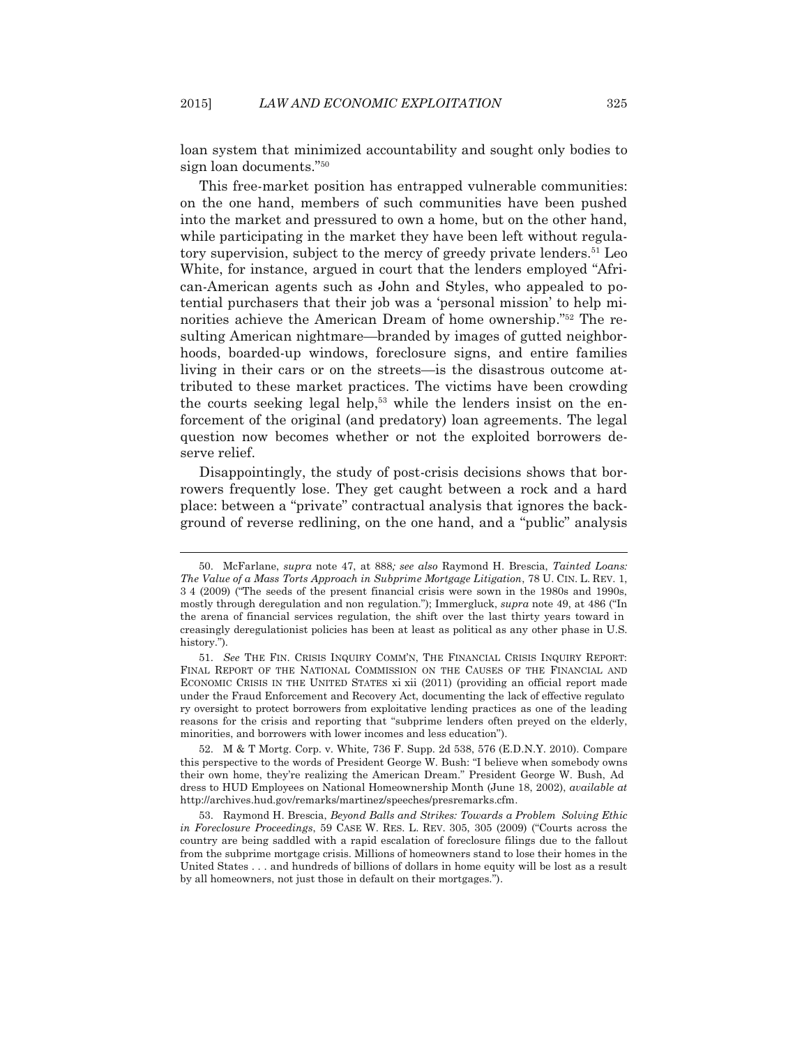loan system that minimized accountability and sought only bodies to sign loan documents."[50]

This free-market position has entrapped vulnerable communities: on the one hand, members of such communities have been pushed into the market and pressured to own a home, but on the other hand, while participating in the market they have been left without regulatory supervision, subject to the mercy of greedy private lenders.[51] Leo White, for instance, argued in court that the lenders employed "African-American agents such as John and Styles, who appealed to potential purchasers that their job was a 'personal mission' to help minorities achieve the American Dream of home ownership."[52] The resulting American nightmare—branded by images of gutted neighborhoods, boarded-up windows, foreclosure signs, and entire families living in their cars or on the streets—is the disastrous outcome attributed to these market practices. The victims have been crowding the courts seeking legal help,[53] while the lenders insist on the enforcement of the original (and predatory) loan agreements. The legal question now becomes whether or not the exploited borrowers deserve relief.

Disappointingly, the study of post-crisis decisions shows that borrowers frequently lose. They get caught between a rock and a hard place: between a "private" contractual analysis that ignores the background of reverse redlining, on the one hand, and a "public" analysis

---

50. McFarlane, *supra* note 47, at 888*; see also* Raymond H. Brescia, *Tainted Loans: The Value of a Mass Torts Approach in Subprime Mortgage Litigation*, 78 U. CIN. L. REV. 1, 3 4 (2009) ("The seeds of the present financial crisis were sown in the 1980s and 1990s, mostly through deregulation and non regulation."); Immergluck, *supra* note 49, at 486 ("In the arena of financial services regulation, the shift over the last thirty years toward in creasingly deregulationist policies has been at least as political as any other phase in U.S. history.").

51. *See* THE FIN. CRISIS INQUIRY COMM'N, THE FINANCIAL CRISIS INQUIRY REPORT: FINAL REPORT OF THE NATIONAL COMMISSION ON THE CAUSES OF THE FINANCIAL AND ECONOMIC CRISIS IN THE UNITED STATES xi xii (2011) (providing an official report made under the Fraud Enforcement and Recovery Act, documenting the lack of effective regulato ry oversight to protect borrowers from exploitative lending practices as one of the leading reasons for the crisis and reporting that "subprime lenders often preyed on the elderly, minorities, and borrowers with lower incomes and less education").

52. M & T Mortg. Corp. v. White*,* 736 F. Supp. 2d 538, 576 (E.D.N.Y. 2010). Compare this perspective to the words of President George W. Bush: "I believe when somebody owns their own home, they're realizing the American Dream." President George W. Bush, Ad dress to HUD Employees on National Homeownership Month (June 18, 2002), *available at* http://archives.hud.gov/remarks/martinez/speeches/presremarks.cfm.

53. Raymond H. Brescia, *Beyond Balls and Strikes: Towards a Problem Solving Ethic in Foreclosure Proceedings*, 59 CASE W. RES. L. REV. 305, 305 (2009) ("Courts across the country are being saddled with a rapid escalation of foreclosure filings due to the fallout from the subprime mortgage crisis. Millions of homeowners stand to lose their homes in the United States . . . and hundreds of billions of dollars in home equity will be lost as a result by all homeowners, not just those in default on their mortgages.").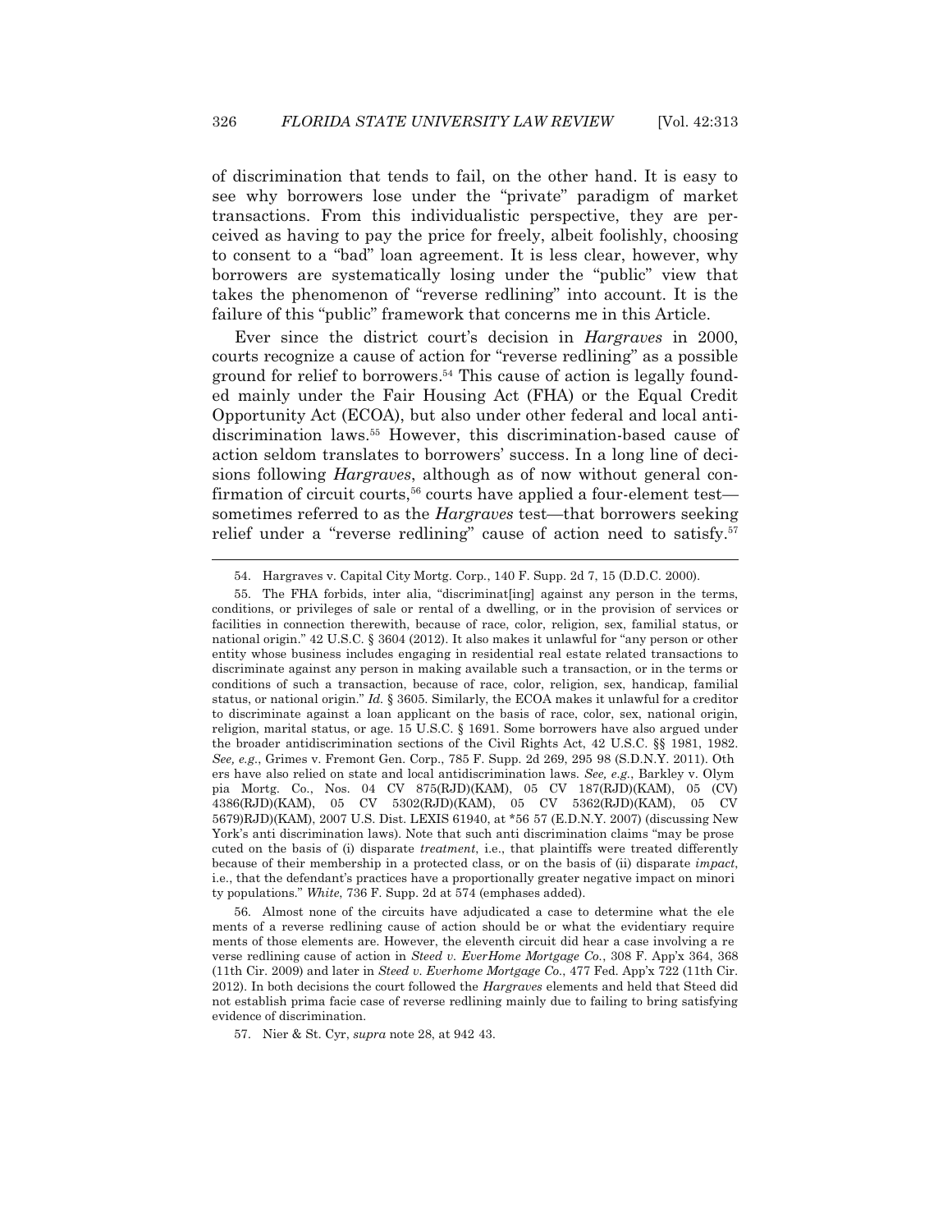of discrimination that tends to fail, on the other hand. It is easy to see why borrowers lose under the "private" paradigm of market transactions. From this individualistic perspective, they are perceived as having to pay the price for freely, albeit foolishly, choosing to consent to a "bad" loan agreement. It is less clear, however, why borrowers are systematically losing under the "public" view that takes the phenomenon of "reverse redlining" into account. It is the failure of this "public" framework that concerns me in this Article.

Ever since the district court's decision in *Hargraves* in 2000, courts recognize a cause of action for "reverse redlining" as a possible ground for relief to borrowers.[54] This cause of action is legally founded mainly under the Fair Housing Act (FHA) or the Equal Credit Opportunity Act (ECOA), but also under other federal and local antidiscrimination laws.[55] However, this discrimination-based cause of action seldom translates to borrowers' success. In a long line of decisions following *Hargraves*, although as of now without general confirmation of circuit courts,[56] courts have applied a four-element test—sometimes referred to as the *Hargraves* test—that borrowers seeking relief under a "reverse redlining" cause of action need to satisfy.[57]

---

54. Hargraves v. Capital City Mortg. Corp., 140 F. Supp. 2d 7, 15 (D.D.C. 2000).

55. The FHA forbids, inter alia, "discriminat[ing] against any person in the terms, conditions, or privileges of sale or rental of a dwelling, or in the provision of services or facilities in connection therewith, because of race, color, religion, sex, familial status, or national origin." 42 U.S.C. § 3604 (2012). It also makes it unlawful for "any person or other entity whose business includes engaging in residential real estate related transactions to discriminate against any person in making available such a transaction, or in the terms or conditions of such a transaction, because of race, color, religion, sex, handicap, familial status, or national origin." *Id.* § 3605. Similarly, the ECOA makes it unlawful for a creditor to discriminate against a loan applicant on the basis of race, color, sex, national origin, religion, marital status, or age. 15 U.S.C. § 1691. Some borrowers have also argued under the broader antidiscrimination sections of the Civil Rights Act, 42 U.S.C. §§ 1981, 1982. *See, e.g.*, Grimes v. Fremont Gen. Corp., 785 F. Supp. 2d 269, 295 98 (S.D.N.Y. 2011). Others have also relied on state and local antidiscrimination laws. *See, e.g.*, Barkley v. Olympia Mortg. Co., Nos. 04 CV 875(RJD)(KAM), 05 CV 187(RJD)(KAM), 05 (CV) 4386(RJD)(KAM), 05 CV 5302(RJD)(KAM), 05 CV 5362(RJD)(KAM), 05 CV 5679)RJD)(KAM), 2007 U.S. Dist. LEXIS 61940, at *56 57 (E.D.N.Y. 2007) (discussing New York's anti discrimination laws). Note that such anti discrimination claims "may be prosecuted on the basis of (i) disparate *treatment*, i.e., that plaintiffs were treated differently because of their membership in a protected class, or on the basis of (ii) disparate *impact*, i.e., that the defendant's practices have a proportionally greater negative impact on minority populations." *White*, 736 F. Supp. 2d at 574 (emphases added).

56. Almost none of the circuits have adjudicated a case to determine what the elements of a reverse redlining cause of action should be or what the evidentiary requirements of those elements are. However, the eleventh circuit did hear a case involving a reverse redlining cause of action in *Steed v. EverHome Mortgage Co.*, 308 F. App'x 364, 368 (11th Cir. 2009) and later in *Steed v. Everhome Mortgage Co.*, 477 Fed. App'x 722 (11th Cir. 2012). In both decisions the court followed the *Hargraves* elements and held that Steed did not establish prima facie case of reverse redlining mainly due to failing to bring satisfying evidence of discrimination.

57. Nier & St. Cyr, *supra* note 28, at 942 43.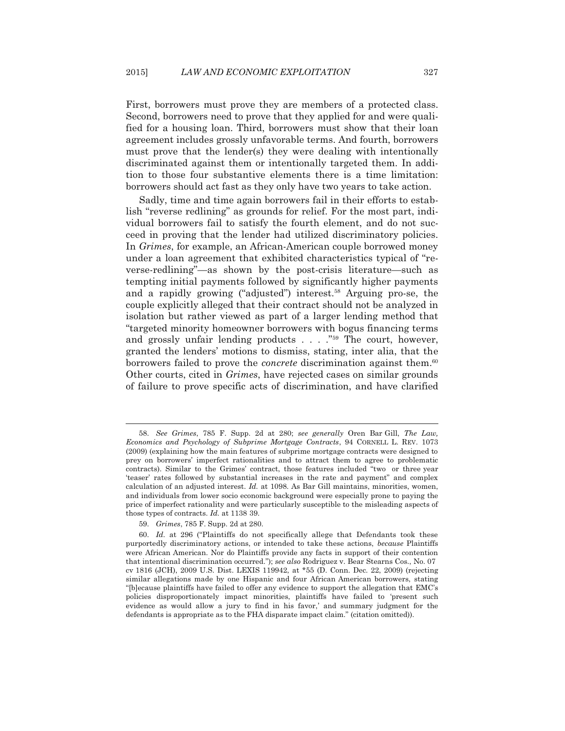First, borrowers must prove they are members of a protected class. Second, borrowers need to prove that they applied for and were qualified for a housing loan. Third, borrowers must show that their loan agreement includes grossly unfavorable terms. And fourth, borrowers must prove that the lender(s) they were dealing with intentionally discriminated against them or intentionally targeted them. In addition to those four substantive elements there is a time limitation: borrowers should act fast as they only have two years to take action.

Sadly, time and time again borrowers fail in their efforts to establish "reverse redlining" as grounds for relief. For the most part, individual borrowers fail to satisfy the fourth element, and do not succeed in proving that the lender had utilized discriminatory policies. In *Grimes*, for example, an African-American couple borrowed money under a loan agreement that exhibited characteristics typical of "reverse-redlining"—as shown by the post-crisis literature—such as tempting initial payments followed by significantly higher payments and a rapidly growing ("adjusted") interest.[58] Arguing pro-se, the couple explicitly alleged that their contract should not be analyzed in isolation but rather viewed as part of a larger lending method that "targeted minority homeowner borrowers with bogus financing terms and grossly unfair lending products . . . ."[59] The court, however, granted the lenders' motions to dismiss, stating, inter alia, that the borrowers failed to prove the *concrete* discrimination against them.[60] Other courts, cited in *Grimes*, have rejected cases on similar grounds of failure to prove specific acts of discrimination, and have clarified

---

58. *See Grimes*, 785 F. Supp. 2d at 280; *see generally* Oren Bar Gill, *The Law, Economics and Psychology of Subprime Mortgage Contracts*, 94 CORNELL L. REV. 1073 (2009) (explaining how the main features of subprime mortgage contracts were designed to prey on borrowers' imperfect rationalities and to attract them to agree to problematic contracts). Similar to the Grimes' contract, those features included "two or three year 'teaser' rates followed by substantial increases in the rate and payment" and complex calculation of an adjusted interest. *Id.* at 1098. As Bar Gill maintains, minorities, women, and individuals from lower socio economic background were especially prone to paying the price of imperfect rationality and were particularly susceptible to the misleading aspects of those types of contracts. *Id.* at 1138 39.

59. *Grimes*, 785 F. Supp. 2d at 280.

60. *Id.* at 296 ("Plaintiffs do not specifically allege that Defendants took these purportedly discriminatory actions, or intended to take these actions, *because* Plaintiffs were African American. Nor do Plaintiffs provide any facts in support of their contention that intentional discrimination occurred."); *see also* Rodriguez v. Bear Stearns Cos., No. 07 cv 1816 (JCH), 2009 U.S. Dist. LEXIS 119942, at *55 (D. Conn. Dec. 22, 2009) (rejecting similar allegations made by one Hispanic and four African American borrowers, stating "[b]ecause plaintiffs have failed to offer any evidence to support the allegation that EMC's policies disproportionately impact minorities, plaintiffs have failed to 'present such evidence as would allow a jury to find in his favor,' and summary judgment for the defendants is appropriate as to the FHA disparate impact claim." (citation omitted)).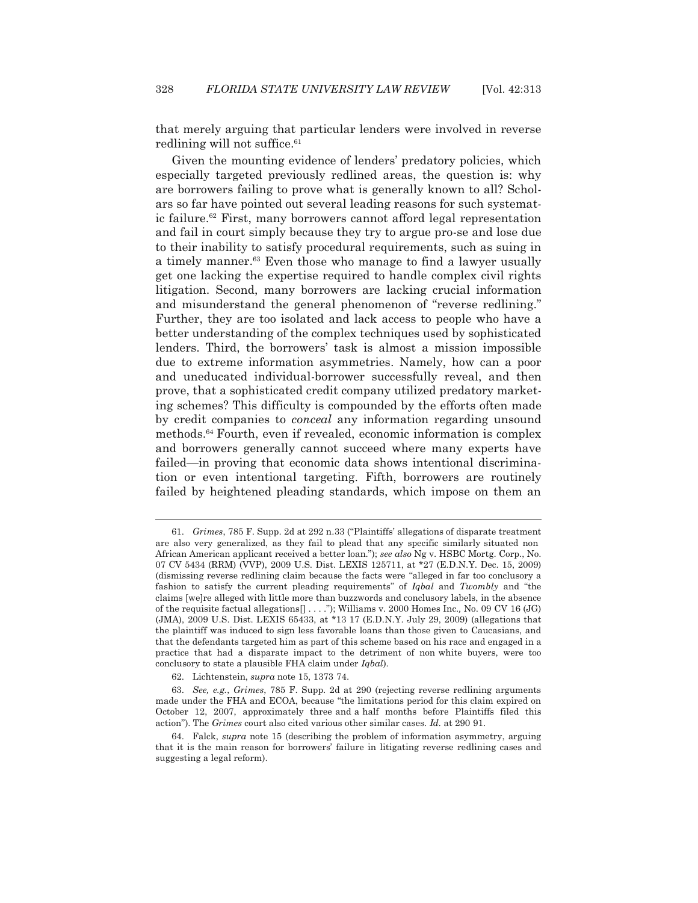that merely arguing that particular lenders were involved in reverse redlining will not suffice.[61]

Given the mounting evidence of lenders' predatory policies, which especially targeted previously redlined areas, the question is: why are borrowers failing to prove what is generally known to all? Scholars so far have pointed out several leading reasons for such systematic failure.[62] First, many borrowers cannot afford legal representation and fail in court simply because they try to argue pro-se and lose due to their inability to satisfy procedural requirements, such as suing in a timely manner.[63] Even those who manage to find a lawyer usually get one lacking the expertise required to handle complex civil rights litigation. Second, many borrowers are lacking crucial information and misunderstand the general phenomenon of "reverse redlining." Further, they are too isolated and lack access to people who have a better understanding of the complex techniques used by sophisticated lenders. Third, the borrowers' task is almost a mission impossible due to extreme information asymmetries. Namely, how can a poor and uneducated individual-borrower successfully reveal, and then prove, that a sophisticated credit company utilized predatory marketing schemes? This difficulty is compounded by the efforts often made by credit companies to *conceal* any information regarding unsound methods.[64] Fourth, even if revealed, economic information is complex and borrowers generally cannot succeed where many experts have failed—in proving that economic data shows intentional discrimination or even intentional targeting. Fifth, borrowers are routinely failed by heightened pleading standards, which impose on them an

---

61. *Grimes*, 785 F. Supp. 2d at 292 n.33 ("Plaintiffs' allegations of disparate treatment are also very generalized, as they fail to plead that any specific similarly situated non African American applicant received a better loan."); *see also* Ng v. HSBC Mortg. Corp., No. 07 CV 5434 (RRM) (VVP), 2009 U.S. Dist. LEXIS 125711, at *27 (E.D.N.Y. Dec. 15, 2009) (dismissing reverse redlining claim because the facts were "alleged in far too conclusory a fashion to satisfy the current pleading requirements" of *Iqbal* and *Twombly* and "the claims [we]re alleged with little more than buzzwords and conclusory labels, in the absence of the requisite factual allegations[] . . . ."); Williams v. 2000 Homes Inc., No. 09 CV 16 (JG) (JMA), 2009 U.S. Dist. LEXIS 65433, at *13 17 (E.D.N.Y. July 29, 2009) (allegations that the plaintiff was induced to sign less favorable loans than those given to Caucasians, and that the defendants targeted him as part of this scheme based on his race and engaged in a practice that had a disparate impact to the detriment of non white buyers, were too conclusory to state a plausible FHA claim under *Iqbal*).

62. Lichtenstein, *supra* note 15, 1373 74.

63. *See, e.g.*, *Grimes*, 785 F. Supp. 2d at 290 (rejecting reverse redlining arguments made under the FHA and ECOA, because "the limitations period for this claim expired on October 12, 2007, approximately three and a half months before Plaintiffs filed this action"). The *Grimes* court also cited various other similar cases. *Id.* at 290 91.

64. Falck, *supra* note 15 (describing the problem of information asymmetry, arguing that it is the main reason for borrowers' failure in litigating reverse redlining cases and suggesting a legal reform).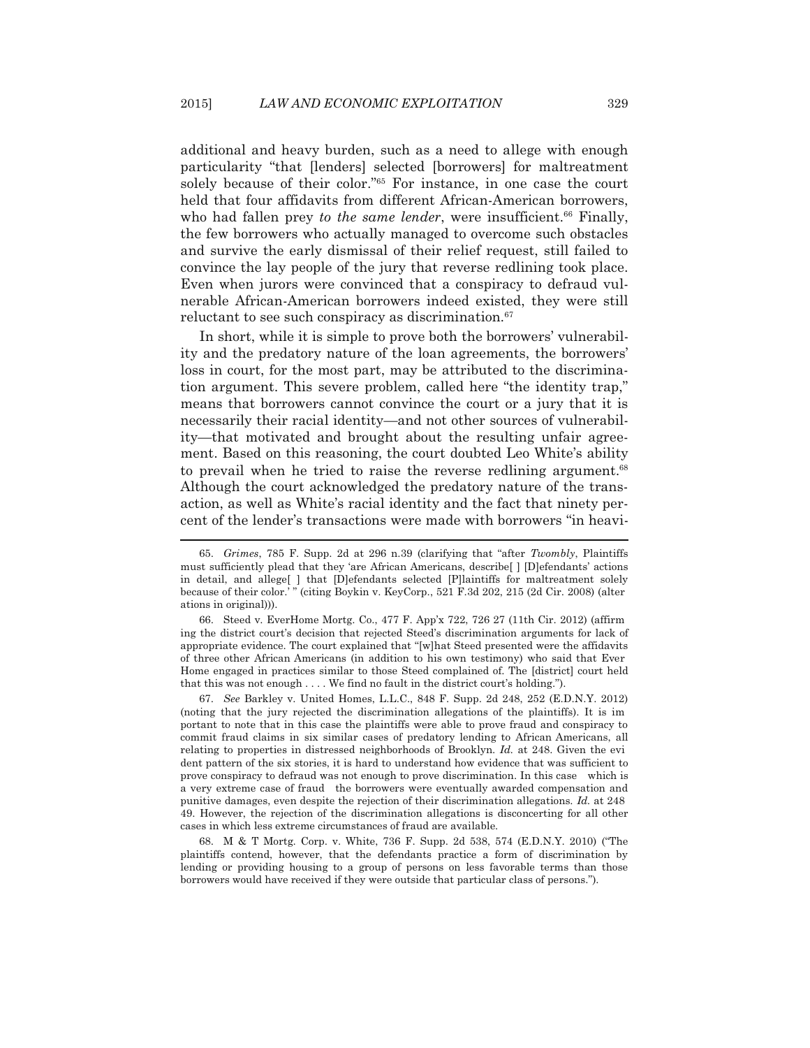additional and heavy burden, such as a need to allege with enough particularity "that [lenders] selected [borrowers] for maltreatment solely because of their color."[65] For instance, in one case the court held that four affidavits from different African-American borrowers, who had fallen prey *to the same lender*, were insufficient.[66] Finally, the few borrowers who actually managed to overcome such obstacles and survive the early dismissal of their relief request, still failed to convince the lay people of the jury that reverse redlining took place. Even when jurors were convinced that a conspiracy to defraud vulnerable African-American borrowers indeed existed, they were still reluctant to see such conspiracy as discrimination.[67]

In short, while it is simple to prove both the borrowers' vulnerability and the predatory nature of the loan agreements, the borrowers' loss in court, for the most part, may be attributed to the discrimination argument. This severe problem, called here "the identity trap," means that borrowers cannot convince the court or a jury that it is necessarily their racial identity—and not other sources of vulnerability—that motivated and brought about the resulting unfair agreement. Based on this reasoning, the court doubted Leo White's ability to prevail when he tried to raise the reverse redlining argument.[68] Although the court acknowledged the predatory nature of the transaction, as well as White's racial identity and the fact that ninety percent of the lender's transactions were made with borrowers "in heavi-

---

65. *Grimes*, 785 F. Supp. 2d at 296 n.39 (clarifying that "after *Twombly*, Plaintiffs must sufficiently plead that they 'are African Americans, describe[ ] [D]efendants' actions in detail, and allege[ ] that [D]efendants selected [P]laintiffs for maltreatment solely because of their color.' " (citing Boykin v. KeyCorp., 521 F.3d 202, 215 (2d Cir. 2008) (alterations in original))).

66. Steed v. EverHome Mortg. Co., 477 F. App'x 722, 726 27 (11th Cir. 2012) (affirming the district court's decision that rejected Steed's discrimination arguments for lack of appropriate evidence. The court explained that "[w]hat Steed presented were the affidavits of three other African Americans (in addition to his own testimony) who said that Ever Home engaged in practices similar to those Steed complained of. The [district] court held that this was not enough . . . . We find no fault in the district court's holding.").

67. *See* Barkley v. United Homes, L.L.C., 848 F. Supp. 2d 248, 252 (E.D.N.Y. 2012) (noting that the jury rejected the discrimination allegations of the plaintiffs). It is important to note that in this case the plaintiffs were able to prove fraud and conspiracy to commit fraud claims in six similar cases of predatory lending to African Americans, all relating to properties in distressed neighborhoods of Brooklyn. *Id.* at 248. Given the evident pattern of the six stories, it is hard to understand how evidence that was sufficient to prove conspiracy to defraud was not enough to prove discrimination. In this case which is a very extreme case of fraud the borrowers were eventually awarded compensation and punitive damages, even despite the rejection of their discrimination allegations. *Id.* at 248 49. However, the rejection of the discrimination allegations is disconcerting for all other cases in which less extreme circumstances of fraud are available.

68. M & T Mortg. Corp. v. White, 736 F. Supp. 2d 538, 574 (E.D.N.Y. 2010) ("The plaintiffs contend, however, that the defendants practice a form of discrimination by lending or providing housing to a group of persons on less favorable terms than those borrowers would have received if they were outside that particular class of persons.").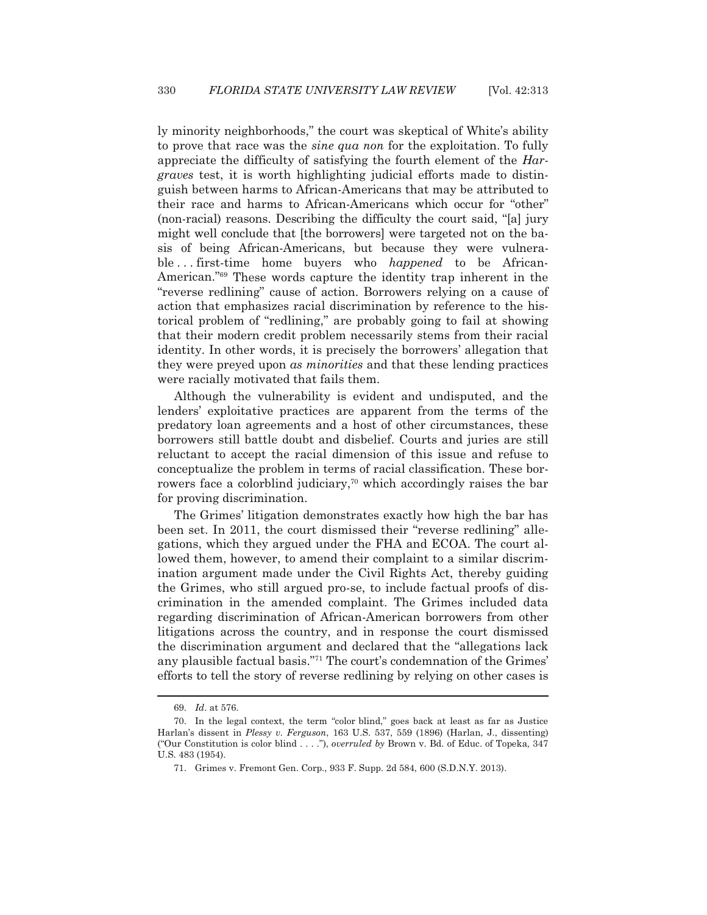ly minority neighborhoods," the court was skeptical of White's ability to prove that race was the *sine qua non* for the exploitation. To fully appreciate the difficulty of satisfying the fourth element of the *Hargraves* test, it is worth highlighting judicial efforts made to distinguish between harms to African-Americans that may be attributed to their race and harms to African-Americans which occur for "other" (non-racial) reasons. Describing the difficulty the court said, "[a] jury might well conclude that [the borrowers] were targeted not on the basis of being African-Americans, but because they were vulnerable . . . first-time home buyers who *happened* to be African-American."[69] These words capture the identity trap inherent in the "reverse redlining" cause of action. Borrowers relying on a cause of action that emphasizes racial discrimination by reference to the historical problem of "redlining," are probably going to fail at showing that their modern credit problem necessarily stems from their racial identity. In other words, it is precisely the borrowers' allegation that they were preyed upon *as minorities* and that these lending practices were racially motivated that fails them.

Although the vulnerability is evident and undisputed, and the lenders' exploitative practices are apparent from the terms of the predatory loan agreements and a host of other circumstances, these borrowers still battle doubt and disbelief. Courts and juries are still reluctant to accept the racial dimension of this issue and refuse to conceptualize the problem in terms of racial classification. These borrowers face a colorblind judiciary,[70] which accordingly raises the bar for proving discrimination.

The Grimes' litigation demonstrates exactly how high the bar has been set. In 2011, the court dismissed their "reverse redlining" allegations, which they argued under the FHA and ECOA. The court allowed them, however, to amend their complaint to a similar discrimination argument made under the Civil Rights Act, thereby guiding the Grimes, who still argued pro-se, to include factual proofs of discrimination in the amended complaint. The Grimes included data regarding discrimination of African-American borrowers from other litigations across the country, and in response the court dismissed the discrimination argument and declared that the "allegations lack any plausible factual basis."[71] The court's condemnation of the Grimes' efforts to tell the story of reverse redlining by relying on other cases is

---

69. *Id*. at 576.

70. In the legal context, the term "color blind," goes back at least as far as Justice Harlan's dissent in *Plessy v. Ferguson*, 163 U.S. 537, 559 (1896) (Harlan, J., dissenting) ("Our Constitution is color blind . . . ."), *overruled by* Brown v. Bd. of Educ. of Topeka, 347 U.S. 483 (1954).

71. Grimes v. Fremont Gen. Corp., 933 F. Supp. 2d 584, 600 (S.D.N.Y. 2013).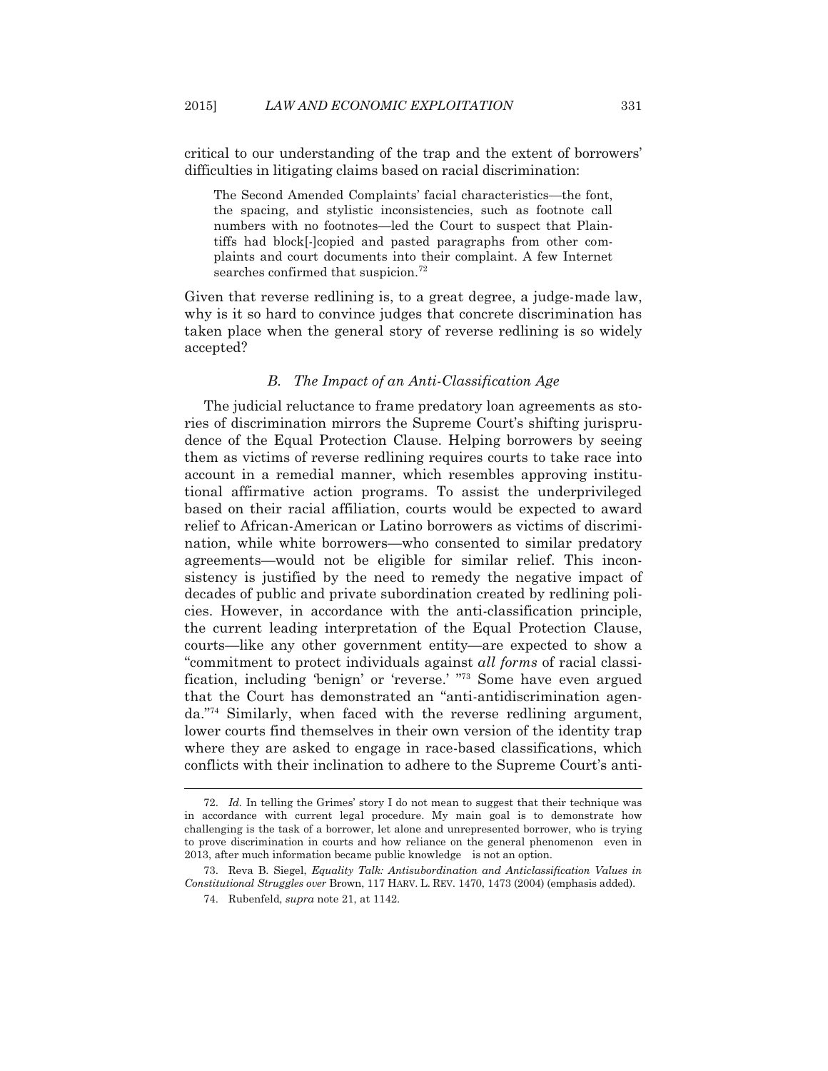critical to our understanding of the trap and the extent of borrowers' difficulties in litigating claims based on racial discrimination:

> The Second Amended Complaints' facial characteristics—the font, the spacing, and stylistic inconsistencies, such as footnote call numbers with no footnotes—led the Court to suspect that Plaintiffs had block[-]copied and pasted paragraphs from other complaints and court documents into their complaint. A few Internet searches confirmed that suspicion.[72]

Given that reverse redlining is, to a great degree, a judge-made law, why is it so hard to convince judges that concrete discrimination has taken place when the general story of reverse redlining is so widely accepted?

### *B. The Impact of an Anti-Classification Age*

The judicial reluctance to frame predatory loan agreements as stories of discrimination mirrors the Supreme Court's shifting jurisprudence of the Equal Protection Clause. Helping borrowers by seeing them as victims of reverse redlining requires courts to take race into account in a remedial manner, which resembles approving institutional affirmative action programs. To assist the underprivileged based on their racial affiliation, courts would be expected to award relief to African-American or Latino borrowers as victims of discrimination, while white borrowers—who consented to similar predatory agreements—would not be eligible for similar relief. This inconsistency is justified by the need to remedy the negative impact of decades of public and private subordination created by redlining policies. However, in accordance with the anti-classification principle, the current leading interpretation of the Equal Protection Clause, courts—like any other government entity—are expected to show a "commitment to protect individuals against *all forms* of racial classification, including 'benign' or 'reverse.' "[73] Some have even argued that the Court has demonstrated an "anti-antidiscrimination agenda."[74] Similarly, when faced with the reverse redlining argument, lower courts find themselves in their own version of the identity trap where they are asked to engage in race-based classifications, which conflicts with their inclination to adhere to the Supreme Court's anti-

---

72. *Id.* In telling the Grimes' story I do not mean to suggest that their technique was in accordance with current legal procedure. My main goal is to demonstrate how challenging is the task of a borrower, let alone and unrepresented borrower, who is trying to prove discrimination in courts and how reliance on the general phenomenon even in 2013, after much information became public knowledge is not an option.

73. Reva B. Siegel, *Equality Talk: Antisubordination and Anticlassification Values in Constitutional Struggles over* Brown, 117 HARV. L. REV. 1470, 1473 (2004) (emphasis added).

74. Rubenfeld, *supra* note 21, at 1142.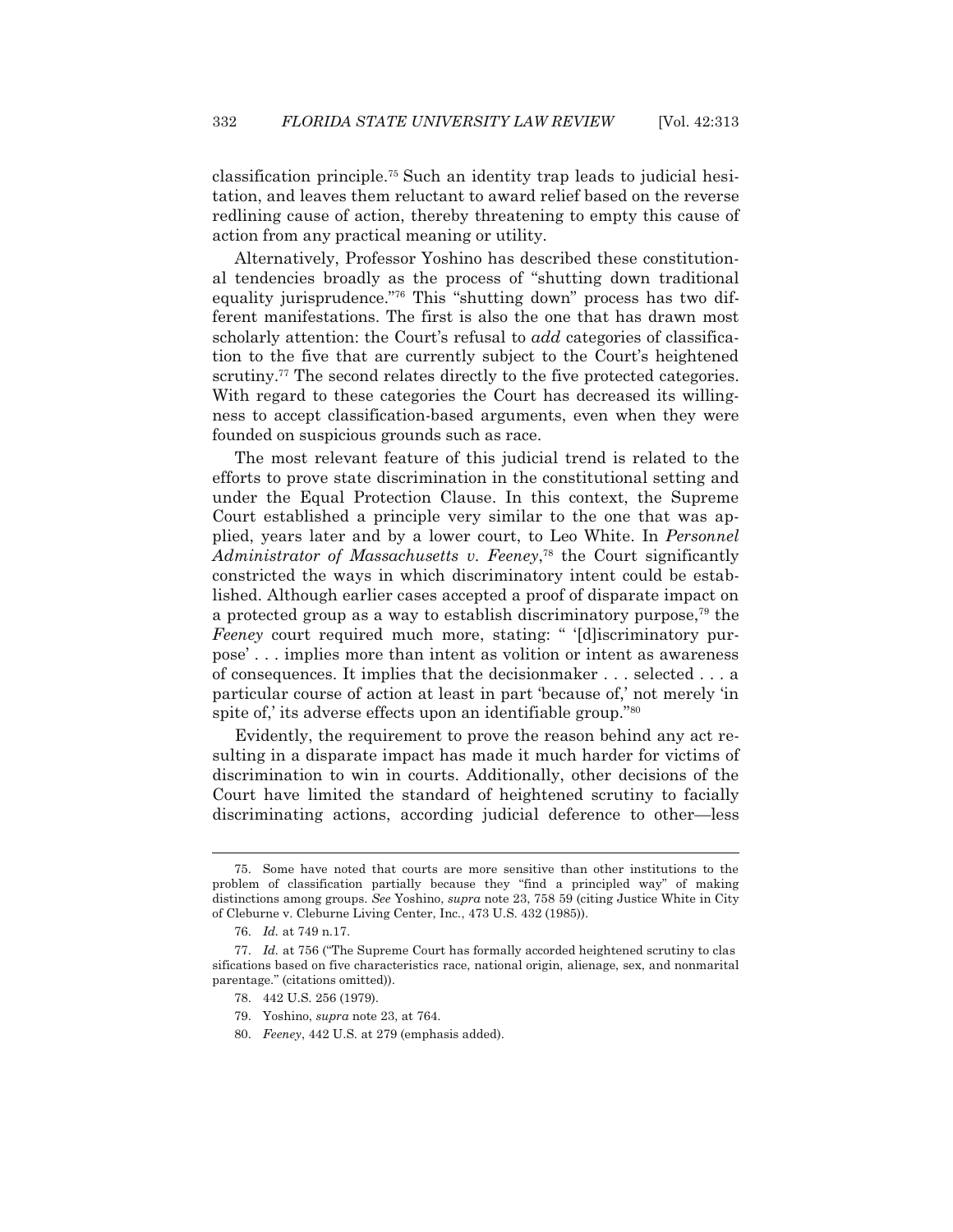classification principle.[75] Such an identity trap leads to judicial hesitation, and leaves them reluctant to award relief based on the reverse redlining cause of action, thereby threatening to empty this cause of action from any practical meaning or utility.

Alternatively, Professor Yoshino has described these constitutional tendencies broadly as the process of "shutting down traditional equality jurisprudence."[76] This "shutting down" process has two different manifestations. The first is also the one that has drawn most scholarly attention: the Court's refusal to *add* categories of classification to the five that are currently subject to the Court's heightened scrutiny.[77] The second relates directly to the five protected categories. With regard to these categories the Court has decreased its willingness to accept classification-based arguments, even when they were founded on suspicious grounds such as race.

The most relevant feature of this judicial trend is related to the efforts to prove state discrimination in the constitutional setting and under the Equal Protection Clause. In this context, the Supreme Court established a principle very similar to the one that was applied, years later and by a lower court, to Leo White. In *Personnel Administrator of Massachusetts v. Feeney*,[78] the Court significantly constricted the ways in which discriminatory intent could be established. Although earlier cases accepted a proof of disparate impact on a protected group as a way to establish discriminatory purpose,[79] the *Feeney* court required much more, stating: " '[d]iscriminatory purpose' . . . implies more than intent as volition or intent as awareness of consequences. It implies that the decisionmaker . . . selected . . . a particular course of action at least in part 'because of,' not merely 'in spite of,' its adverse effects upon an identifiable group."[80]

Evidently, the requirement to prove the reason behind any act resulting in a disparate impact has made it much harder for victims of discrimination to win in courts. Additionally, other decisions of the Court have limited the standard of heightened scrutiny to facially discriminating actions, according judicial deference to other—less

---

75. Some have noted that courts are more sensitive than other institutions to the problem of classification partially because they "find a principled way" of making distinctions among groups. *See* Yoshino, *supra* note 23, 758 59 (citing Justice White in City of Cleburne v. Cleburne Living Center, Inc., 473 U.S. 432 (1985)).

76. *Id.* at 749 n.17.

77. *Id.* at 756 ("The Supreme Court has formally accorded heightened scrutiny to classifications based on five characteristics race, national origin, alienage, sex, and nonmarital parentage." (citations omitted)).

78. 442 U.S. 256 (1979).

79. Yoshino, *supra* note 23, at 764.

80. *Feeney*, 442 U.S. at 279 (emphasis added).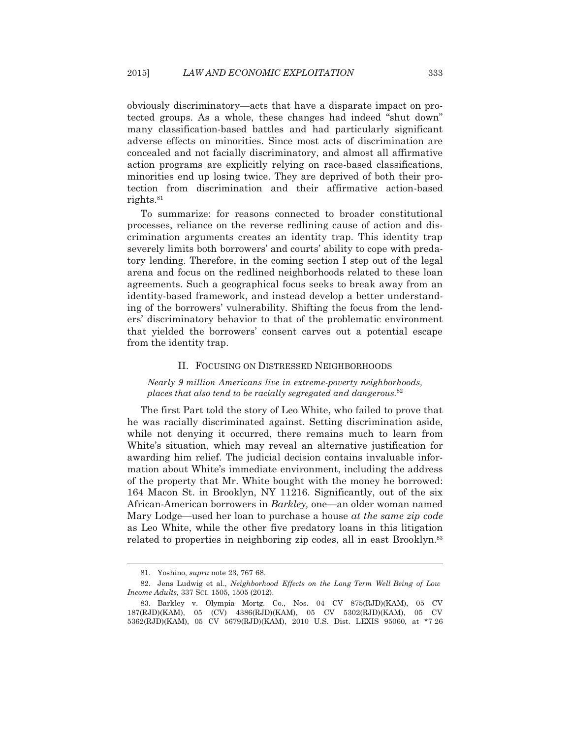obviously discriminatory—acts that have a disparate impact on protected groups. As a whole, these changes had indeed "shut down" many classification-based battles and had particularly significant adverse effects on minorities. Since most acts of discrimination are concealed and not facially discriminatory, and almost all affirmative action programs are explicitly relying on race-based classifications, minorities end up losing twice. They are deprived of both their protection from discrimination and their affirmative action-based rights.[81]

To summarize: for reasons connected to broader constitutional processes, reliance on the reverse redlining cause of action and discrimination arguments creates an identity trap. This identity trap severely limits both borrowers' and courts' ability to cope with predatory lending. Therefore, in the coming section I step out of the legal arena and focus on the redlined neighborhoods related to these loan agreements. Such a geographical focus seeks to break away from an identity-based framework, and instead develop a better understanding of the borrowers' vulnerability. Shifting the focus from the lenders' discriminatory behavior to that of the problematic environment that yielded the borrowers' consent carves out a potential escape from the identity trap.

## II. FOCUSING ON DISTRESSED NEIGHBORHOODS

*Nearly 9 million Americans live in extreme-poverty neighborhoods, places that also tend to be racially segregated and dangerous.*[82]

The first Part told the story of Leo White, who failed to prove that he was racially discriminated against. Setting discrimination aside, while not denying it occurred, there remains much to learn from White's situation, which may reveal an alternative justification for awarding him relief. The judicial decision contains invaluable information about White's immediate environment, including the address of the property that Mr. White bought with the money he borrowed: 164 Macon St. in Brooklyn, NY 11216. Significantly, out of the six African-American borrowers in *Barkley,* one—an older woman named Mary Lodge—used her loan to purchase a house *at the same zip code* as Leo White, while the other five predatory loans in this litigation related to properties in neighboring zip codes, all in east Brooklyn.[83]

---

81. Yoshino, *supra* note 23, 767 68.

82. Jens Ludwig et al., *Neighborhood Effects on the Long Term Well Being of Low Income Adults*, 337 SCI. 1505, 1505 (2012).

83. Barkley v. Olympia Mortg. Co., Nos. 04 CV 875(RJD)(KAM), 05 CV 187(RJD)(KAM), 05 (CV) 4386(RJD)(KAM), 05 CV 5302(RJD)(KAM), 05 CV 5362(RJD)(KAM), 05 CV 5679(RJD)(KAM), 2010 U.S. Dist. LEXIS 95060, at *7 26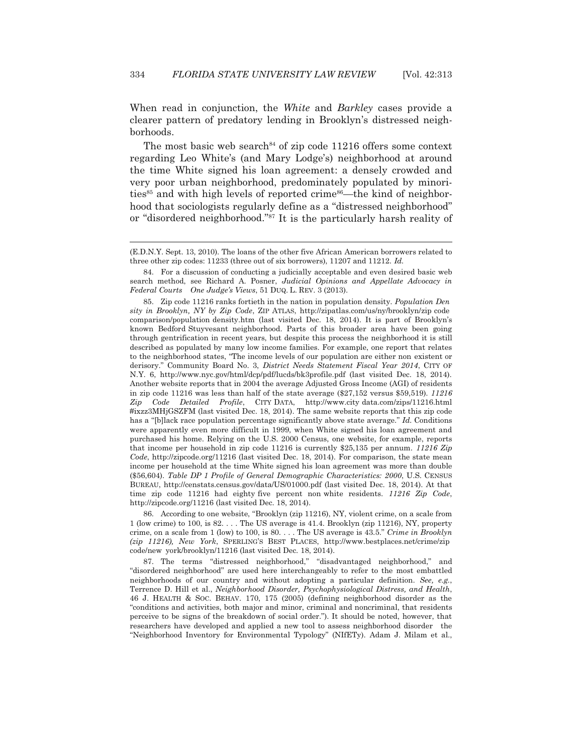When read in conjunction, the *White* and *Barkley* cases provide a clearer pattern of predatory lending in Brooklyn's distressed neighborhoods.

The most basic web search[84] of zip code 11216 offers some context regarding Leo White's (and Mary Lodge's) neighborhood at around the time White signed his loan agreement: a densely crowded and very poor urban neighborhood, predominately populated by minorities[85] and with high levels of reported crime[86]—the kind of neighborhood that sociologists regularly define as a "distressed neighborhood" or "disordered neighborhood."[87] It is the particularly harsh reality of

---

(E.D.N.Y. Sept. 13, 2010). The loans of the other five African American borrowers related to three other zip codes: 11233 (three out of six borrowers), 11207 and 11212. *Id.*

84. For a discussion of conducting a judicially acceptable and even desired basic web search method, see Richard A. Posner, *Judicial Opinions and Appellate Advocacy in Federal Courts One Judge's Views*, 51 DUQ. L. REV. 3 (2013).

85. Zip code 11216 ranks fortieth in the nation in population density. *Population Density in Brooklyn, NY by Zip Code*, ZIP ATLAS, http://zipatlas.com/us/ny/brooklyn/zip code comparison/population density.htm (last visited Dec. 18, 2014). It is part of Brooklyn's known Bedford Stuyvesant neighborhood. Parts of this broader area have been going through gentrification in recent years, but despite this process the neighborhood it is still described as populated by many low income families. For example, one report that relates to the neighborhood states, "The income levels of our population are either non existent or derisory." Community Board No. 3, *District Needs Statement Fiscal Year 2014*, CITY OF N.Y. 6, http://www.nyc.gov/html/dcp/pdf/lucds/bk3profile.pdf (last visited Dec. 18, 2014). Another website reports that in 2004 the average Adjusted Gross Income (AGI) of residents in zip code 11216 was less than half of the state average ($27,152 versus $59,519). *11216 Zip Code Detailed Profile*, CITY DATA, http://www.city data.com/zips/11216.html #ixzz3MHjGSZFM (last visited Dec. 18, 2014). The same website reports that this zip code has a "[b]lack race population percentage significantly above state average." *Id.* Conditions were apparently even more difficult in 1999, when White signed his loan agreement and purchased his home. Relying on the U.S. 2000 Census, one website, for example, reports that income per household in zip code 11216 is currently $25,135 per annum. *11216 Zip Code*, http://zipcode.org/11216 (last visited Dec. 18, 2014). For comparison, the state mean income per household at the time White signed his loan agreement was more than double ($56,604). *Table DP 1 Profile of General Demographic Characteristics: 2000*, U.S. CENSUS BUREAU, http://censtats.census.gov/data/US/01000.pdf (last visited Dec. 18, 2014). At that time zip code 11216 had eighty five percent non white residents. *11216 Zip Code*, http://zipcode.org/11216 (last visited Dec. 18, 2014).

86. According to one website, "Brooklyn (zip 11216), NY, violent crime, on a scale from 1 (low crime) to 100, is 82. . . . The US average is 41.4. Brooklyn (zip 11216), NY, property crime, on a scale from 1 (low) to 100, is 80. . . . The US average is 43.5." *Crime in Brooklyn (zip 11216), New York*, SPERLING'S BEST PLACES, http://www.bestplaces.net/crime/zip code/new york/brooklyn/11216 (last visited Dec. 18, 2014).

87. The terms "distressed neighborhood," "disadvantaged neighborhood," and "disordered neighborhood" are used here interchangeably to refer to the most embattled neighborhoods of our country and without adopting a particular definition. *See, e.g.*, Terrence D. Hill et al., *Neighborhood Disorder, Psychophysiological Distress, and Health*, 46 J. HEALTH & SOC. BEHAV. 170, 175 (2005) (defining neighborhood disorder as the "conditions and activities, both major and minor, criminal and noncriminal, that residents perceive to be signs of the breakdown of social order."). It should be noted, however, that researchers have developed and applied a new tool to assess neighborhood disorder the "Neighborhood Inventory for Environmental Typology" (NIfETy). Adam J. Milam et al.,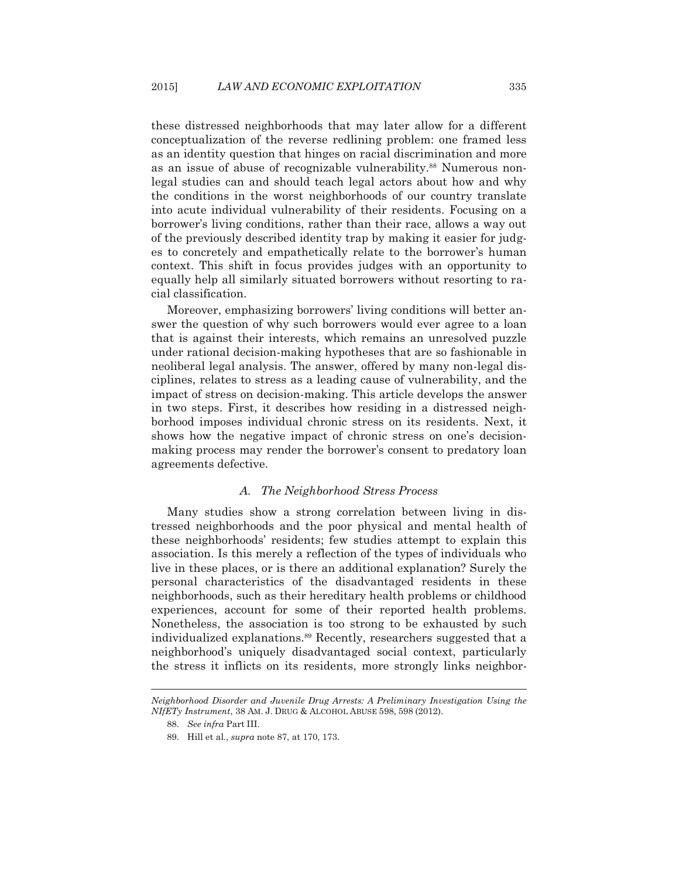these distressed neighborhoods that may later allow for a different conceptualization of the reverse redlining problem: one framed less as an identity question that hinges on racial discrimination and more as an issue of abuse of recognizable vulnerability.[88] Numerous non-legal studies can and should teach legal actors about how and why the conditions in the worst neighborhoods of our country translate into acute individual vulnerability of their residents. Focusing on a borrower's living conditions, rather than their race, allows a way out of the previously described identity trap by making it easier for judges to concretely and empathetically relate to the borrower's human context. This shift in focus provides judges with an opportunity to equally help all similarly situated borrowers without resorting to racial classification.

Moreover, emphasizing borrowers' living conditions will better answer the question of why such borrowers would ever agree to a loan that is against their interests, which remains an unresolved puzzle under rational decision-making hypotheses that are so fashionable in neoliberal legal analysis. The answer, offered by many non-legal disciplines, relates to stress as a leading cause of vulnerability, and the impact of stress on decision-making. This article develops the answer in two steps. First, it describes how residing in a distressed neighborhood imposes individual chronic stress on its residents. Next, it shows how the negative impact of chronic stress on one's decision-making process may render the borrower's consent to predatory loan agreements defective.

### *A. The Neighborhood Stress Process*

Many studies show a strong correlation between living in distressed neighborhoods and the poor physical and mental health of these neighborhoods' residents; few studies attempt to explain this association. Is this merely a reflection of the types of individuals who live in these places, or is there an additional explanation? Surely the personal characteristics of the disadvantaged residents in these neighborhoods, such as their hereditary health problems or childhood experiences, account for some of their reported health problems. Nonetheless, the association is too strong to be exhausted by such individualized explanations.[89] Recently, researchers suggested that a neighborhood's uniquely disadvantaged social context, particularly the stress it inflicts on its residents, more strongly links neighbor-

---

*Neighborhood Disorder and Juvenile Drug Arrests: A Preliminary Investigation Using the NIfETy Instrument*, 38 AM. J. DRUG & ALCOHOL ABUSE 598, 598 (2012).

88. *See infra* Part III.

89. Hill et al., *supra* note 87, at 170, 173.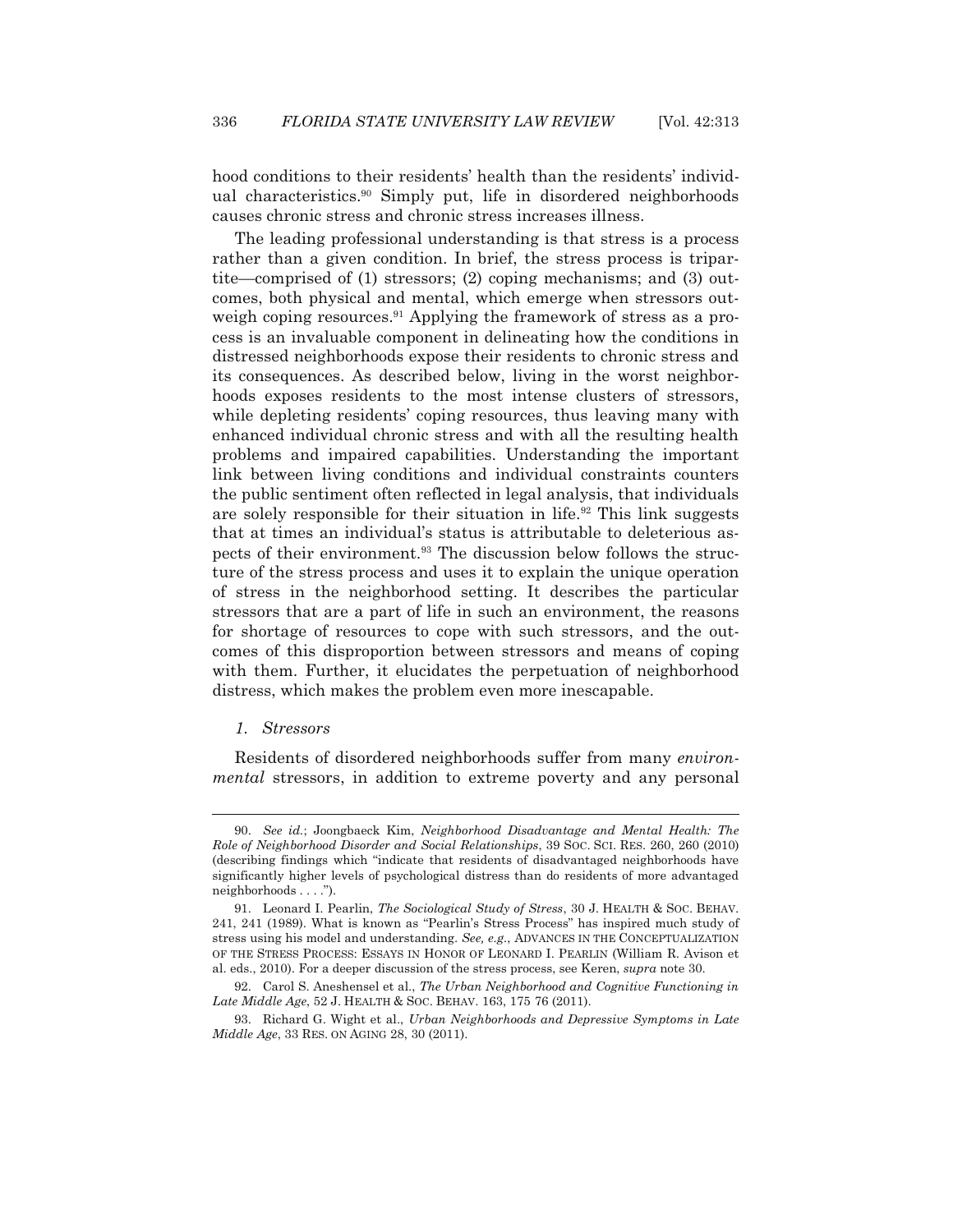hood conditions to their residents' health than the residents' individual characteristics.[90] Simply put, life in disordered neighborhoods causes chronic stress and chronic stress increases illness.

The leading professional understanding is that stress is a process rather than a given condition. In brief, the stress process is tripartite—comprised of (1) stressors; (2) coping mechanisms; and (3) outcomes, both physical and mental, which emerge when stressors outweigh coping resources.[91] Applying the framework of stress as a process is an invaluable component in delineating how the conditions in distressed neighborhoods expose their residents to chronic stress and its consequences. As described below, living in the worst neighborhoods exposes residents to the most intense clusters of stressors, while depleting residents' coping resources, thus leaving many with enhanced individual chronic stress and with all the resulting health problems and impaired capabilities. Understanding the important link between living conditions and individual constraints counters the public sentiment often reflected in legal analysis, that individuals are solely responsible for their situation in life.[92] This link suggests that at times an individual's status is attributable to deleterious aspects of their environment.[93] The discussion below follows the structure of the stress process and uses it to explain the unique operation of stress in the neighborhood setting. It describes the particular stressors that are a part of life in such an environment, the reasons for shortage of resources to cope with such stressors, and the outcomes of this disproportion between stressors and means of coping with them. Further, it elucidates the perpetuation of neighborhood distress, which makes the problem even more inescapable.

#### *1. Stressors*

Residents of disordered neighborhoods suffer from many *environmental* stressors, in addition to extreme poverty and any personal

---

90. *See id.*; Joongbaeck Kim, *Neighborhood Disadvantage and Mental Health: The Role of Neighborhood Disorder and Social Relationships*, 39 SOC. SCI. RES. 260, 260 (2010) (describing findings which "indicate that residents of disadvantaged neighborhoods have significantly higher levels of psychological distress than do residents of more advantaged neighborhoods . . . .").

91. Leonard I. Pearlin, *The Sociological Study of Stress*, 30 J. HEALTH & SOC. BEHAV. 241, 241 (1989). What is known as "Pearlin's Stress Process" has inspired much study of stress using his model and understanding. *See, e.g.*, ADVANCES IN THE CONCEPTUALIZATION OF THE STRESS PROCESS: ESSAYS IN HONOR OF LEONARD I. PEARLIN (William R. Avison et al. eds., 2010). For a deeper discussion of the stress process, see Keren, *supra* note 30.

92. Carol S. Aneshensel et al., *The Urban Neighborhood and Cognitive Functioning in Late Middle Age*, 52 J. HEALTH & SOC. BEHAV. 163, 175 76 (2011).

93. Richard G. Wight et al., *Urban Neighborhoods and Depressive Symptoms in Late Middle Age*, 33 RES. ON AGING 28, 30 (2011).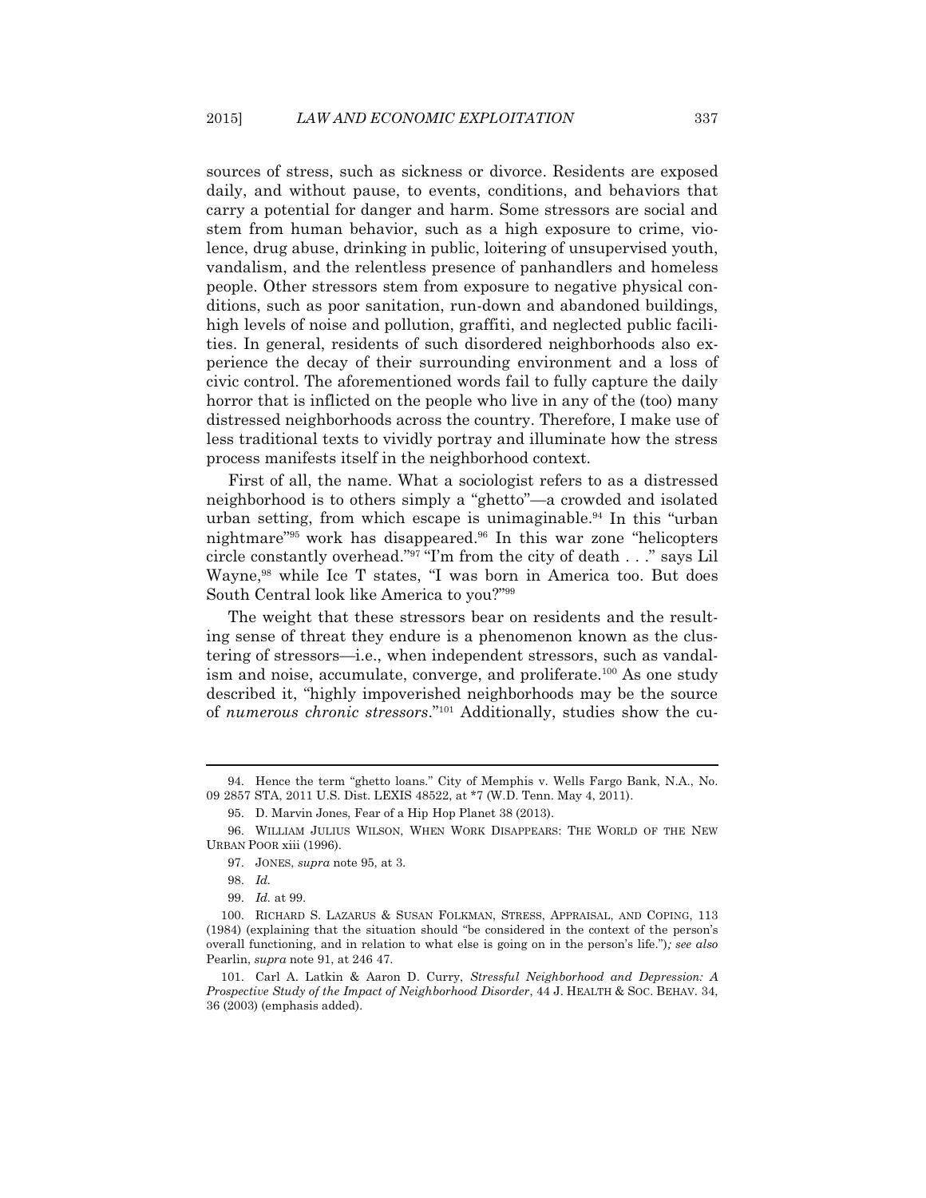sources of stress, such as sickness or divorce. Residents are exposed daily, and without pause, to events, conditions, and behaviors that carry a potential for danger and harm. Some stressors are social and stem from human behavior, such as a high exposure to crime, violence, drug abuse, drinking in public, loitering of unsupervised youth, vandalism, and the relentless presence of panhandlers and homeless people. Other stressors stem from exposure to negative physical conditions, such as poor sanitation, run-down and abandoned buildings, high levels of noise and pollution, graffiti, and neglected public facilities. In general, residents of such disordered neighborhoods also experience the decay of their surrounding environment and a loss of civic control. The aforementioned words fail to fully capture the daily horror that is inflicted on the people who live in any of the (too) many distressed neighborhoods across the country. Therefore, I make use of less traditional texts to vividly portray and illuminate how the stress process manifests itself in the neighborhood context.

First of all, the name. What a sociologist refers to as a distressed neighborhood is to others simply a "ghetto"—a crowded and isolated urban setting, from which escape is unimaginable.[94] In this "urban nightmare"[95] work has disappeared.[96] In this war zone "helicopters circle constantly overhead."[97] "I'm from the city of death . . ." says Lil Wayne,[98] while Ice T states, "I was born in America too. But does South Central look like America to you?"[99]

The weight that these stressors bear on residents and the resulting sense of threat they endure is a phenomenon known as the clustering of stressors—i.e., when independent stressors, such as vandalism and noise, accumulate, converge, and proliferate.[100] As one study described it, "highly impoverished neighborhoods may be the source of *numerous chronic stressors*."[101] Additionally, studies show the cu-

---

94. Hence the term "ghetto loans." City of Memphis v. Wells Fargo Bank, N.A., No. 09 2857 STA, 2011 U.S. Dist. LEXIS 48522, at *7 (W.D. Tenn. May 4, 2011).

95. D. Marvin Jones, Fear of a Hip Hop Planet 38 (2013).

96. WILLIAM JULIUS WILSON, WHEN WORK DISAPPEARS: THE WORLD OF THE NEW URBAN POOR xiii (1996).

97. JONES, *supra* note 95, at 3.

98. *Id.*

99. *Id.* at 99.

100. RICHARD S. LAZARUS & SUSAN FOLKMAN, STRESS, APPRAISAL, AND COPING, 113 (1984) (explaining that the situation should "be considered in the context of the person's overall functioning, and in relation to what else is going on in the person's life."); *see also* Pearlin, *supra* note 91, at 246 47.

101. Carl A. Latkin & Aaron D. Curry, *Stressful Neighborhood and Depression: A Prospective Study of the Impact of Neighborhood Disorder*, 44 J. HEALTH & SOC. BEHAV. 34, 36 (2003) (emphasis added).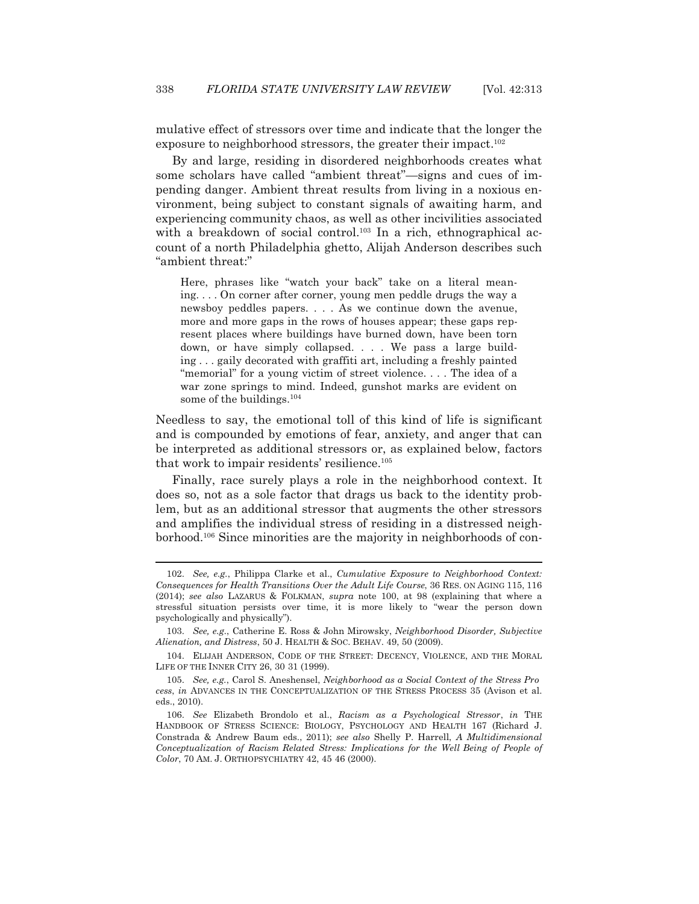mulative effect of stressors over time and indicate that the longer the exposure to neighborhood stressors, the greater their impact.[102]

By and large, residing in disordered neighborhoods creates what some scholars have called "ambient threat"—signs and cues of impending danger. Ambient threat results from living in a noxious environment, being subject to constant signals of awaiting harm, and experiencing community chaos, as well as other incivilities associated with a breakdown of social control.[103] In a rich, ethnographical account of a north Philadelphia ghetto, Alijah Anderson describes such "ambient threat:"

> Here, phrases like "watch your back" take on a literal meaning. . . . On corner after corner, young men peddle drugs the way a newsboy peddles papers. . . . As we continue down the avenue, more and more gaps in the rows of houses appear; these gaps represent places where buildings have burned down, have been torn down, or have simply collapsed. . . . We pass a large building . . . gaily decorated with graffiti art, including a freshly painted "memorial" for a young victim of street violence. . . . The idea of a war zone springs to mind. Indeed, gunshot marks are evident on some of the buildings.[104]

Needless to say, the emotional toll of this kind of life is significant and is compounded by emotions of fear, anxiety, and anger that can be interpreted as additional stressors or, as explained below, factors that work to impair residents' resilience.[105]

Finally, race surely plays a role in the neighborhood context. It does so, not as a sole factor that drags us back to the identity problem, but as an additional stressor that augments the other stressors and amplifies the individual stress of residing in a distressed neighborhood.[106] Since minorities are the majority in neighborhoods of con-

---

102. *See, e.g.*, Philippa Clarke et al., *Cumulative Exposure to Neighborhood Context: Consequences for Health Transitions Over the Adult Life Course*, 36 RES. ON AGING 115, 116 (2014); *see also* LAZARUS & FOLKMAN, *supra* note 100, at 98 (explaining that where a stressful situation persists over time, it is more likely to "wear the person down psychologically and physically").

103. *See, e.g.*, Catherine E. Ross & John Mirowsky, *Neighborhood Disorder, Subjective Alienation, and Distress*, 50 J. HEALTH & SOC. BEHAV. 49, 50 (2009).

104. ELIJAH ANDERSON, CODE OF THE STREET: DECENCY, VIOLENCE, AND THE MORAL LIFE OF THE INNER CITY 26, 30 31 (1999).

105. *See, e.g.*, Carol S. Aneshensel, *Neighborhood as a Social Context of the Stress Pro cess*, *in* ADVANCES IN THE CONCEPTUALIZATION OF THE STRESS PROCESS 35 (Avison et al. eds., 2010).

106. *See* Elizabeth Brondolo et al., *Racism as a Psychological Stressor*, *in* THE HANDBOOK OF STRESS SCIENCE: BIOLOGY, PSYCHOLOGY AND HEALTH 167 (Richard J. Constrada & Andrew Baum eds., 2011); *see also* Shelly P. Harrell, *A Multidimensional Conceptualization of Racism Related Stress: Implications for the Well Being of People of Color*, 70 AM. J. ORTHOPSYCHIATRY 42, 45 46 (2000).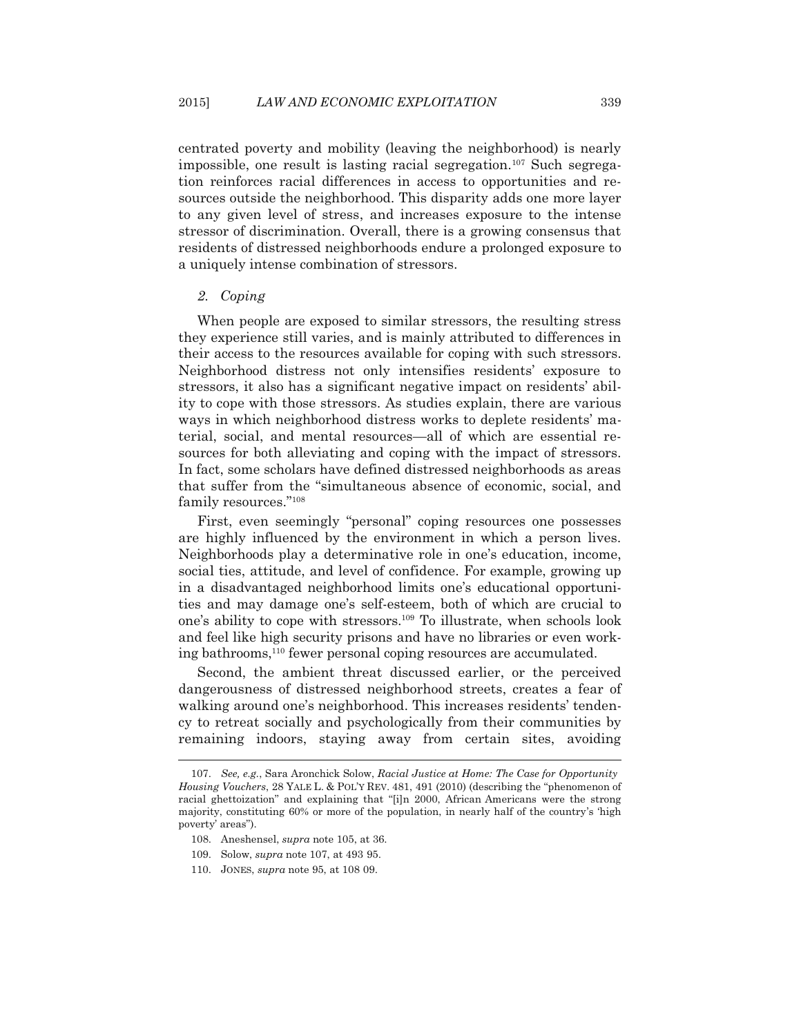centrated poverty and mobility (leaving the neighborhood) is nearly impossible, one result is lasting racial segregation.[107] Such segregation reinforces racial differences in access to opportunities and resources outside the neighborhood. This disparity adds one more layer to any given level of stress, and increases exposure to the intense stressor of discrimination. Overall, there is a growing consensus that residents of distressed neighborhoods endure a prolonged exposure to a uniquely intense combination of stressors.

### *2. Coping*

When people are exposed to similar stressors, the resulting stress they experience still varies, and is mainly attributed to differences in their access to the resources available for coping with such stressors. Neighborhood distress not only intensifies residents' exposure to stressors, it also has a significant negative impact on residents' ability to cope with those stressors. As studies explain, there are various ways in which neighborhood distress works to deplete residents' material, social, and mental resources—all of which are essential resources for both alleviating and coping with the impact of stressors. In fact, some scholars have defined distressed neighborhoods as areas that suffer from the "simultaneous absence of economic, social, and family resources."[108]

First, even seemingly "personal" coping resources one possesses are highly influenced by the environment in which a person lives. Neighborhoods play a determinative role in one's education, income, social ties, attitude, and level of confidence. For example, growing up in a disadvantaged neighborhood limits one's educational opportunities and may damage one's self-esteem, both of which are crucial to one's ability to cope with stressors.[109] To illustrate, when schools look and feel like high security prisons and have no libraries or even working bathrooms,[110] fewer personal coping resources are accumulated.

Second, the ambient threat discussed earlier, or the perceived dangerousness of distressed neighborhood streets, creates a fear of walking around one's neighborhood. This increases residents' tendency to retreat socially and psychologically from their communities by remaining indoors, staying away from certain sites, avoiding

---

107. *See, e.g.*, Sara Aronchick Solow, *Racial Justice at Home: The Case for Opportunity Housing Vouchers*, 28 YALE L. & POL'Y REV. 481, 491 (2010) (describing the "phenomenon of racial ghettoization" and explaining that "[i]n 2000, African Americans were the strong majority, constituting 60% or more of the population, in nearly half of the country's 'high poverty' areas").

108. Aneshensel, *supra* note 105, at 36.

109. Solow, *supra* note 107, at 493 95.

110. JONES, *supra* note 95, at 108 09.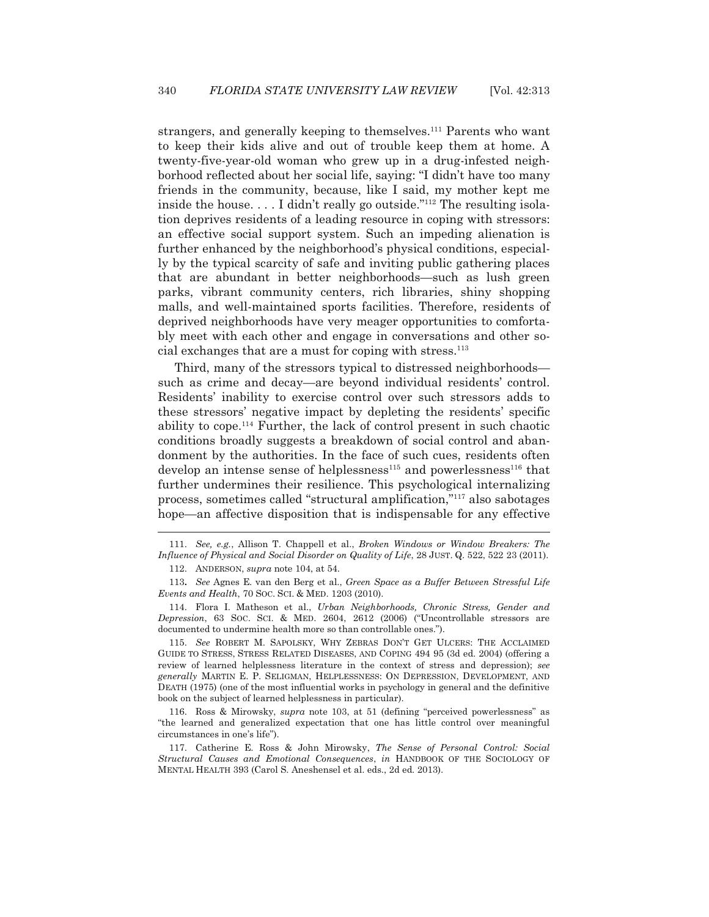strangers, and generally keeping to themselves.[111] Parents who want to keep their kids alive and out of trouble keep them at home. A twenty-five-year-old woman who grew up in a drug-infested neighborhood reflected about her social life, saying: "I didn't have too many friends in the community, because, like I said, my mother kept me inside the house. . . . I didn't really go outside."[112] The resulting isolation deprives residents of a leading resource in coping with stressors: an effective social support system. Such an impeding alienation is further enhanced by the neighborhood's physical conditions, especially by the typical scarcity of safe and inviting public gathering places that are abundant in better neighborhoods—such as lush green parks, vibrant community centers, rich libraries, shiny shopping malls, and well-maintained sports facilities. Therefore, residents of deprived neighborhoods have very meager opportunities to comfortably meet with each other and engage in conversations and other social exchanges that are a must for coping with stress.[113]

Third, many of the stressors typical to distressed neighborhoods—such as crime and decay—are beyond individual residents' control. Residents' inability to exercise control over such stressors adds to these stressors' negative impact by depleting the residents' specific ability to cope.[114] Further, the lack of control present in such chaotic conditions broadly suggests a breakdown of social control and abandonment by the authorities. In the face of such cues, residents often develop an intense sense of helplessness[115] and powerlessness[116] that further undermines their resilience. This psychological internalizing process, sometimes called "structural amplification,"[117] also sabotages hope—an affective disposition that is indispensable for any effective

---

111. *See, e.g.*, Allison T. Chappell et al., *Broken Windows or Window Breakers: The Influence of Physical and Social Disorder on Quality of Life*, 28 JUST. Q. 522, 522 23 (2011).

112. ANDERSON, *supra* note 104, at 54.

113. *See* Agnes E. van den Berg et al., *Green Space as a Buffer Between Stressful Life Events and Health*, 70 SOC. SCI. & MED. 1203 (2010).

114. Flora I. Matheson et al., *Urban Neighborhoods, Chronic Stress, Gender and Depression*, 63 SOC. SCI. & MED. 2604, 2612 (2006) ("Uncontrollable stressors are documented to undermine health more so than controllable ones.").

115. *See* ROBERT M. SAPOLSKY, WHY ZEBRAS DON'T GET ULCERS: THE ACCLAIMED GUIDE TO STRESS, STRESS RELATED DISEASES, AND COPING 494 95 (3d ed. 2004) (offering a review of learned helplessness literature in the context of stress and depression); *see generally* MARTIN E. P. SELIGMAN, HELPLESSNESS: ON DEPRESSION, DEVELOPMENT, AND DEATH (1975) (one of the most influential works in psychology in general and the definitive book on the subject of learned helplessness in particular).

116. Ross & Mirowsky, *supra* note 103, at 51 (defining "perceived powerlessness" as "the learned and generalized expectation that one has little control over meaningful circumstances in one's life").

117. Catherine E. Ross & John Mirowsky, *The Sense of Personal Control: Social Structural Causes and Emotional Consequences*, *in* HANDBOOK OF THE SOCIOLOGY OF MENTAL HEALTH 393 (Carol S. Aneshensel et al. eds., 2d ed. 2013).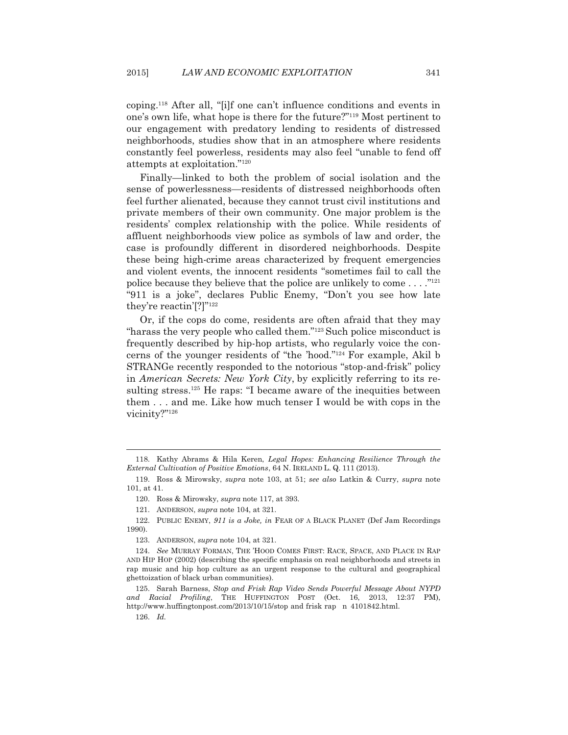coping.[118] After all, "[i]f one can't influence conditions and events in one's own life, what hope is there for the future?"[119] Most pertinent to our engagement with predatory lending to residents of distressed neighborhoods, studies show that in an atmosphere where residents constantly feel powerless, residents may also feel "unable to fend off attempts at exploitation."[120]

Finally—linked to both the problem of social isolation and the sense of powerlessness—residents of distressed neighborhoods often feel further alienated, because they cannot trust civil institutions and private members of their own community. One major problem is the residents' complex relationship with the police. While residents of affluent neighborhoods view police as symbols of law and order, the case is profoundly different in disordered neighborhoods. Despite these being high-crime areas characterized by frequent emergencies and violent events, the innocent residents "sometimes fail to call the police because they believe that the police are unlikely to come . . . ."[121] "911 is a joke", declares Public Enemy, "Don't you see how late they're reactin'[?]"[122]

Or, if the cops do come, residents are often afraid that they may "harass the very people who called them."[123] Such police misconduct is frequently described by hip-hop artists, who regularly voice the concerns of the younger residents of "the 'hood."[124] For example, Akil b STRANGe recently responded to the notorious "stop-and-frisk" policy in *American Secrets: New York City*, by explicitly referring to its resulting stress.[125] He raps: "I became aware of the inequities between them . . . and me. Like how much tenser I would be with cops in the vicinity?"[126]

---

118. Kathy Abrams & Hila Keren, *Legal Hopes: Enhancing Resilience Through the External Cultivation of Positive Emotions*, 64 N. IRELAND L. Q. 111 (2013).

119. Ross & Mirowsky, *supra* note 103, at 51; *see also* Latkin & Curry, *supra* note 101, at 41.

120. Ross & Mirowsky, *supra* note 117, at 393.

121. ANDERSON, *supra* note 104, at 321.

122. PUBLIC ENEMY, *911 is a Joke, in* FEAR OF A BLACK PLANET (Def Jam Recordings 1990).

123. ANDERSON, *supra* note 104, at 321.

124. *See* MURRAY FORMAN, THE 'HOOD COMES FIRST: RACE, SPACE, AND PLACE IN RAP AND HIP HOP (2002) (describing the specific emphasis on real neighborhoods and streets in rap music and hip hop culture as an urgent response to the cultural and geographical ghettoization of black urban communities).

125. Sarah Barness, *Stop and Frisk Rap Video Sends Powerful Message About NYPD and Racial Profiling*, THE HUFFINGTON POST (Oct. 16, 2013, 12:37 PM), http://www.huffingtonpost.com/2013/10/15/stop and frisk rap n 4101842.html.

126. *Id.*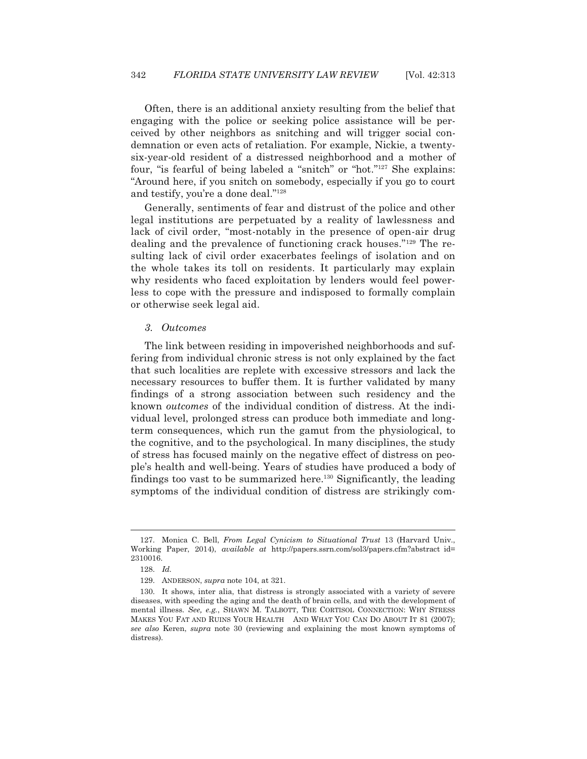Often, there is an additional anxiety resulting from the belief that engaging with the police or seeking police assistance will be perceived by other neighbors as snitching and will trigger social condemnation or even acts of retaliation. For example, Nickie, a twenty-six-year-old resident of a distressed neighborhood and a mother of four, "is fearful of being labeled a "snitch" or "hot."[127] She explains: "Around here, if you snitch on somebody, especially if you go to court and testify, you're a done deal."[128]

Generally, sentiments of fear and distrust of the police and other legal institutions are perpetuated by a reality of lawlessness and lack of civil order, "most-notably in the presence of open-air drug dealing and the prevalence of functioning crack houses."[129] The resulting lack of civil order exacerbates feelings of isolation and on the whole takes its toll on residents. It particularly may explain why residents who faced exploitation by lenders would feel powerless to cope with the pressure and indisposed to formally complain or otherwise seek legal aid.

### *3. Outcomes*

The link between residing in impoverished neighborhoods and suffering from individual chronic stress is not only explained by the fact that such localities are replete with excessive stressors and lack the necessary resources to buffer them. It is further validated by many findings of a strong association between such residency and the known *outcomes* of the individual condition of distress. At the individual level, prolonged stress can produce both immediate and long-term consequences, which run the gamut from the physiological, to the cognitive, and to the psychological. In many disciplines, the study of stress has focused mainly on the negative effect of distress on people's health and well-being. Years of studies have produced a body of findings too vast to be summarized here.[130] Significantly, the leading symptoms of the individual condition of distress are strikingly com-

---

127. Monica C. Bell, *From Legal Cynicism to Situational Trust* 13 (Harvard Univ., Working Paper, 2014), *available at* http://papers.ssrn.com/sol3/papers.cfm?abstract id=2310016.

128. *Id.*

129. ANDERSON, *supra* note 104, at 321.

130. It shows, inter alia, that distress is strongly associated with a variety of severe diseases, with speeding the aging and the death of brain cells, and with the development of mental illness. *See, e.g.*, SHAWN M. TALBOTT, THE CORTISOL CONNECTION: WHY STRESS MAKES YOU FAT AND RUINS YOUR HEALTH AND WHAT YOU CAN DO ABOUT IT 81 (2007); *see also* Keren, *supra* note 30 (reviewing and explaining the most known symptoms of distress).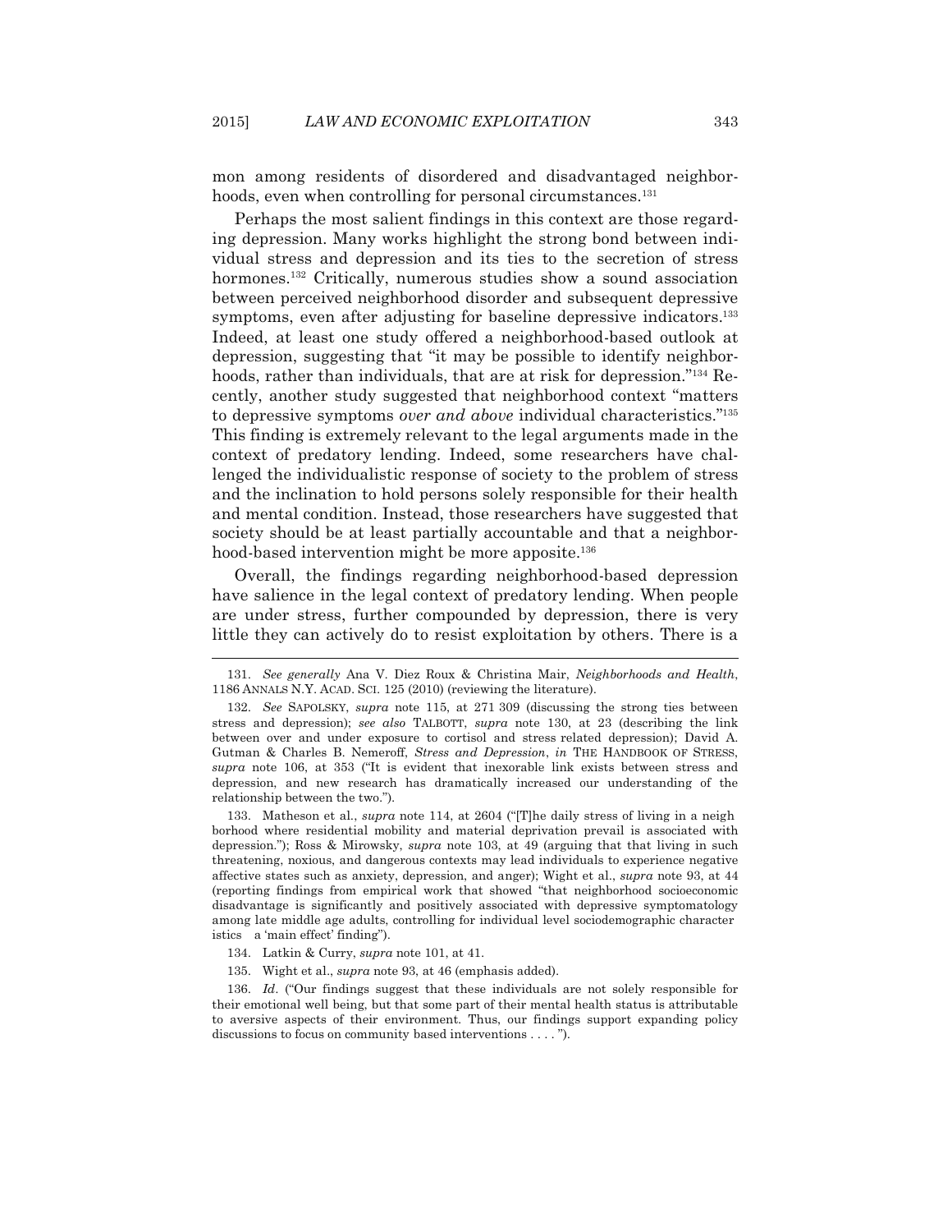mon among residents of disordered and disadvantaged neighborhoods, even when controlling for personal circumstances.[131]

Perhaps the most salient findings in this context are those regarding depression. Many works highlight the strong bond between individual stress and depression and its ties to the secretion of stress hormones.[132] Critically, numerous studies show a sound association between perceived neighborhood disorder and subsequent depressive symptoms, even after adjusting for baseline depressive indicators.[133] Indeed, at least one study offered a neighborhood-based outlook at depression, suggesting that "it may be possible to identify neighborhoods, rather than individuals, that are at risk for depression."[134] Recently, another study suggested that neighborhood context "matters to depressive symptoms *over and above* individual characteristics."[135] This finding is extremely relevant to the legal arguments made in the context of predatory lending. Indeed, some researchers have challenged the individualistic response of society to the problem of stress and the inclination to hold persons solely responsible for their health and mental condition. Instead, those researchers have suggested that society should be at least partially accountable and that a neighborhood-based intervention might be more apposite.[136]

Overall, the findings regarding neighborhood-based depression have salience in the legal context of predatory lending. When people are under stress, further compounded by depression, there is very little they can actively do to resist exploitation by others. There is a

---

131. *See generally* Ana V. Diez Roux & Christina Mair, *Neighborhoods and Health*, 1186 ANNALS N.Y. ACAD. SCI. 125 (2010) (reviewing the literature).

132. *See* SAPOLSKY, *supra* note 115, at 271 309 (discussing the strong ties between stress and depression); *see also* TALBOTT, *supra* note 130, at 23 (describing the link between over and under exposure to cortisol and stress related depression); David A. Gutman & Charles B. Nemeroff, *Stress and Depression*, *in* THE HANDBOOK OF STRESS, *supra* note 106, at 353 ("It is evident that inexorable link exists between stress and depression, and new research has dramatically increased our understanding of the relationship between the two.").

133. Matheson et al., *supra* note 114, at 2604 ("[T]he daily stress of living in a neighborhood where residential mobility and material deprivation prevail is associated with depression."); Ross & Mirowsky, *supra* note 103, at 49 (arguing that that living in such threatening, noxious, and dangerous contexts may lead individuals to experience negative affective states such as anxiety, depression, and anger); Wight et al., *supra* note 93, at 44 (reporting findings from empirical work that showed "that neighborhood socioeconomic disadvantage is significantly and positively associated with depressive symptomatology among late middle age adults, controlling for individual level sociodemographic characteristics a 'main effect' finding").

134. Latkin & Curry, *supra* note 101, at 41.

135. Wight et al., *supra* note 93, at 46 (emphasis added).

136. *Id*. ("Our findings suggest that these individuals are not solely responsible for their emotional well being, but that some part of their mental health status is attributable to aversive aspects of their environment. Thus, our findings support expanding policy discussions to focus on community based interventions . . . . ").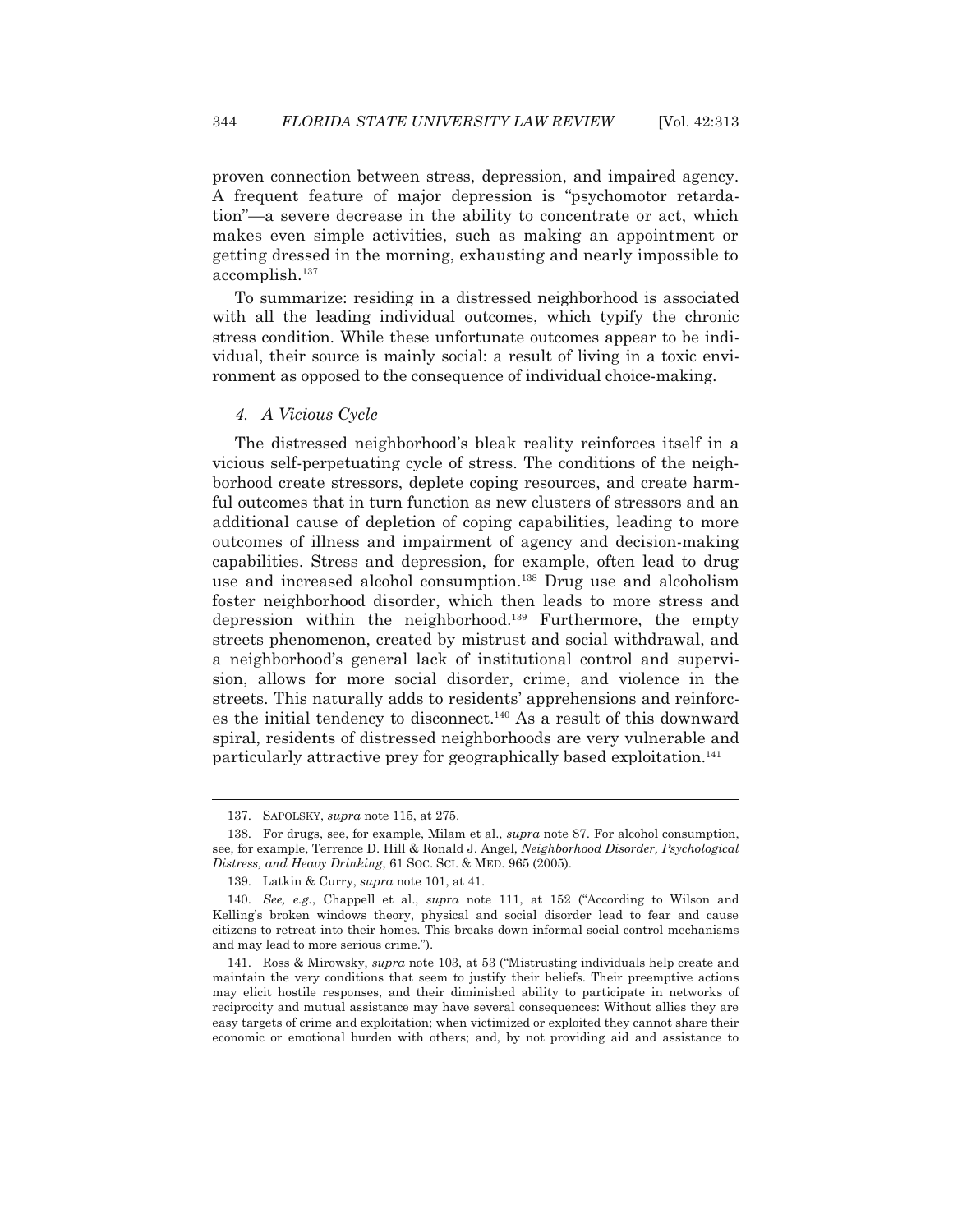proven connection between stress, depression, and impaired agency. A frequent feature of major depression is "psychomotor retardation"—a severe decrease in the ability to concentrate or act, which makes even simple activities, such as making an appointment or getting dressed in the morning, exhausting and nearly impossible to accomplish.[137]

To summarize: residing in a distressed neighborhood is associated with all the leading individual outcomes, which typify the chronic stress condition. While these unfortunate outcomes appear to be individual, their source is mainly social: a result of living in a toxic environment as opposed to the consequence of individual choice-making.

#### *4. A Vicious Cycle*

The distressed neighborhood's bleak reality reinforces itself in a vicious self-perpetuating cycle of stress. The conditions of the neighborhood create stressors, deplete coping resources, and create harmful outcomes that in turn function as new clusters of stressors and an additional cause of depletion of coping capabilities, leading to more outcomes of illness and impairment of agency and decision-making capabilities. Stress and depression, for example, often lead to drug use and increased alcohol consumption.[138] Drug use and alcoholism foster neighborhood disorder, which then leads to more stress and depression within the neighborhood.[139] Furthermore, the empty streets phenomenon, created by mistrust and social withdrawal, and a neighborhood's general lack of institutional control and supervision, allows for more social disorder, crime, and violence in the streets. This naturally adds to residents' apprehensions and reinforces the initial tendency to disconnect.[140] As a result of this downward spiral, residents of distressed neighborhoods are very vulnerable and particularly attractive prey for geographically based exploitation.[141]

---

137. SAPOLSKY, *supra* note 115, at 275.

138. For drugs, see, for example, Milam et al., *supra* note 87. For alcohol consumption, see, for example, Terrence D. Hill & Ronald J. Angel, *Neighborhood Disorder, Psychological Distress, and Heavy Drinking*, 61 SOC. SCI. & MED. 965 (2005).

139. Latkin & Curry, *supra* note 101, at 41.

140. *See, e.g.*, Chappell et al., *supra* note 111, at 152 ("According to Wilson and Kelling's broken windows theory, physical and social disorder lead to fear and cause citizens to retreat into their homes. This breaks down informal social control mechanisms and may lead to more serious crime.").

141. Ross & Mirowsky, *supra* note 103, at 53 ("Mistrusting individuals help create and maintain the very conditions that seem to justify their beliefs. Their preemptive actions may elicit hostile responses, and their diminished ability to participate in networks of reciprocity and mutual assistance may have several consequences: Without allies they are easy targets of crime and exploitation; when victimized or exploited they cannot share their economic or emotional burden with others; and, by not providing aid and assistance to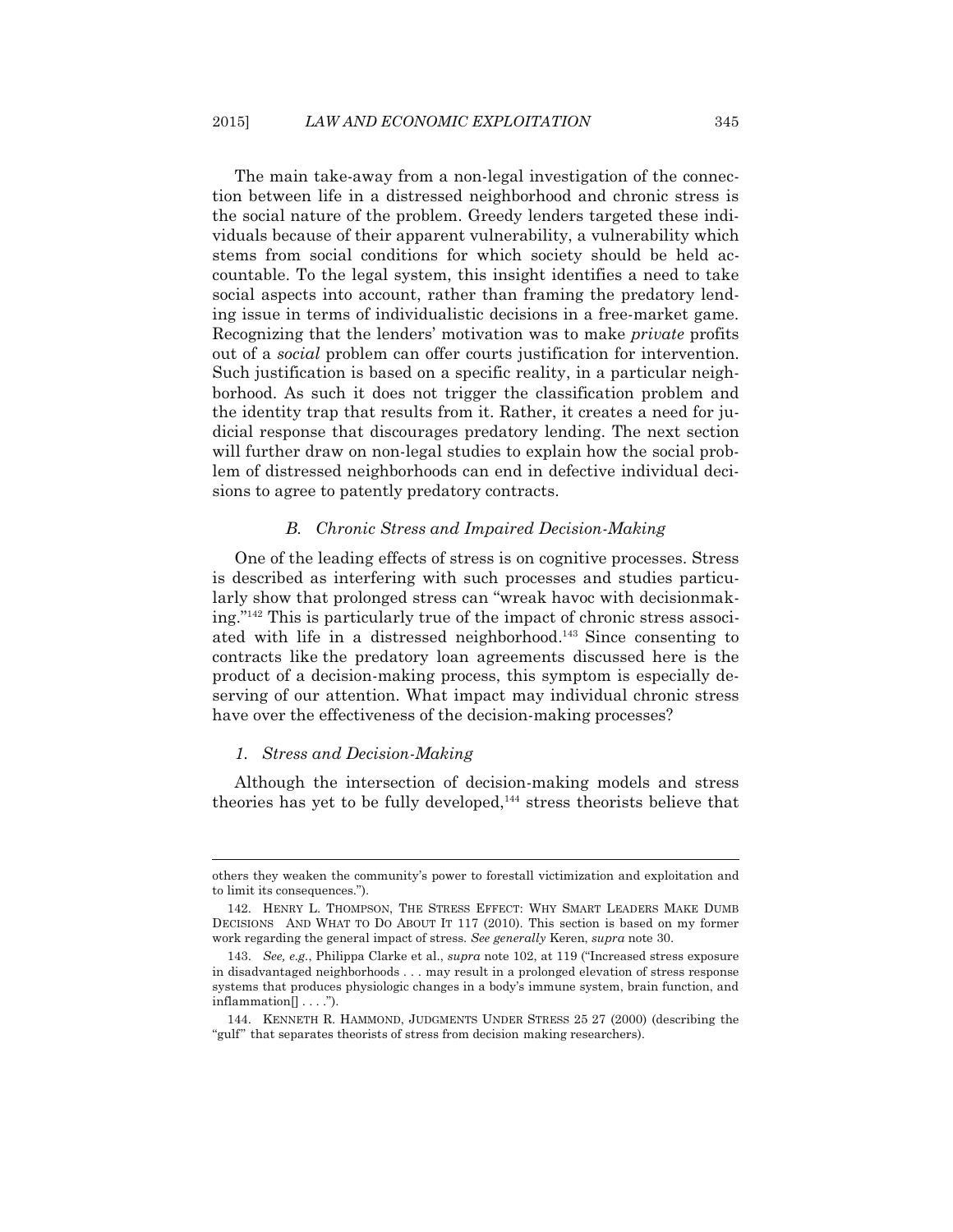The main take-away from a non-legal investigation of the connection between life in a distressed neighborhood and chronic stress is the social nature of the problem. Greedy lenders targeted these individuals because of their apparent vulnerability, a vulnerability which stems from social conditions for which society should be held accountable. To the legal system, this insight identifies a need to take social aspects into account, rather than framing the predatory lending issue in terms of individualistic decisions in a free-market game. Recognizing that the lenders' motivation was to make *private* profits out of a *social* problem can offer courts justification for intervention. Such justification is based on a specific reality, in a particular neighborhood. As such it does not trigger the classification problem and the identity trap that results from it. Rather, it creates a need for judicial response that discourages predatory lending. The next section will further draw on non-legal studies to explain how the social problem of distressed neighborhoods can end in defective individual decisions to agree to patently predatory contracts.

### *B. Chronic Stress and Impaired Decision-Making*

One of the leading effects of stress is on cognitive processes. Stress is described as interfering with such processes and studies particularly show that prolonged stress can "wreak havoc with decisionmaking."[142] This is particularly true of the impact of chronic stress associated with life in a distressed neighborhood.[143] Since consenting to contracts like the predatory loan agreements discussed here is the product of a decision-making process, this symptom is especially deserving of our attention. What impact may individual chronic stress have over the effectiveness of the decision-making processes?

#### *1. Stress and Decision-Making*

Although the intersection of decision-making models and stress theories has yet to be fully developed,[144] stress theorists believe that

---

others they weaken the community's power to forestall victimization and exploitation and to limit its consequences.").

142. HENRY L. THOMPSON, THE STRESS EFFECT: WHY SMART LEADERS MAKE DUMB DECISIONS AND WHAT TO DO ABOUT IT 117 (2010). This section is based on my former work regarding the general impact of stress. *See generally* Keren, *supra* note 30.

143. *See, e.g.*, Philippa Clarke et al., *supra* note 102, at 119 ("Increased stress exposure in disadvantaged neighborhoods . . . may result in a prolonged elevation of stress response systems that produces physiologic changes in a body's immune system, brain function, and inflammation[] . . . .").

144. KENNETH R. HAMMOND, JUDGMENTS UNDER STRESS 25 27 (2000) (describing the "gulf" that separates theorists of stress from decision making researchers).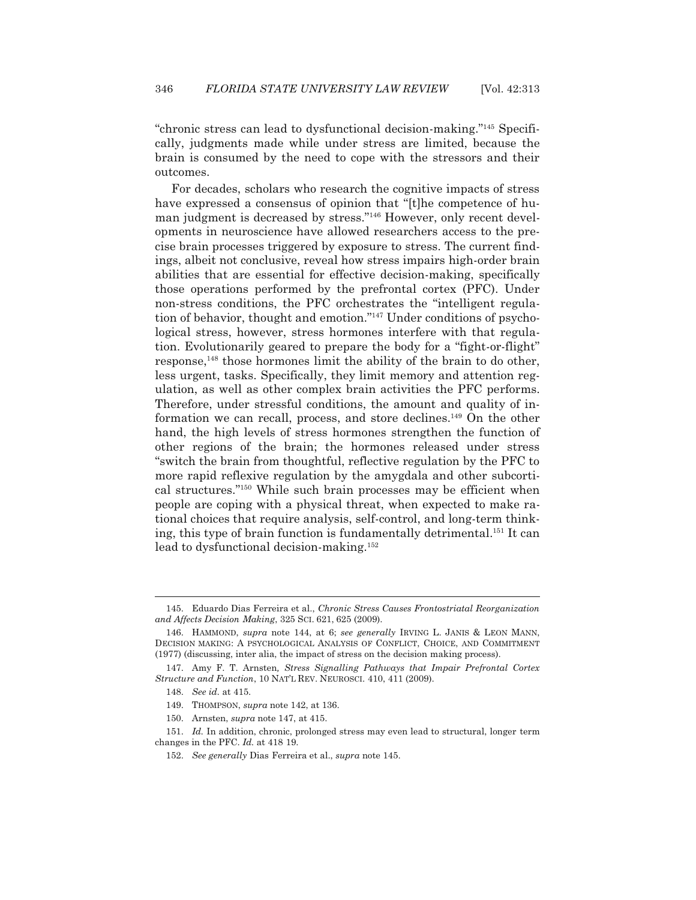"chronic stress can lead to dysfunctional decision-making."[145] Specifically, judgments made while under stress are limited, because the brain is consumed by the need to cope with the stressors and their outcomes.

For decades, scholars who research the cognitive impacts of stress have expressed a consensus of opinion that "[t]he competence of human judgment is decreased by stress."[146] However, only recent developments in neuroscience have allowed researchers access to the precise brain processes triggered by exposure to stress. The current findings, albeit not conclusive, reveal how stress impairs high-order brain abilities that are essential for effective decision-making, specifically those operations performed by the prefrontal cortex (PFC). Under non-stress conditions, the PFC orchestrates the "intelligent regulation of behavior, thought and emotion."[147] Under conditions of psychological stress, however, stress hormones interfere with that regulation. Evolutionarily geared to prepare the body for a "fight-or-flight" response,[148] those hormones limit the ability of the brain to do other, less urgent, tasks. Specifically, they limit memory and attention regulation, as well as other complex brain activities the PFC performs. Therefore, under stressful conditions, the amount and quality of information we can recall, process, and store declines.[149] On the other hand, the high levels of stress hormones strengthen the function of other regions of the brain; the hormones released under stress "switch the brain from thoughtful, reflective regulation by the PFC to more rapid reflexive regulation by the amygdala and other subcortical structures."[150] While such brain processes may be efficient when people are coping with a physical threat, when expected to make rational choices that require analysis, self-control, and long-term thinking, this type of brain function is fundamentally detrimental.[151] It can lead to dysfunctional decision-making.[152]

---

145. Eduardo Dias Ferreira et al., *Chronic Stress Causes Frontostriatal Reorganization and Affects Decision Making*, 325 SCI. 621, 625 (2009).

146. HAMMOND, *supra* note 144, at 6; *see generally* IRVING L. JANIS & LEON MANN, DECISION MAKING: A PSYCHOLOGICAL ANALYSIS OF CONFLICT, CHOICE, AND COMMITMENT (1977) (discussing, inter alia, the impact of stress on the decision making process).

147. Amy F. T. Arnsten, *Stress Signalling Pathways that Impair Prefrontal Cortex Structure and Function*, 10 NAT'L REV. NEUROSCI. 410, 411 (2009).

148. *See id.* at 415.

149. THOMPSON, *supra* note 142, at 136.

150. Arnsten, *supra* note 147, at 415.

151. *Id.* In addition, chronic, prolonged stress may even lead to structural, longer term changes in the PFC. *Id.* at 418 19.

152. *See generally* Dias Ferreira et al., *supra* note 145.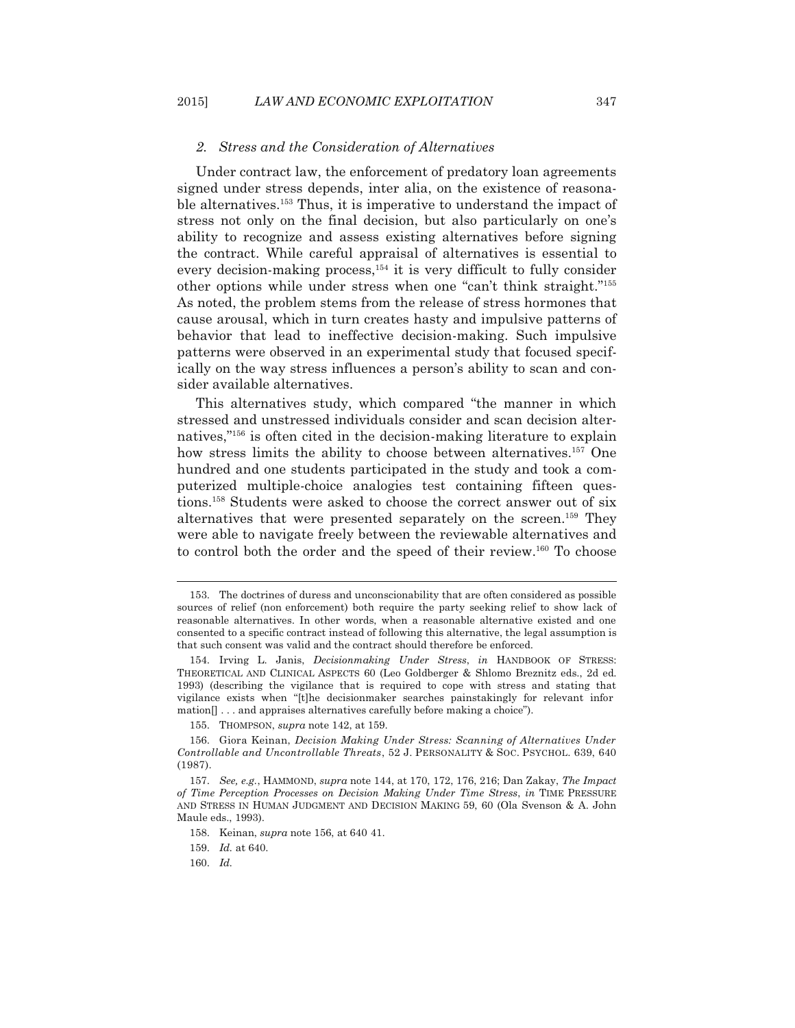### 2. *Stress and the Consideration of Alternatives*

Under contract law, the enforcement of predatory loan agreements signed under stress depends, inter alia, on the existence of reasonable alternatives.[153] Thus, it is imperative to understand the impact of stress not only on the final decision, but also particularly on one's ability to recognize and assess existing alternatives before signing the contract. While careful appraisal of alternatives is essential to every decision-making process,[154] it is very difficult to fully consider other options while under stress when one "can't think straight."[155] As noted, the problem stems from the release of stress hormones that cause arousal, which in turn creates hasty and impulsive patterns of behavior that lead to ineffective decision-making. Such impulsive patterns were observed in an experimental study that focused specifically on the way stress influences a person's ability to scan and consider available alternatives.

This alternatives study, which compared "the manner in which stressed and unstressed individuals consider and scan decision alternatives,"[156] is often cited in the decision-making literature to explain how stress limits the ability to choose between alternatives.[157] One hundred and one students participated in the study and took a computerized multiple-choice analogies test containing fifteen questions.[158] Students were asked to choose the correct answer out of six alternatives that were presented separately on the screen.[159] They were able to navigate freely between the reviewable alternatives and to control both the order and the speed of their review.[160] To choose

---

153. The doctrines of duress and unconscionability that are often considered as possible sources of relief (non enforcement) both require the party seeking relief to show lack of reasonable alternatives. In other words, when a reasonable alternative existed and one consented to a specific contract instead of following this alternative, the legal assumption is that such consent was valid and the contract should therefore be enforced.

154. Irving L. Janis, *Decisionmaking Under Stress*, *in* HANDBOOK OF STRESS: THEORETICAL AND CLINICAL ASPECTS 60 (Leo Goldberger & Shlomo Breznitz eds., 2d ed. 1993) (describing the vigilance that is required to cope with stress and stating that vigilance exists when "[t]he decisionmaker searches painstakingly for relevant infor mation[] . . . and appraises alternatives carefully before making a choice").

155. THOMPSON, *supra* note 142, at 159.

156. Giora Keinan, *Decision Making Under Stress: Scanning of Alternatives Under Controllable and Uncontrollable Threats*, 52 J. PERSONALITY & SOC. PSYCHOL. 639, 640 (1987).

157. *See, e.g.*, HAMMOND, *supra* note 144, at 170, 172, 176, 216; Dan Zakay, *The Impact of Time Perception Processes on Decision Making Under Time Stress*, *in* TIME PRESSURE AND STRESS IN HUMAN JUDGMENT AND DECISION MAKING 59, 60 (Ola Svenson & A. John Maule eds., 1993).

158. Keinan, *supra* note 156, at 640 41.

159. *Id.* at 640.

160. *Id.*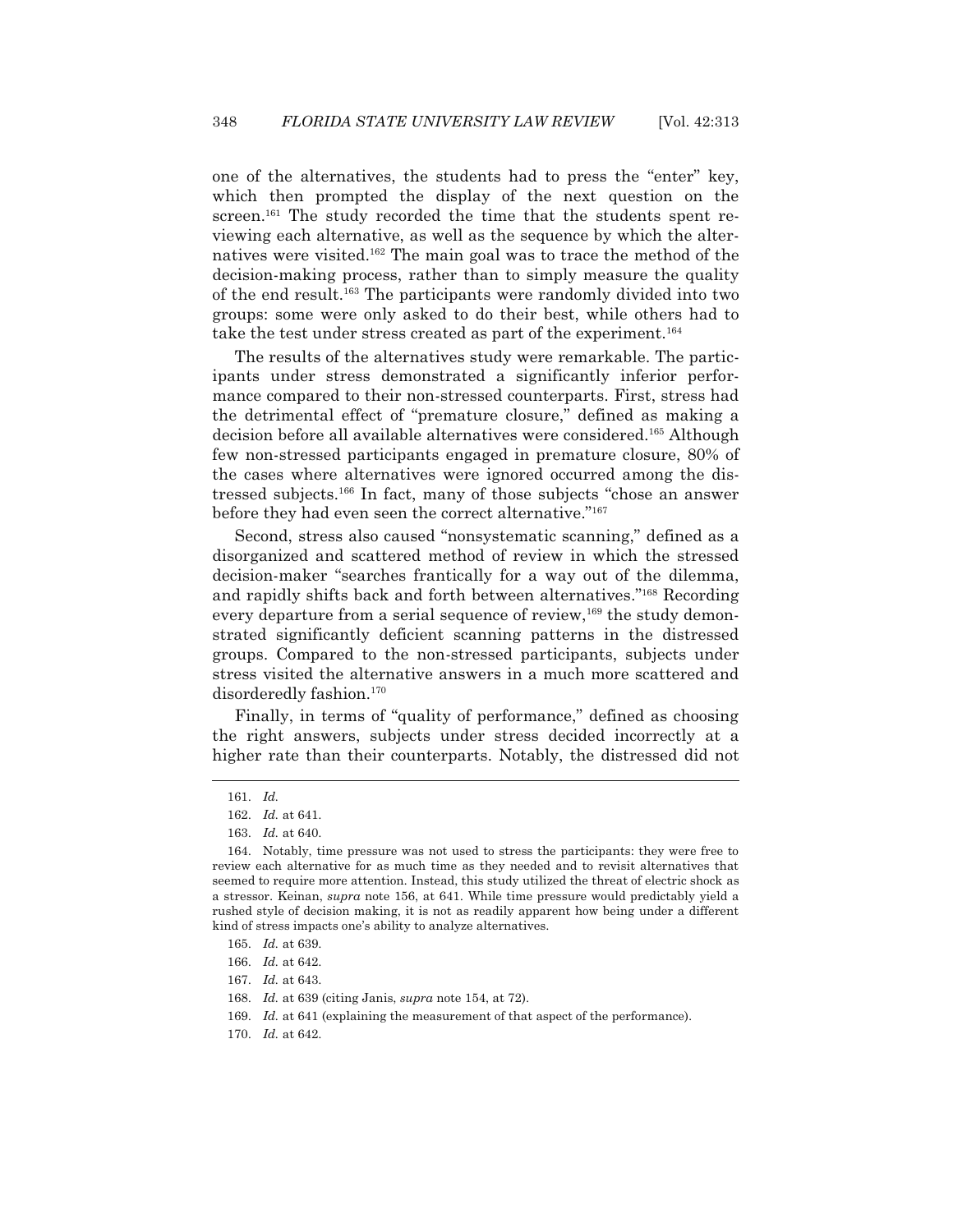one of the alternatives, the students had to press the "enter" key, which then prompted the display of the next question on the screen.[161] The study recorded the time that the students spent reviewing each alternative, as well as the sequence by which the alternatives were visited.[162] The main goal was to trace the method of the decision-making process, rather than to simply measure the quality of the end result.[163] The participants were randomly divided into two groups: some were only asked to do their best, while others had to take the test under stress created as part of the experiment.[164]

The results of the alternatives study were remarkable. The participants under stress demonstrated a significantly inferior performance compared to their non-stressed counterparts. First, stress had the detrimental effect of "premature closure," defined as making a decision before all available alternatives were considered.[165] Although few non-stressed participants engaged in premature closure, 80% of the cases where alternatives were ignored occurred among the distressed subjects.[166] In fact, many of those subjects "chose an answer before they had even seen the correct alternative."[167]

Second, stress also caused "nonsystematic scanning," defined as a disorganized and scattered method of review in which the stressed decision-maker "searches frantically for a way out of the dilemma, and rapidly shifts back and forth between alternatives."[168] Recording every departure from a serial sequence of review,[169] the study demonstrated significantly deficient scanning patterns in the distressed groups. Compared to the non-stressed participants, subjects under stress visited the alternative answers in a much more scattered and disorderedly fashion.[170]

Finally, in terms of "quality of performance," defined as choosing the right answers, subjects under stress decided incorrectly at a higher rate than their counterparts. Notably, the distressed did not

---

161. *Id.*

162. *Id.* at 641.

163. *Id.* at 640.

164. Notably, time pressure was not used to stress the participants: they were free to review each alternative for as much time as they needed and to revisit alternatives that seemed to require more attention. Instead, this study utilized the threat of electric shock as a stressor. Keinan, *supra* note 156, at 641. While time pressure would predictably yield a rushed style of decision making, it is not as readily apparent how being under a different kind of stress impacts one's ability to analyze alternatives.

165. *Id.* at 639.

166. *Id.* at 642.

167. *Id.* at 643.

168. *Id.* at 639 (citing Janis, *supra* note 154, at 72).

169. *Id.* at 641 (explaining the measurement of that aspect of the performance).

170. *Id.* at 642.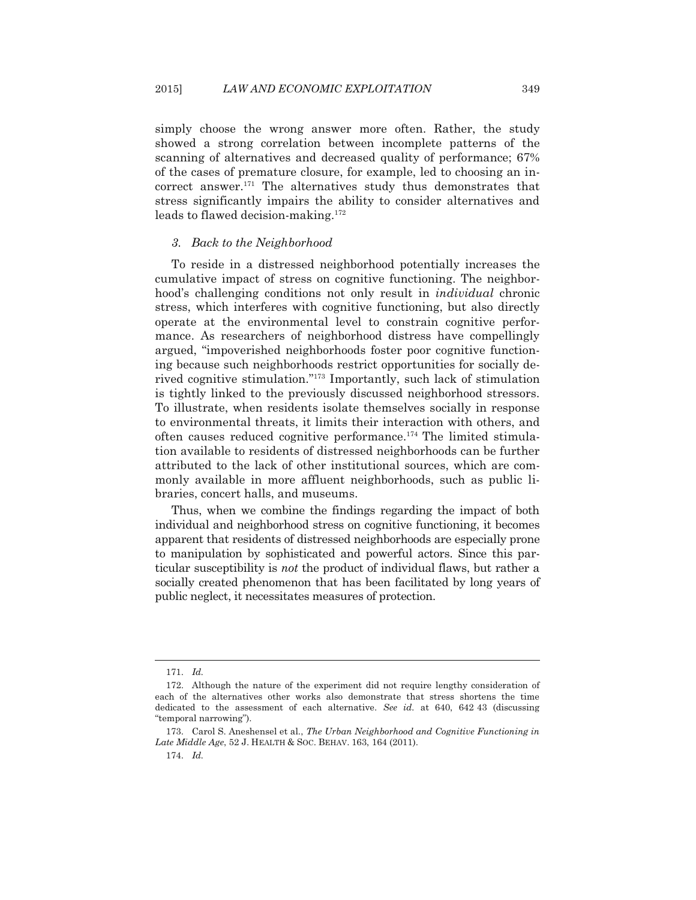simply choose the wrong answer more often. Rather, the study showed a strong correlation between incomplete patterns of the scanning of alternatives and decreased quality of performance; 67% of the cases of premature closure, for example, led to choosing an incorrect answer.[171] The alternatives study thus demonstrates that stress significantly impairs the ability to consider alternatives and leads to flawed decision-making.[172]

### *3. Back to the Neighborhood*

To reside in a distressed neighborhood potentially increases the cumulative impact of stress on cognitive functioning. The neighborhood's challenging conditions not only result in *individual* chronic stress, which interferes with cognitive functioning, but also directly operate at the environmental level to constrain cognitive performance. As researchers of neighborhood distress have compellingly argued, "impoverished neighborhoods foster poor cognitive functioning because such neighborhoods restrict opportunities for socially derived cognitive stimulation."[173] Importantly, such lack of stimulation is tightly linked to the previously discussed neighborhood stressors. To illustrate, when residents isolate themselves socially in response to environmental threats, it limits their interaction with others, and often causes reduced cognitive performance.[174] The limited stimulation available to residents of distressed neighborhoods can be further attributed to the lack of other institutional sources, which are commonly available in more affluent neighborhoods, such as public libraries, concert halls, and museums.

Thus, when we combine the findings regarding the impact of both individual and neighborhood stress on cognitive functioning, it becomes apparent that residents of distressed neighborhoods are especially prone to manipulation by sophisticated and powerful actors. Since this particular susceptibility is *not* the product of individual flaws, but rather a socially created phenomenon that has been facilitated by long years of public neglect, it necessitates measures of protection.

---

171. *Id.*

172. Although the nature of the experiment did not require lengthy consideration of each of the alternatives other works also demonstrate that stress shortens the time dedicated to the assessment of each alternative. *See id.* at 640, 642 43 (discussing "temporal narrowing").

173. Carol S. Aneshensel et al., *The Urban Neighborhood and Cognitive Functioning in Late Middle Age*, 52 J. HEALTH & SOC. BEHAV. 163, 164 (2011).

174. *Id.*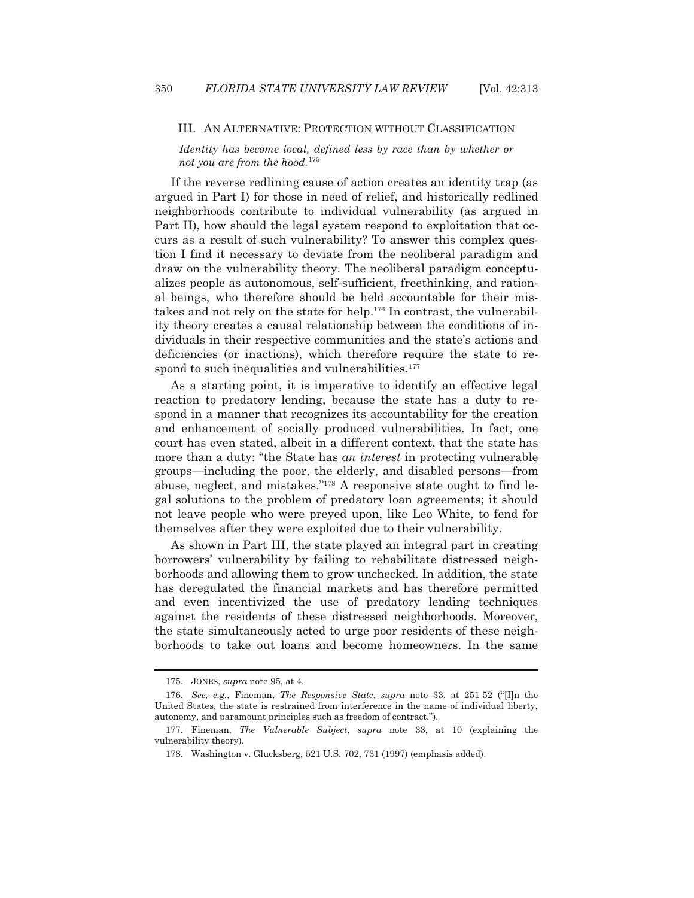## III. AN ALTERNATIVE: PROTECTION WITHOUT CLASSIFICATION

> *Identity has become local, defined less by race than by whether or not you are from the hood.*[175]

If the reverse redlining cause of action creates an identity trap (as argued in Part I) for those in need of relief, and historically redlined neighborhoods contribute to individual vulnerability (as argued in Part II), how should the legal system respond to exploitation that occurs as a result of such vulnerability? To answer this complex question I find it necessary to deviate from the neoliberal paradigm and draw on the vulnerability theory. The neoliberal paradigm conceptualizes people as autonomous, self-sufficient, freethinking, and rational beings, who therefore should be held accountable for their mistakes and not rely on the state for help.[176] In contrast, the vulnerability theory creates a causal relationship between the conditions of individuals in their respective communities and the state's actions and deficiencies (or inactions), which therefore require the state to respond to such inequalities and vulnerabilities.[177]

As a starting point, it is imperative to identify an effective legal reaction to predatory lending, because the state has a duty to respond in a manner that recognizes its accountability for the creation and enhancement of socially produced vulnerabilities. In fact, one court has even stated, albeit in a different context, that the state has more than a duty: "the State has *an interest* in protecting vulnerable groups—including the poor, the elderly, and disabled persons—from abuse, neglect, and mistakes."[178] A responsive state ought to find legal solutions to the problem of predatory loan agreements; it should not leave people who were preyed upon, like Leo White, to fend for themselves after they were exploited due to their vulnerability.

As shown in Part III, the state played an integral part in creating borrowers' vulnerability by failing to rehabilitate distressed neighborhoods and allowing them to grow unchecked. In addition, the state has deregulated the financial markets and has therefore permitted and even incentivized the use of predatory lending techniques against the residents of these distressed neighborhoods. Moreover, the state simultaneously acted to urge poor residents of these neighborhoods to take out loans and become homeowners. In the same

---

175. JONES, *supra* note 95, at 4.

176. *See, e.g.*, Fineman, *The Responsive State*, *supra* note 33, at 251 52 ("[I]n the United States, the state is restrained from interference in the name of individual liberty, autonomy, and paramount principles such as freedom of contract.").

177. Fineman, *The Vulnerable Subject*, *supra* note 33, at 10 (explaining the vulnerability theory).

178. Washington v. Glucksberg, 521 U.S. 702, 731 (1997) (emphasis added).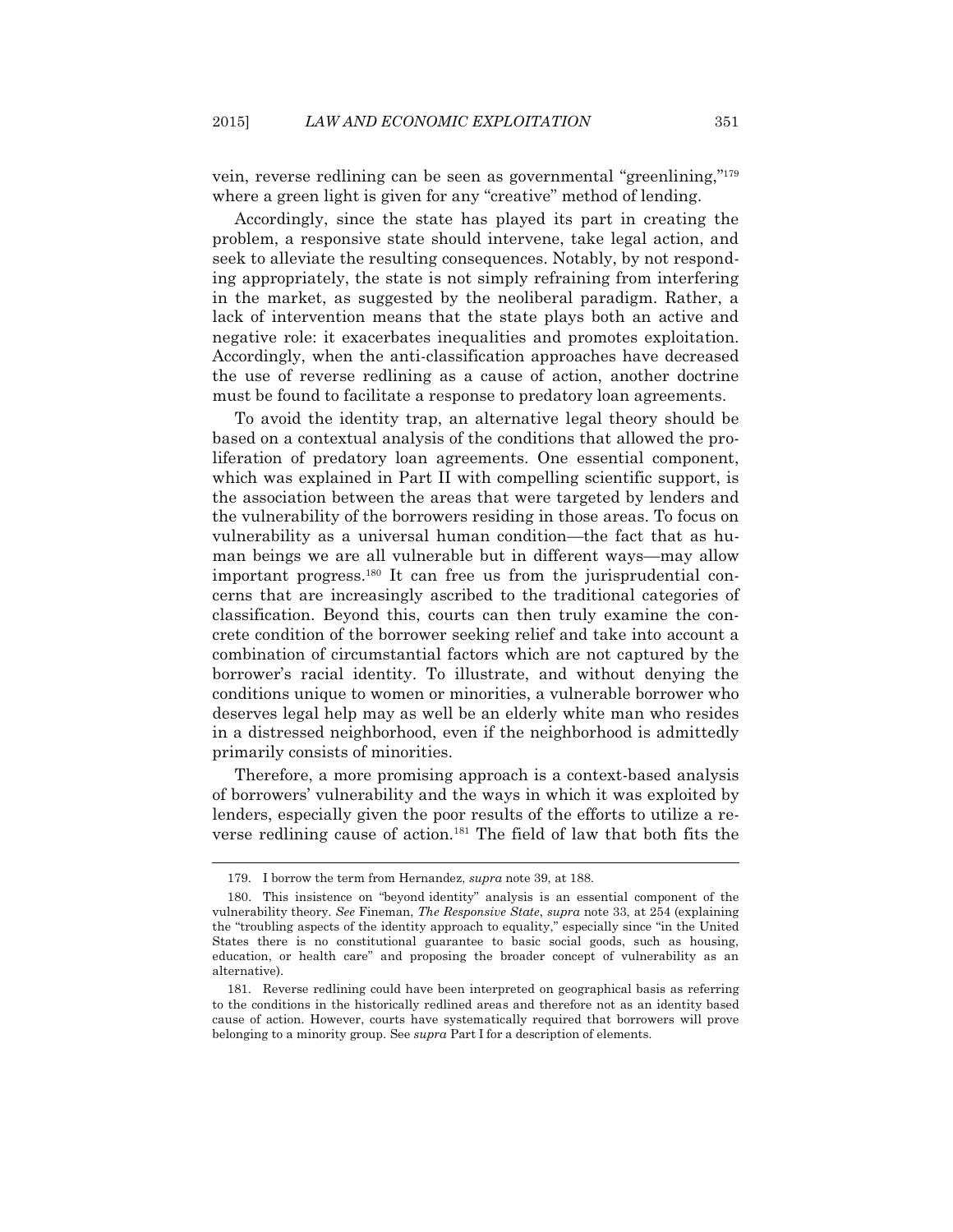vein, reverse redlining can be seen as governmental "greenlining,"[179] where a green light is given for any "creative" method of lending.

Accordingly, since the state has played its part in creating the problem, a responsive state should intervene, take legal action, and seek to alleviate the resulting consequences. Notably, by not responding appropriately, the state is not simply refraining from interfering in the market, as suggested by the neoliberal paradigm. Rather, a lack of intervention means that the state plays both an active and negative role: it exacerbates inequalities and promotes exploitation. Accordingly, when the anti-classification approaches have decreased the use of reverse redlining as a cause of action, another doctrine must be found to facilitate a response to predatory loan agreements.

To avoid the identity trap, an alternative legal theory should be based on a contextual analysis of the conditions that allowed the proliferation of predatory loan agreements. One essential component, which was explained in Part II with compelling scientific support, is the association between the areas that were targeted by lenders and the vulnerability of the borrowers residing in those areas. To focus on vulnerability as a universal human condition—the fact that as human beings we are all vulnerable but in different ways—may allow important progress.[180] It can free us from the jurisprudential concerns that are increasingly ascribed to the traditional categories of classification. Beyond this, courts can then truly examine the concrete condition of the borrower seeking relief and take into account a combination of circumstantial factors which are not captured by the borrower's racial identity. To illustrate, and without denying the conditions unique to women or minorities, a vulnerable borrower who deserves legal help may as well be an elderly white man who resides in a distressed neighborhood, even if the neighborhood is admittedly primarily consists of minorities.

Therefore, a more promising approach is a context-based analysis of borrowers' vulnerability and the ways in which it was exploited by lenders, especially given the poor results of the efforts to utilize a reverse redlining cause of action.[181] The field of law that both fits the

---

179. I borrow the term from Hernandez, *supra* note 39, at 188.

180. This insistence on "beyond identity" analysis is an essential component of the vulnerability theory. *See* Fineman, *The Responsive State*, *supra* note 33, at 254 (explaining the "troubling aspects of the identity approach to equality," especially since "in the United States there is no constitutional guarantee to basic social goods, such as housing, education, or health care" and proposing the broader concept of vulnerability as an alternative).

181. Reverse redlining could have been interpreted on geographical basis as referring to the conditions in the historically redlined areas and therefore not as an identity based cause of action. However, courts have systematically required that borrowers will prove belonging to a minority group. See *supra* Part I for a description of elements.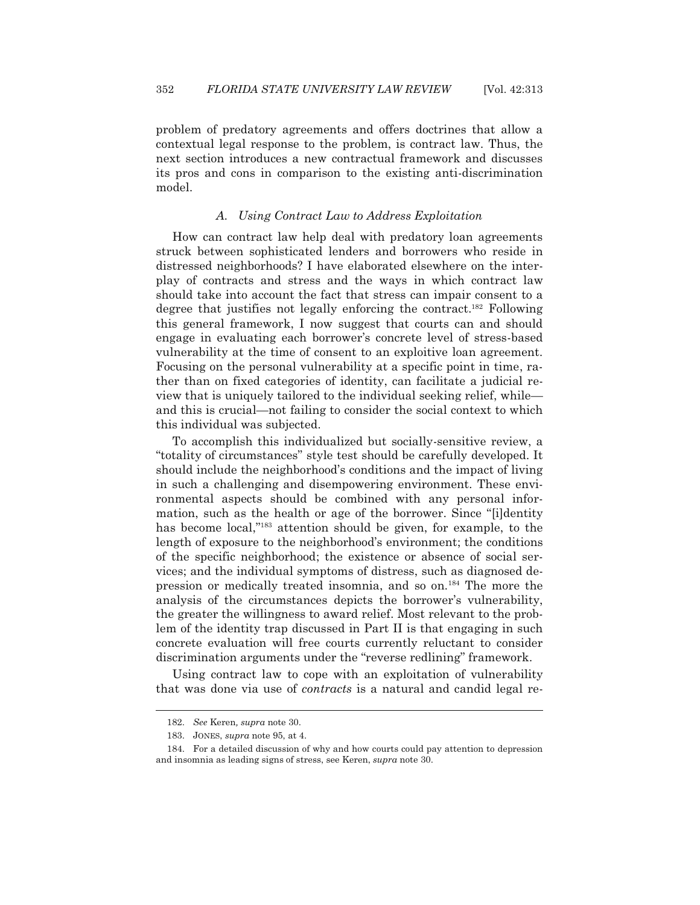problem of predatory agreements and offers doctrines that allow a contextual legal response to the problem, is contract law. Thus, the next section introduces a new contractual framework and discusses its pros and cons in comparison to the existing anti-discrimination model.

### *A. Using Contract Law to Address Exploitation*

How can contract law help deal with predatory loan agreements struck between sophisticated lenders and borrowers who reside in distressed neighborhoods? I have elaborated elsewhere on the interplay of contracts and stress and the ways in which contract law should take into account the fact that stress can impair consent to a degree that justifies not legally enforcing the contract.[182] Following this general framework, I now suggest that courts can and should engage in evaluating each borrower's concrete level of stress-based vulnerability at the time of consent to an exploitive loan agreement. Focusing on the personal vulnerability at a specific point in time, rather than on fixed categories of identity, can facilitate a judicial review that is uniquely tailored to the individual seeking relief, while—and this is crucial—not failing to consider the social context to which this individual was subjected.

To accomplish this individualized but socially-sensitive review, a "totality of circumstances" style test should be carefully developed. It should include the neighborhood's conditions and the impact of living in such a challenging and disempowering environment. These environmental aspects should be combined with any personal information, such as the health or age of the borrower. Since "[i]dentity has become local,"[183] attention should be given, for example, to the length of exposure to the neighborhood's environment; the conditions of the specific neighborhood; the existence or absence of social services; and the individual symptoms of distress, such as diagnosed depression or medically treated insomnia, and so on.[184] The more the analysis of the circumstances depicts the borrower's vulnerability, the greater the willingness to award relief. Most relevant to the problem of the identity trap discussed in Part II is that engaging in such concrete evaluation will free courts currently reluctant to consider discrimination arguments under the "reverse redlining" framework.

Using contract law to cope with an exploitation of vulnerability that was done via use of *contracts* is a natural and candid legal re-

---

182. *See* Keren, *supra* note 30.

183. JONES, *supra* note 95, at 4.

184. For a detailed discussion of why and how courts could pay attention to depression and insomnia as leading signs of stress, see Keren, *supra* note 30.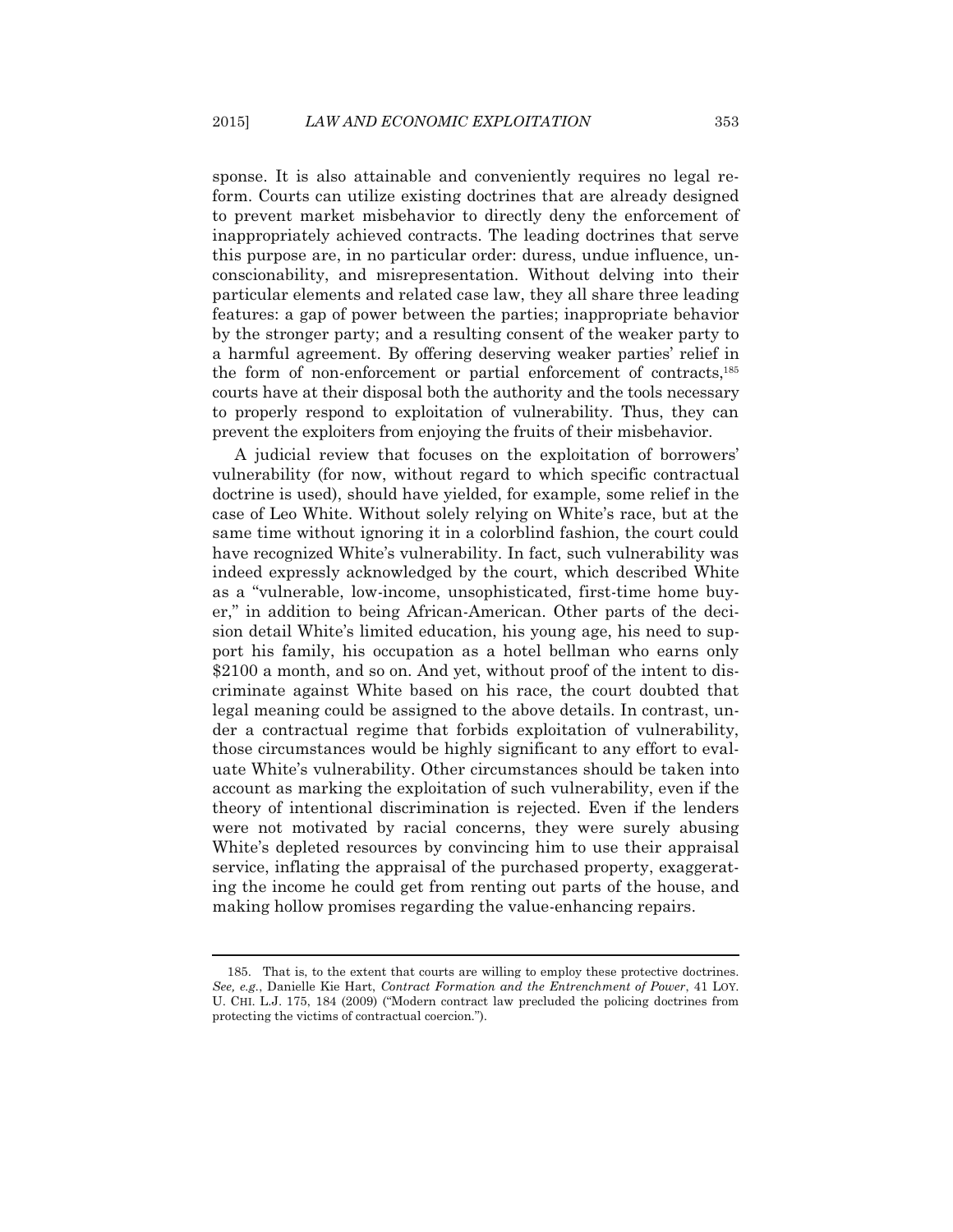sponse. It is also attainable and conveniently requires no legal reform. Courts can utilize existing doctrines that are already designed to prevent market misbehavior to directly deny the enforcement of inappropriately achieved contracts. The leading doctrines that serve this purpose are, in no particular order: duress, undue influence, unconscionability, and misrepresentation. Without delving into their particular elements and related case law, they all share three leading features: a gap of power between the parties; inappropriate behavior by the stronger party; and a resulting consent of the weaker party to a harmful agreement. By offering deserving weaker parties' relief in the form of non-enforcement or partial enforcement of contracts,[185] courts have at their disposal both the authority and the tools necessary to properly respond to exploitation of vulnerability. Thus, they can prevent the exploiters from enjoying the fruits of their misbehavior.

A judicial review that focuses on the exploitation of borrowers' vulnerability (for now, without regard to which specific contractual doctrine is used), should have yielded, for example, some relief in the case of Leo White. Without solely relying on White's race, but at the same time without ignoring it in a colorblind fashion, the court could have recognized White's vulnerability. In fact, such vulnerability was indeed expressly acknowledged by the court, which described White as a "vulnerable, low-income, unsophisticated, first-time home buyer," in addition to being African-American. Other parts of the decision detail White's limited education, his young age, his need to support his family, his occupation as a hotel bellman who earns only \$2100 a month, and so on. And yet, without proof of the intent to discriminate against White based on his race, the court doubted that legal meaning could be assigned to the above details. In contrast, under a contractual regime that forbids exploitation of vulnerability, those circumstances would be highly significant to any effort to evaluate White's vulnerability. Other circumstances should be taken into account as marking the exploitation of such vulnerability, even if the theory of intentional discrimination is rejected. Even if the lenders were not motivated by racial concerns, they were surely abusing White's depleted resources by convincing him to use their appraisal service, inflating the appraisal of the purchased property, exaggerating the income he could get from renting out parts of the house, and making hollow promises regarding the value-enhancing repairs.

---

185. That is, to the extent that courts are willing to employ these protective doctrines. *See, e.g.*, Danielle Kie Hart, *Contract Formation and the Entrenchment of Power*, 41 LOY. U. CHI. L.J. 175, 184 (2009) ("Modern contract law precluded the policing doctrines from protecting the victims of contractual coercion.").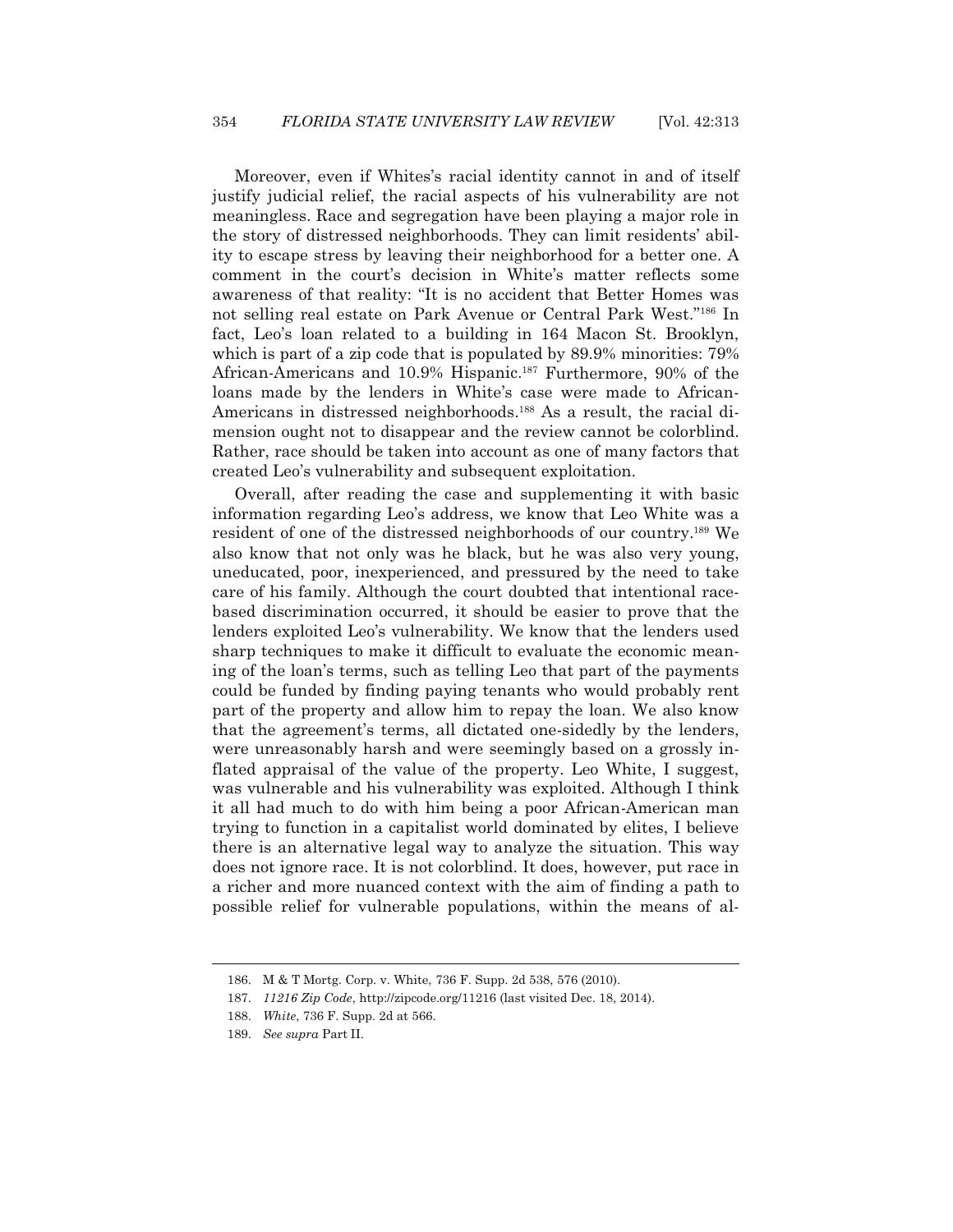Moreover, even if Whites's racial identity cannot in and of itself justify judicial relief, the racial aspects of his vulnerability are not meaningless. Race and segregation have been playing a major role in the story of distressed neighborhoods. They can limit residents' ability to escape stress by leaving their neighborhood for a better one. A comment in the court's decision in White's matter reflects some awareness of that reality: "It is no accident that Better Homes was not selling real estate on Park Avenue or Central Park West."[186] In fact, Leo's loan related to a building in 164 Macon St. Brooklyn, which is part of a zip code that is populated by 89.9% minorities: 79% African-Americans and 10.9% Hispanic.[187] Furthermore, 90% of the loans made by the lenders in White's case were made to African-Americans in distressed neighborhoods.[188] As a result, the racial dimension ought not to disappear and the review cannot be colorblind. Rather, race should be taken into account as one of many factors that created Leo's vulnerability and subsequent exploitation.

Overall, after reading the case and supplementing it with basic information regarding Leo's address, we know that Leo White was a resident of one of the distressed neighborhoods of our country.[189] We also know that not only was he black, but he was also very young, uneducated, poor, inexperienced, and pressured by the need to take care of his family. Although the court doubted that intentional race-based discrimination occurred, it should be easier to prove that the lenders exploited Leo's vulnerability. We know that the lenders used sharp techniques to make it difficult to evaluate the economic meaning of the loan's terms, such as telling Leo that part of the payments could be funded by finding paying tenants who would probably rent part of the property and allow him to repay the loan. We also know that the agreement's terms, all dictated one-sidedly by the lenders, were unreasonably harsh and were seemingly based on a grossly inflated appraisal of the value of the property. Leo White, I suggest, was vulnerable and his vulnerability was exploited. Although I think it all had much to do with him being a poor African-American man trying to function in a capitalist world dominated by elites, I believe there is an alternative legal way to analyze the situation. This way does not ignore race. It is not colorblind. It does, however, put race in a richer and more nuanced context with the aim of finding a path to possible relief for vulnerable populations, within the means of al-

---

186. M & T Mortg. Corp. v. White, 736 F. Supp. 2d 538, 576 (2010).

187. *11216 Zip Code*, http://zipcode.org/11216 (last visited Dec. 18, 2014).

188. *White*, 736 F. Supp. 2d at 566.

189. *See supra* Part II.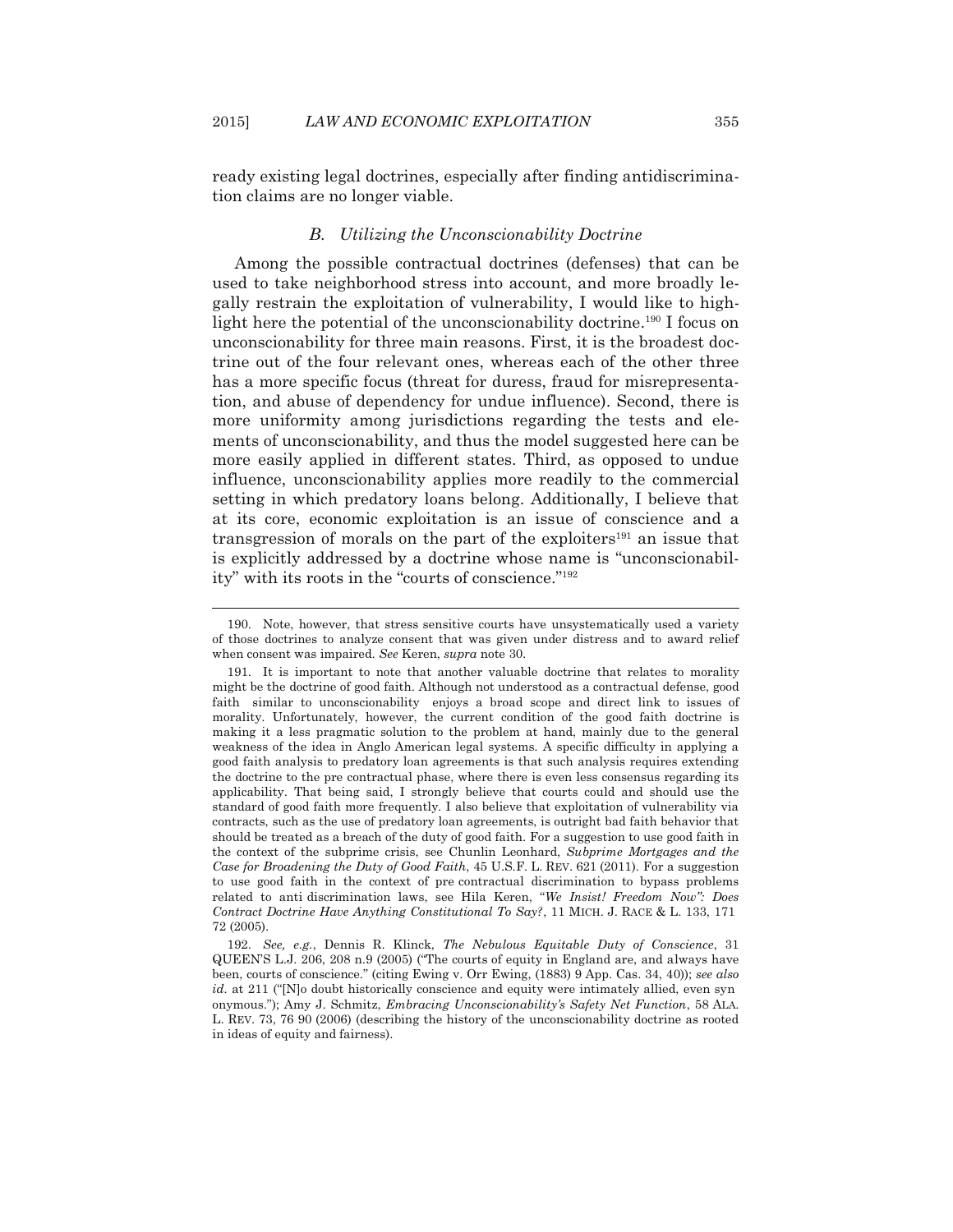ready existing legal doctrines, especially after finding antidiscrimination claims are no longer viable.

### *B. Utilizing the Unconscionability Doctrine*

Among the possible contractual doctrines (defenses) that can be used to take neighborhood stress into account, and more broadly legally restrain the exploitation of vulnerability, I would like to highlight here the potential of the unconscionability doctrine.[190] I focus on unconscionability for three main reasons. First, it is the broadest doctrine out of the four relevant ones, whereas each of the other three has a more specific focus (threat for duress, fraud for misrepresentation, and abuse of dependency for undue influence). Second, there is more uniformity among jurisdictions regarding the tests and elements of unconscionability, and thus the model suggested here can be more easily applied in different states. Third, as opposed to undue influence, unconscionability applies more readily to the commercial setting in which predatory loans belong. Additionally, I believe that at its core, economic exploitation is an issue of conscience and a transgression of morals on the part of the exploiters[191] an issue that is explicitly addressed by a doctrine whose name is "unconscionability" with its roots in the "courts of conscience."[192]

---

190. Note, however, that stress sensitive courts have unsystematically used a variety of those doctrines to analyze consent that was given under distress and to award relief when consent was impaired. *See* Keren, *supra* note 30.

191. It is important to note that another valuable doctrine that relates to morality might be the doctrine of good faith. Although not understood as a contractual defense, good faith similar to unconscionability enjoys a broad scope and direct link to issues of morality. Unfortunately, however, the current condition of the good faith doctrine is making it a less pragmatic solution to the problem at hand, mainly due to the general weakness of the idea in Anglo American legal systems. A specific difficulty in applying a good faith analysis to predatory loan agreements is that such analysis requires extending the doctrine to the pre contractual phase, where there is even less consensus regarding its applicability. That being said, I strongly believe that courts could and should use the standard of good faith more frequently. I also believe that exploitation of vulnerability via contracts, such as the use of predatory loan agreements, is outright bad faith behavior that should be treated as a breach of the duty of good faith. For a suggestion to use good faith in the context of the subprime crisis, see Chunlin Leonhard, *Subprime Mortgages and the Case for Broadening the Duty of Good Faith*, 45 U.S.F. L. REV. 621 (2011). For a suggestion to use good faith in the context of pre contractual discrimination to bypass problems related to anti discrimination laws, see Hila Keren, "*We Insist! Freedom Now": Does Contract Doctrine Have Anything Constitutional To Say?*, 11 MICH. J. RACE & L. 133, 171 72 (2005).

192. *See, e.g.*, Dennis R. Klinck, *The Nebulous Equitable Duty of Conscience*, 31 QUEEN'S L.J. 206, 208 n.9 (2005) ("The courts of equity in England are, and always have been, courts of conscience." (citing Ewing v. Orr Ewing, (1883) 9 App. Cas. 34, 40)); *see also id.* at 211 ("[N]o doubt historically conscience and equity were intimately allied, even syn onymous."); Amy J. Schmitz, *Embracing Unconscionability's Safety Net Function*, 58 ALA. L. REV. 73, 76 90 (2006) (describing the history of the unconscionability doctrine as rooted in ideas of equity and fairness).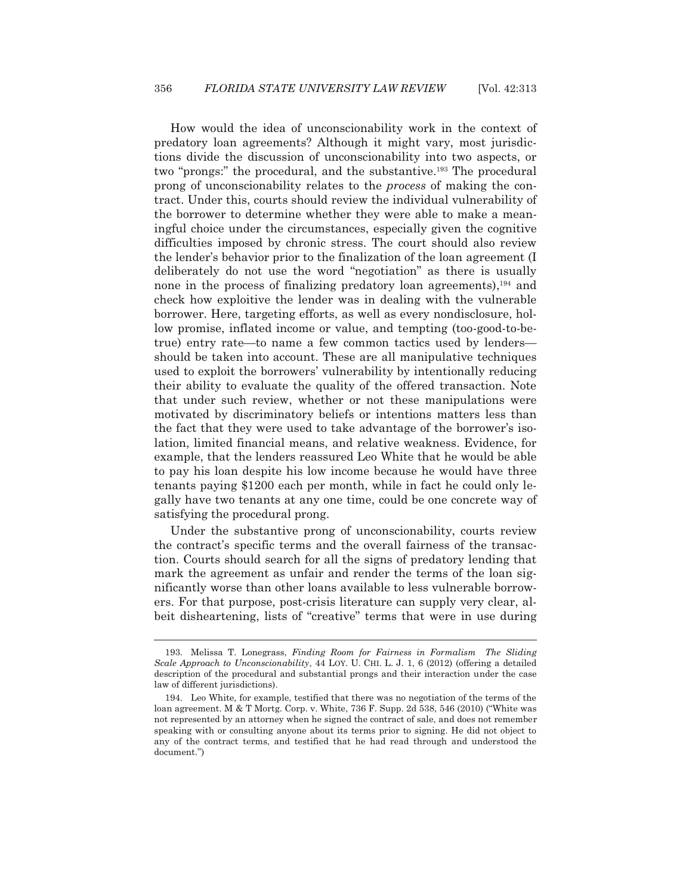How would the idea of unconscionability work in the context of predatory loan agreements? Although it might vary, most jurisdictions divide the discussion of unconscionability into two aspects, or two "prongs:" the procedural, and the substantive.[193] The procedural prong of unconscionability relates to the *process* of making the contract. Under this, courts should review the individual vulnerability of the borrower to determine whether they were able to make a meaningful choice under the circumstances, especially given the cognitive difficulties imposed by chronic stress. The court should also review the lender's behavior prior to the finalization of the loan agreement (I deliberately do not use the word "negotiation" as there is usually none in the process of finalizing predatory loan agreements),[194] and check how exploitive the lender was in dealing with the vulnerable borrower. Here, targeting efforts, as well as every nondisclosure, hollow promise, inflated income or value, and tempting (too-good-to-be-true) entry rate—to name a few common tactics used by lenders—should be taken into account. These are all manipulative techniques used to exploit the borrowers' vulnerability by intentionally reducing their ability to evaluate the quality of the offered transaction. Note that under such review, whether or not these manipulations were motivated by discriminatory beliefs or intentions matters less than the fact that they were used to take advantage of the borrower's isolation, limited financial means, and relative weakness. Evidence, for example, that the lenders reassured Leo White that he would be able to pay his loan despite his low income because he would have three tenants paying $1200 each per month, while in fact he could only legally have two tenants at any one time, could be one concrete way of satisfying the procedural prong.

Under the substantive prong of unconscionability, courts review the contract's specific terms and the overall fairness of the transaction. Courts should search for all the signs of predatory lending that mark the agreement as unfair and render the terms of the loan significantly worse than other loans available to less vulnerable borrowers. For that purpose, post-crisis literature can supply very clear, albeit disheartening, lists of "creative" terms that were in use during

---

193. Melissa T. Lonegrass, *Finding Room for Fairness in Formalism The Sliding Scale Approach to Unconscionability*, 44 LOY. U. CHI. L. J. 1, 6 (2012) (offering a detailed description of the procedural and substantial prongs and their interaction under the case law of different jurisdictions).

194. Leo White, for example, testified that there was no negotiation of the terms of the loan agreement. M & T Mortg. Corp. v. White, 736 F. Supp. 2d 538, 546 (2010) ("White was not represented by an attorney when he signed the contract of sale, and does not remember speaking with or consulting anyone about its terms prior to signing. He did not object to any of the contract terms, and testified that he had read through and understood the document.")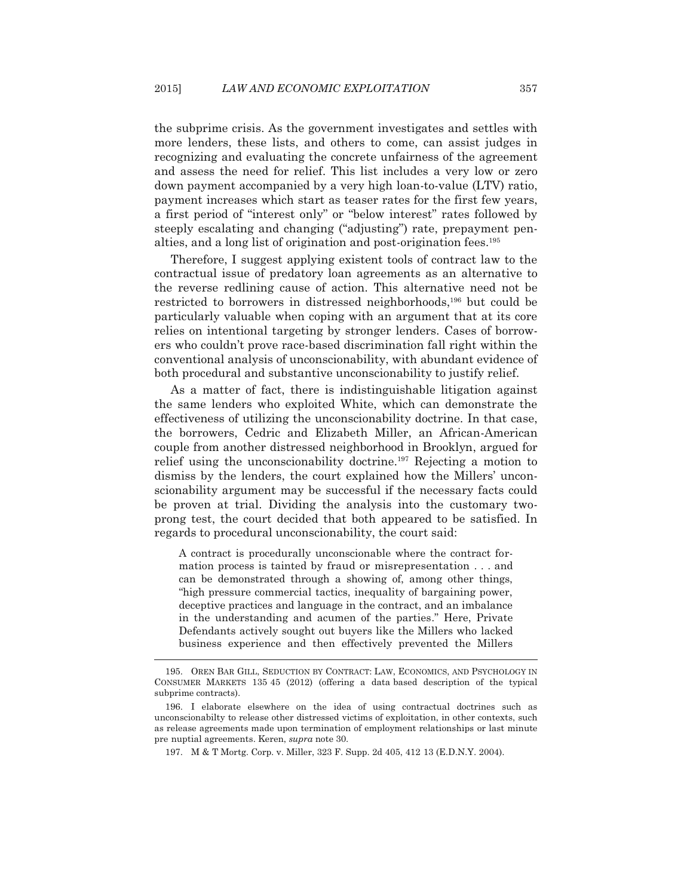the subprime crisis. As the government investigates and settles with more lenders, these lists, and others to come, can assist judges in recognizing and evaluating the concrete unfairness of the agreement and assess the need for relief. This list includes a very low or zero down payment accompanied by a very high loan-to-value (LTV) ratio, payment increases which start as teaser rates for the first few years, a first period of "interest only" or "below interest" rates followed by steeply escalating and changing ("adjusting") rate, prepayment penalties, and a long list of origination and post-origination fees.[195]

Therefore, I suggest applying existent tools of contract law to the contractual issue of predatory loan agreements as an alternative to the reverse redlining cause of action. This alternative need not be restricted to borrowers in distressed neighborhoods,[196] but could be particularly valuable when coping with an argument that at its core relies on intentional targeting by stronger lenders. Cases of borrowers who couldn't prove race-based discrimination fall right within the conventional analysis of unconscionability, with abundant evidence of both procedural and substantive unconscionability to justify relief.

As a matter of fact, there is indistinguishable litigation against the same lenders who exploited White, which can demonstrate the effectiveness of utilizing the unconscionability doctrine. In that case, the borrowers, Cedric and Elizabeth Miller, an African-American couple from another distressed neighborhood in Brooklyn, argued for relief using the unconscionability doctrine.[197] Rejecting a motion to dismiss by the lenders, the court explained how the Millers' unconscionability argument may be successful if the necessary facts could be proven at trial. Dividing the analysis into the customary two-prong test, the court decided that both appeared to be satisfied. In regards to procedural unconscionability, the court said:

> A contract is procedurally unconscionable where the contract formation process is tainted by fraud or misrepresentation . . . and can be demonstrated through a showing of, among other things, "high pressure commercial tactics, inequality of bargaining power, deceptive practices and language in the contract, and an imbalance in the understanding and acumen of the parties." Here, Private Defendants actively sought out buyers like the Millers who lacked business experience and then effectively prevented the Millers

---

195. OREN BAR GILL, SEDUCTION BY CONTRACT: LAW, ECONOMICS, AND PSYCHOLOGY IN CONSUMER MARKETS 135 45 (2012) (offering a data based description of the typical subprime contracts).

196. I elaborate elsewhere on the idea of using contractual doctrines such as unconscionabilty to release other distressed victims of exploitation, in other contexts, such as release agreements made upon termination of employment relationships or last minute pre nuptial agreements. Keren, *supra* note 30.

197. M & T Mortg. Corp. v. Miller, 323 F. Supp. 2d 405, 412 13 (E.D.N.Y. 2004).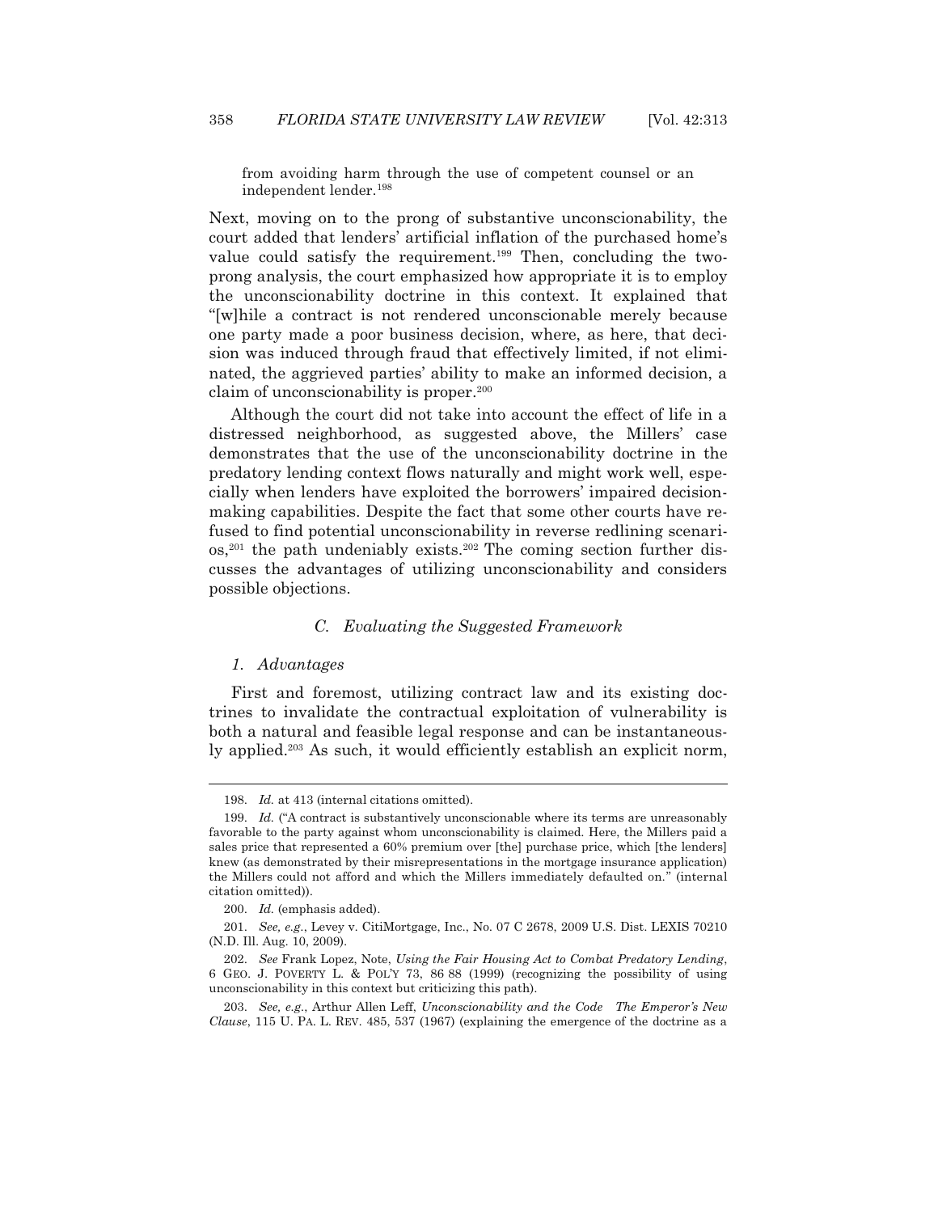from avoiding harm through the use of competent counsel or an independent lender.[198]

Next, moving on to the prong of substantive unconscionability, the court added that lenders' artificial inflation of the purchased home's value could satisfy the requirement.[199] Then, concluding the two-prong analysis, the court emphasized how appropriate it is to employ the unconscionability doctrine in this context. It explained that "[w]hile a contract is not rendered unconscionable merely because one party made a poor business decision, where, as here, that decision was induced through fraud that effectively limited, if not eliminated, the aggrieved parties' ability to make an informed decision, a claim of unconscionability is proper.[200]

Although the court did not take into account the effect of life in a distressed neighborhood, as suggested above, the Millers' case demonstrates that the use of the unconscionability doctrine in the predatory lending context flows naturally and might work well, especially when lenders have exploited the borrowers' impaired decision-making capabilities. Despite the fact that some other courts have refused to find potential unconscionability in reverse redlining scenarios,[201] the path undeniably exists.[202] The coming section further discusses the advantages of utilizing unconscionability and considers possible objections.

### *C. Evaluating the Suggested Framework*

#### *1. Advantages*

First and foremost, utilizing contract law and its existing doctrines to invalidate the contractual exploitation of vulnerability is both a natural and feasible legal response and can be instantaneously applied.[203] As such, it would efficiently establish an explicit norm,

---

198. *Id.* at 413 (internal citations omitted).

199. *Id.* ("A contract is substantively unconscionable where its terms are unreasonably favorable to the party against whom unconscionability is claimed. Here, the Millers paid a sales price that represented a 60% premium over [the] purchase price, which [the lenders] knew (as demonstrated by their misrepresentations in the mortgage insurance application) the Millers could not afford and which the Millers immediately defaulted on." (internal citation omitted)).

200. *Id.* (emphasis added).

201. *See, e.g.*, Levey v. CitiMortgage, Inc., No. 07 C 2678, 2009 U.S. Dist. LEXIS 70210 (N.D. Ill. Aug. 10, 2009).

202. *See* Frank Lopez, Note, *Using the Fair Housing Act to Combat Predatory Lending*, 6 GEO. J. POVERTY L. & POL'Y 73, 86 88 (1999) (recognizing the possibility of using unconscionability in this context but criticizing this path).

203. *See, e.g.*, Arthur Allen Leff, *Unconscionability and the Code The Emperor's New Clause*, 115 U. PA. L. REV. 485, 537 (1967) (explaining the emergence of the doctrine as a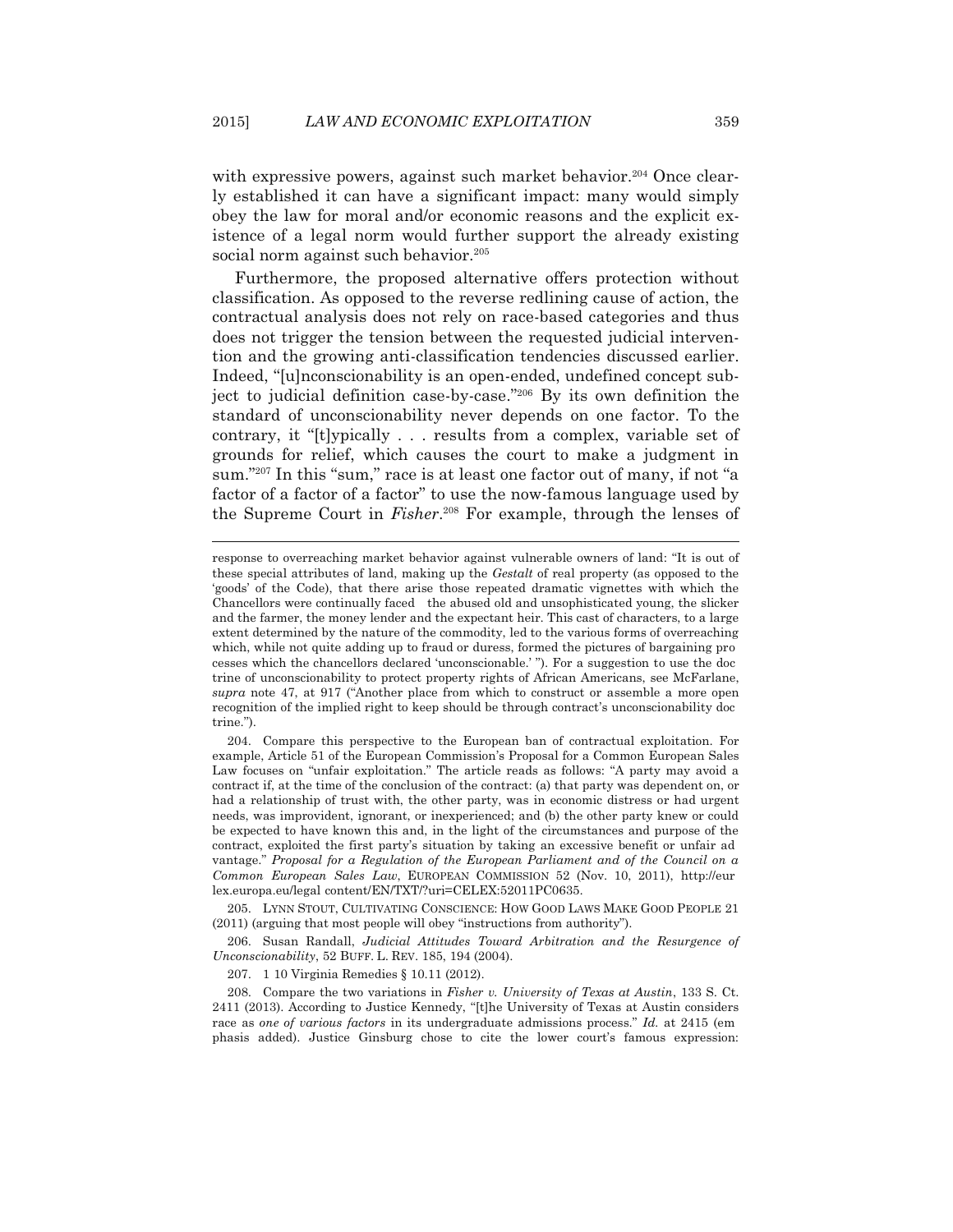with expressive powers, against such market behavior.[204] Once clearly established it can have a significant impact: many would simply obey the law for moral and/or economic reasons and the explicit existence of a legal norm would further support the already existing social norm against such behavior.[205]

Furthermore, the proposed alternative offers protection without classification. As opposed to the reverse redlining cause of action, the contractual analysis does not rely on race-based categories and thus does not trigger the tension between the requested judicial intervention and the growing anti-classification tendencies discussed earlier. Indeed, "[u]nconscionability is an open-ended, undefined concept subject to judicial definition case-by-case."[206] By its own definition the standard of unconscionability never depends on one factor. To the contrary, it "[t]ypically . . . results from a complex, variable set of grounds for relief, which causes the court to make a judgment in sum."[207] In this "sum," race is at least one factor out of many, if not "a factor of a factor of a factor" to use the now-famous language used by the Supreme Court in *Fisher*.[208] For example, through the lenses of

---

response to overreaching market behavior against vulnerable owners of land: "It is out of these special attributes of land, making up the *Gestalt* of real property (as opposed to the 'goods' of the Code), that there arise those repeated dramatic vignettes with which the Chancellors were continually faced the abused old and unsophisticated young, the slicker and the farmer, the money lender and the expectant heir. This cast of characters, to a large extent determined by the nature of the commodity, led to the various forms of overreaching which, while not quite adding up to fraud or duress, formed the pictures of bargaining processes which the chancellors declared 'unconscionable.' "). For a suggestion to use the doctrine of unconscionability to protect property rights of African Americans, see McFarlane, *supra* note 47, at 917 ("Another place from which to construct or assemble a more open recognition of the implied right to keep should be through contract's unconscionability doctrine.").

204. Compare this perspective to the European ban of contractual exploitation. For example, Article 51 of the European Commission's Proposal for a Common European Sales Law focuses on "unfair exploitation." The article reads as follows: "A party may avoid a contract if, at the time of the conclusion of the contract: (a) that party was dependent on, or had a relationship of trust with, the other party, was in economic distress or had urgent needs, was improvident, ignorant, or inexperienced; and (b) the other party knew or could be expected to have known this and, in the light of the circumstances and purpose of the contract, exploited the first party's situation by taking an excessive benefit or unfair advantage." *Proposal for a Regulation of the European Parliament and of the Council on a Common European Sales Law*, EUROPEAN COMMISSION 52 (Nov. 10, 2011), http://eurlex.europa.eu/legal content/EN/TXT/?uri=CELEX:52011PC0635.

205. LYNN STOUT, CULTIVATING CONSCIENCE: HOW GOOD LAWS MAKE GOOD PEOPLE 21 (2011) (arguing that most people will obey "instructions from authority").

206. Susan Randall, *Judicial Attitudes Toward Arbitration and the Resurgence of Unconscionability*, 52 BUFF. L. REV. 185, 194 (2004).

207. 1 10 Virginia Remedies § 10.11 (2012).

208. Compare the two variations in *Fisher v. University of Texas at Austin*, 133 S. Ct. 2411 (2013). According to Justice Kennedy, "[t]he University of Texas at Austin considers race as *one of various factors* in its undergraduate admissions process." *Id.* at 2415 (emphasis added). Justice Ginsburg chose to cite the lower court's famous expression: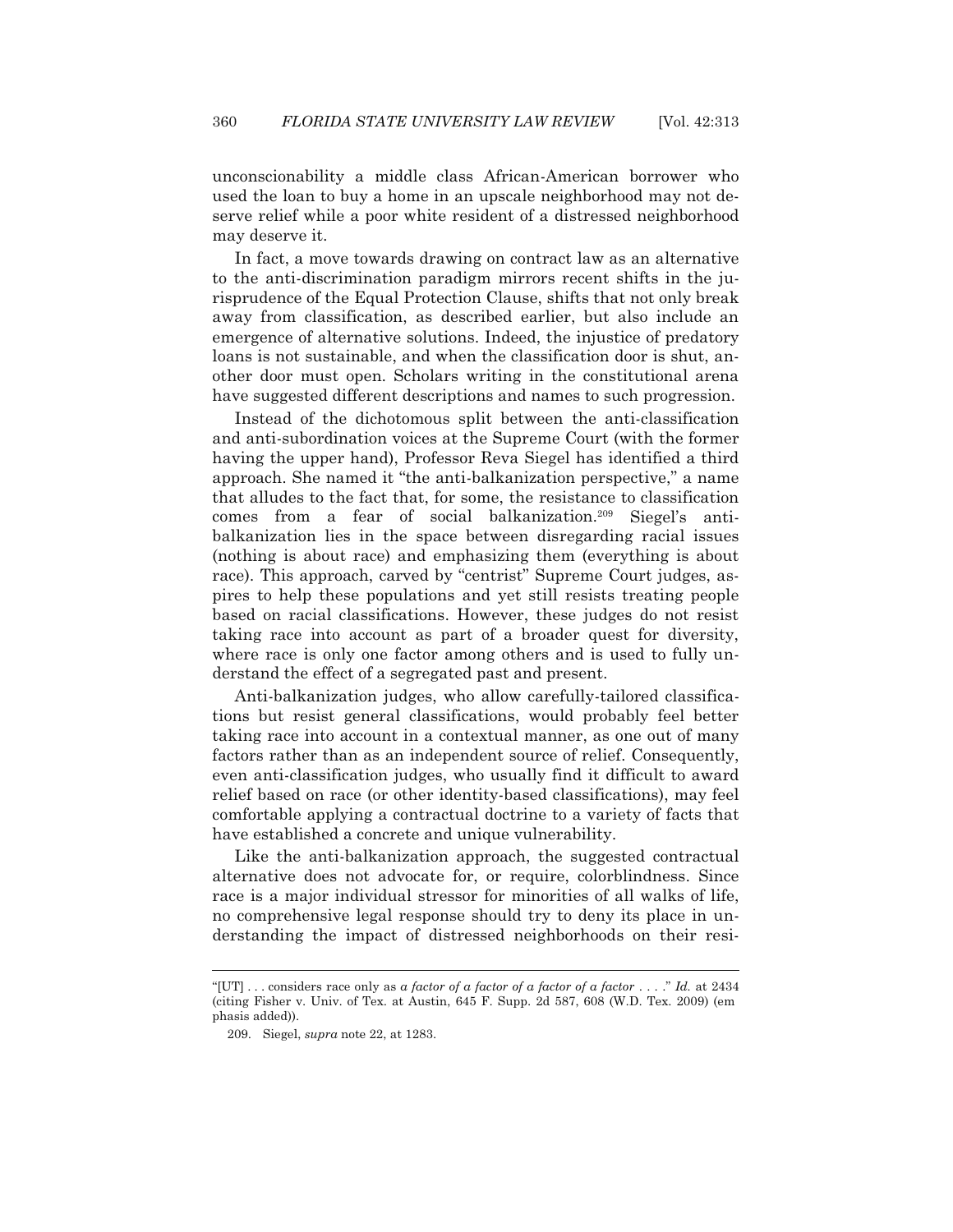unconscionability a middle class African-American borrower who used the loan to buy a home in an upscale neighborhood may not deserve relief while a poor white resident of a distressed neighborhood may deserve it.

In fact, a move towards drawing on contract law as an alternative to the anti-discrimination paradigm mirrors recent shifts in the jurisprudence of the Equal Protection Clause, shifts that not only break away from classification, as described earlier, but also include an emergence of alternative solutions. Indeed, the injustice of predatory loans is not sustainable, and when the classification door is shut, another door must open. Scholars writing in the constitutional arena have suggested different descriptions and names to such progression.

Instead of the dichotomous split between the anti-classification and anti-subordination voices at the Supreme Court (with the former having the upper hand), Professor Reva Siegel has identified a third approach. She named it "the anti-balkanization perspective," a name that alludes to the fact that, for some, the resistance to classification comes from a fear of social balkanization.[209] Siegel's anti-balkanization lies in the space between disregarding racial issues (nothing is about race) and emphasizing them (everything is about race). This approach, carved by "centrist" Supreme Court judges, aspires to help these populations and yet still resists treating people based on racial classifications. However, these judges do not resist taking race into account as part of a broader quest for diversity, where race is only one factor among others and is used to fully understand the effect of a segregated past and present.

Anti-balkanization judges, who allow carefully-tailored classifications but resist general classifications, would probably feel better taking race into account in a contextual manner, as one out of many factors rather than as an independent source of relief. Consequently, even anti-classification judges, who usually find it difficult to award relief based on race (or other identity-based classifications), may feel comfortable applying a contractual doctrine to a variety of facts that have established a concrete and unique vulnerability.

Like the anti-balkanization approach, the suggested contractual alternative does not advocate for, or require, colorblindness. Since race is a major individual stressor for minorities of all walks of life, no comprehensive legal response should try to deny its place in understanding the impact of distressed neighborhoods on their resi-

---

"[UT] . . . considers race only as *a factor of a factor of a factor of a factor* . . . ." *Id.* at 2434 (citing Fisher v. Univ. of Tex. at Austin, 645 F. Supp. 2d 587, 608 (W.D. Tex. 2009) (emphasis added)).

209. Siegel, *supra* note 22, at 1283.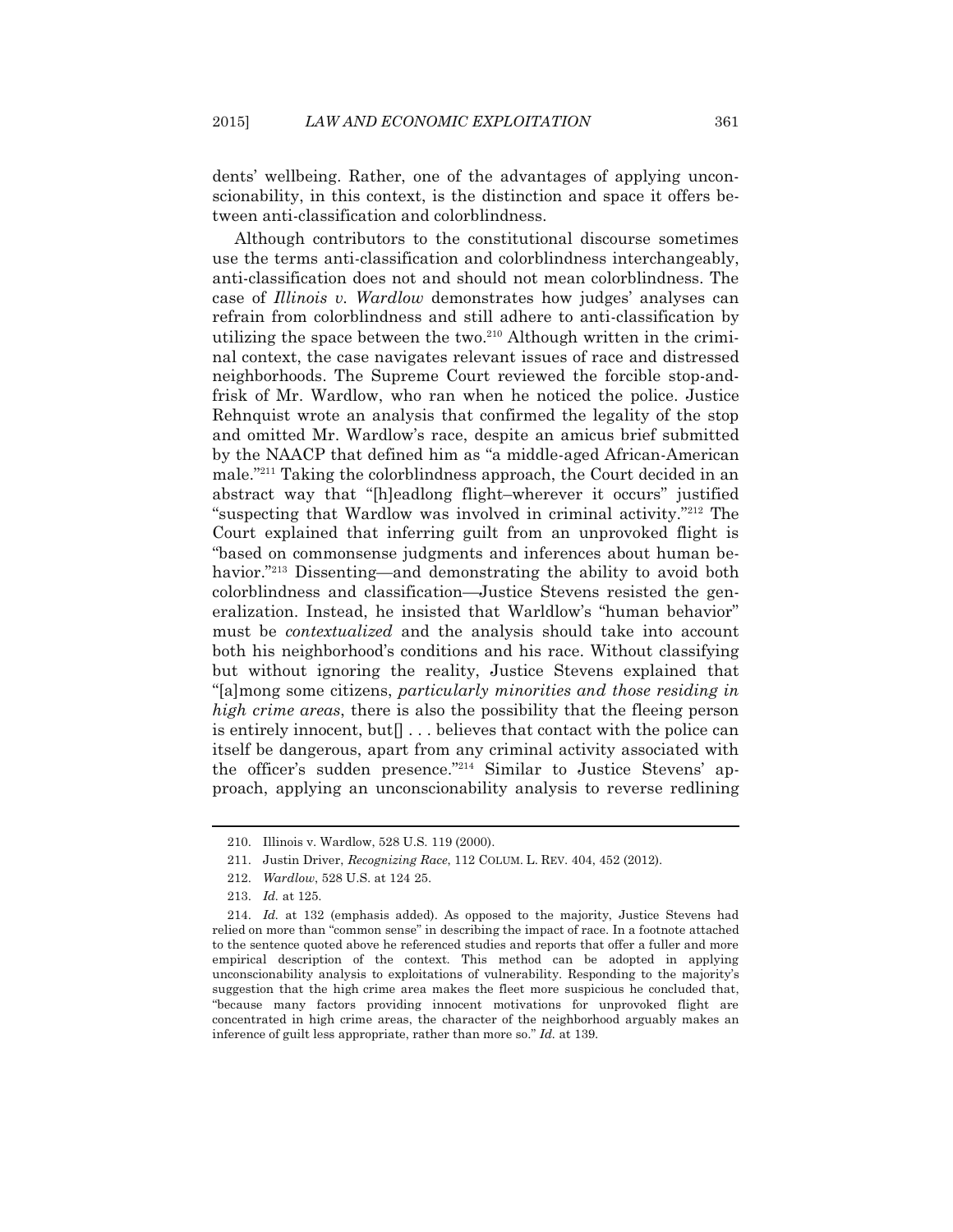dents' wellbeing. Rather, one of the advantages of applying unconscionability, in this context, is the distinction and space it offers between anti-classification and colorblindness.

Although contributors to the constitutional discourse sometimes use the terms anti-classification and colorblindness interchangeably, anti-classification does not and should not mean colorblindness. The case of *Illinois v. Wardlow* demonstrates how judges' analyses can refrain from colorblindness and still adhere to anti-classification by utilizing the space between the two.[210] Although written in the criminal context, the case navigates relevant issues of race and distressed neighborhoods. The Supreme Court reviewed the forcible stop-and-frisk of Mr. Wardlow, who ran when he noticed the police. Justice Rehnquist wrote an analysis that confirmed the legality of the stop and omitted Mr. Wardlow's race, despite an amicus brief submitted by the NAACP that defined him as "a middle-aged African-American male."[211] Taking the colorblindness approach, the Court decided in an abstract way that "[h]eadlong flight–wherever it occurs" justified "suspecting that Wardlow was involved in criminal activity."[212] The Court explained that inferring guilt from an unprovoked flight is "based on commonsense judgments and inferences about human behavior."[213] Dissenting—and demonstrating the ability to avoid both colorblindness and classification—Justice Stevens resisted the generalization. Instead, he insisted that Warldlow's "human behavior" must be *contextualized* and the analysis should take into account both his neighborhood's conditions and his race. Without classifying but without ignoring the reality, Justice Stevens explained that "[a]mong some citizens, *particularly minorities and those residing in high crime areas*, there is also the possibility that the fleeing person is entirely innocent, but[] . . . believes that contact with the police can itself be dangerous, apart from any criminal activity associated with the officer's sudden presence."[214] Similar to Justice Stevens' approach, applying an unconscionability analysis to reverse redlining

---

210. Illinois v. Wardlow, 528 U.S. 119 (2000).

211. Justin Driver, *Recognizing Race*, 112 COLUM. L. REV. 404, 452 (2012).

212. *Wardlow*, 528 U.S. at 124 25.

213. *Id.* at 125.

214. *Id.* at 132 (emphasis added). As opposed to the majority, Justice Stevens had relied on more than "common sense" in describing the impact of race. In a footnote attached to the sentence quoted above he referenced studies and reports that offer a fuller and more empirical description of the context. This method can be adopted in applying unconscionability analysis to exploitations of vulnerability. Responding to the majority's suggestion that the high crime area makes the fleet more suspicious he concluded that, "because many factors providing innocent motivations for unprovoked flight are concentrated in high crime areas, the character of the neighborhood arguably makes an inference of guilt less appropriate, rather than more so." *Id.* at 139.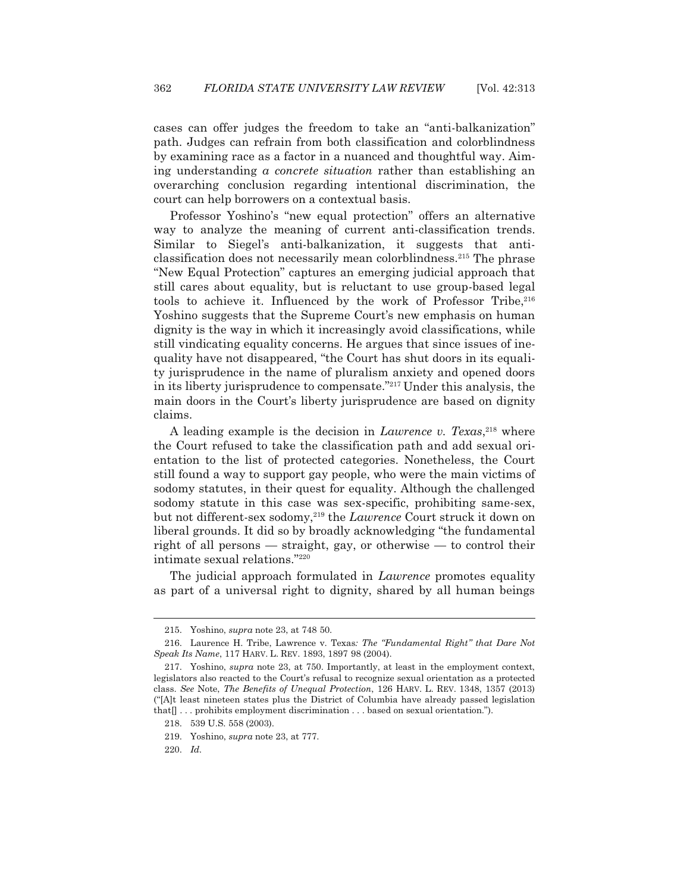cases can offer judges the freedom to take an "anti-balkanization" path. Judges can refrain from both classification and colorblindness by examining race as a factor in a nuanced and thoughtful way. Aiming understanding *a concrete situation* rather than establishing an overarching conclusion regarding intentional discrimination, the court can help borrowers on a contextual basis.

Professor Yoshino's "new equal protection" offers an alternative way to analyze the meaning of current anti-classification trends. Similar to Siegel's anti-balkanization, it suggests that anti-classification does not necessarily mean colorblindness.[215] The phrase "New Equal Protection" captures an emerging judicial approach that still cares about equality, but is reluctant to use group-based legal tools to achieve it. Influenced by the work of Professor Tribe,[216] Yoshino suggests that the Supreme Court's new emphasis on human dignity is the way in which it increasingly avoid classifications, while still vindicating equality concerns. He argues that since issues of inequality have not disappeared, "the Court has shut doors in its equality jurisprudence in the name of pluralism anxiety and opened doors in its liberty jurisprudence to compensate."[217] Under this analysis, the main doors in the Court's liberty jurisprudence are based on dignity claims.

A leading example is the decision in *Lawrence v. Texas*,[218] where the Court refused to take the classification path and add sexual orientation to the list of protected categories. Nonetheless, the Court still found a way to support gay people, who were the main victims of sodomy statutes, in their quest for equality. Although the challenged sodomy statute in this case was sex-specific, prohibiting same-sex, but not different-sex sodomy,[219] the *Lawrence* Court struck it down on liberal grounds. It did so by broadly acknowledging "the fundamental right of all persons — straight, gay, or otherwise — to control their intimate sexual relations."[220]

The judicial approach formulated in *Lawrence* promotes equality as part of a universal right to dignity, shared by all human beings

---

215. Yoshino, *supra* note 23, at 748 50.

216. Laurence H. Tribe, Lawrence v. Texas*: The "Fundamental Right" that Dare Not Speak Its Name*, 117 HARV. L. REV. 1893, 1897 98 (2004).

217. Yoshino, *supra* note 23, at 750. Importantly, at least in the employment context, legislators also reacted to the Court's refusal to recognize sexual orientation as a protected class. *See* Note, *The Benefits of Unequal Protection*, 126 HARV. L. REV. 1348, 1357 (2013) ("[A]t least nineteen states plus the District of Columbia have already passed legislation that[] . . . prohibits employment discrimination . . . based on sexual orientation.").

218. 539 U.S. 558 (2003).

219. Yoshino, *supra* note 23, at 777.

220. *Id*.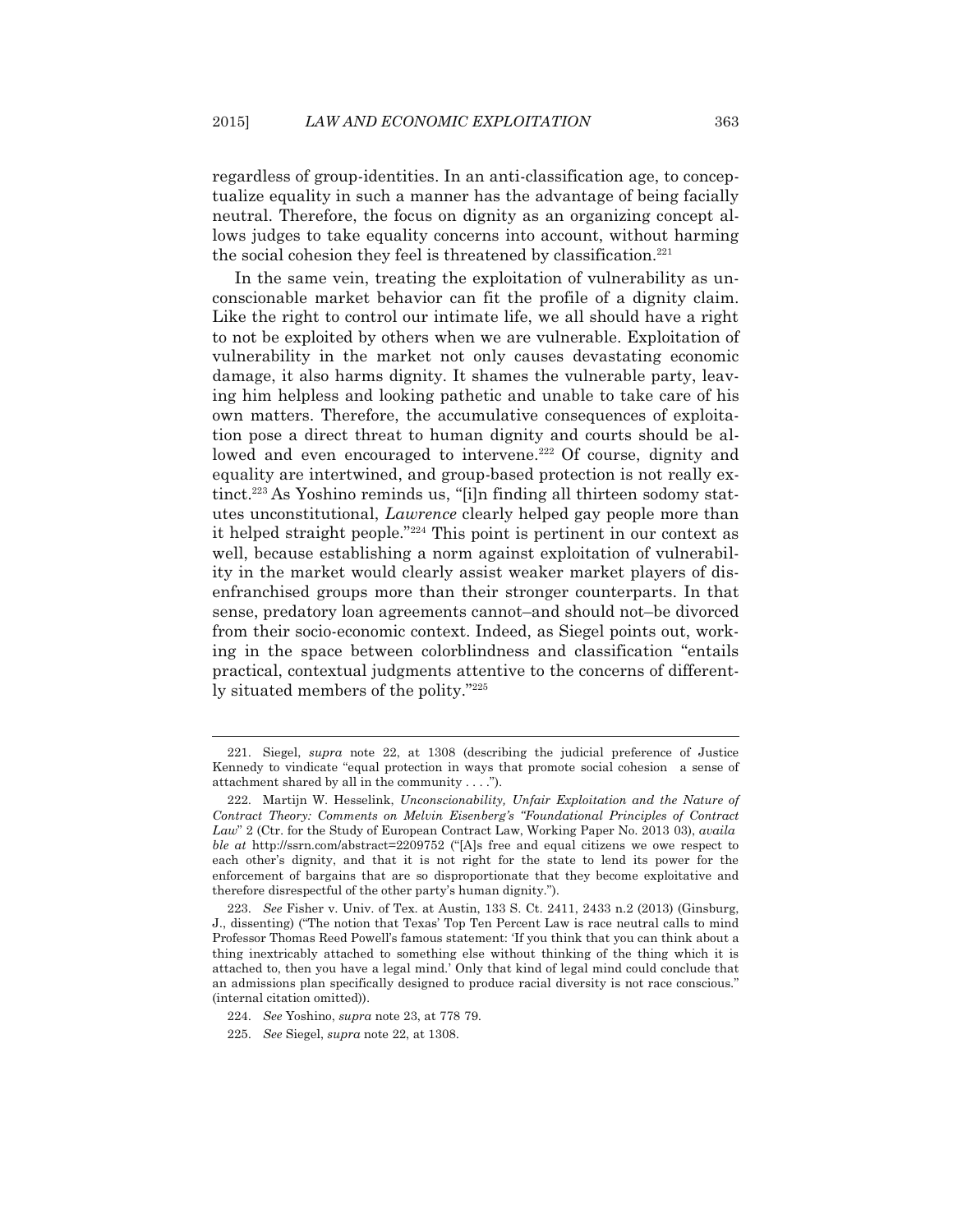regardless of group-identities. In an anti-classification age, to conceptualize equality in such a manner has the advantage of being facially neutral. Therefore, the focus on dignity as an organizing concept allows judges to take equality concerns into account, without harming the social cohesion they feel is threatened by classification.[221]

In the same vein, treating the exploitation of vulnerability as unconscionable market behavior can fit the profile of a dignity claim. Like the right to control our intimate life, we all should have a right to not be exploited by others when we are vulnerable. Exploitation of vulnerability in the market not only causes devastating economic damage, it also harms dignity. It shames the vulnerable party, leaving him helpless and looking pathetic and unable to take care of his own matters. Therefore, the accumulative consequences of exploitation pose a direct threat to human dignity and courts should be allowed and even encouraged to intervene.[222] Of course, dignity and equality are intertwined, and group-based protection is not really extinct.[223] As Yoshino reminds us, "[i]n finding all thirteen sodomy statutes unconstitutional, *Lawrence* clearly helped gay people more than it helped straight people."[224] This point is pertinent in our context as well, because establishing a norm against exploitation of vulnerability in the market would clearly assist weaker market players of disenfranchised groups more than their stronger counterparts. In that sense, predatory loan agreements cannot–and should not–be divorced from their socio-economic context. Indeed, as Siegel points out, working in the space between colorblindness and classification "entails practical, contextual judgments attentive to the concerns of differently situated members of the polity."[225]

---

221. Siegel, *supra* note 22, at 1308 (describing the judicial preference of Justice Kennedy to vindicate "equal protection in ways that promote social cohesion a sense of attachment shared by all in the community . . . .").

222. Martijn W. Hesselink, *Unconscionability, Unfair Exploitation and the Nature of Contract Theory: Comments on Melvin Eisenberg's "Foundational Principles of Contract Law"* 2 (Ctr. for the Study of European Contract Law, Working Paper No. 2013 03), *available at* http://ssrn.com/abstract=2209752 ("[A]s free and equal citizens we owe respect to each other's dignity, and that it is not right for the state to lend its power for the enforcement of bargains that are so disproportionate that they become exploitative and therefore disrespectful of the other party's human dignity.").

223. *See* Fisher v. Univ. of Tex. at Austin, 133 S. Ct. 2411, 2433 n.2 (2013) (Ginsburg, J., dissenting) ("The notion that Texas' Top Ten Percent Law is race neutral calls to mind Professor Thomas Reed Powell's famous statement: 'If you think that you can think about a thing inextricably attached to something else without thinking of the thing which it is attached to, then you have a legal mind.' Only that kind of legal mind could conclude that an admissions plan specifically designed to produce racial diversity is not race conscious." (internal citation omitted)).

224. *See* Yoshino, *supra* note 23, at 778 79.

225. *See* Siegel, *supra* note 22, at 1308.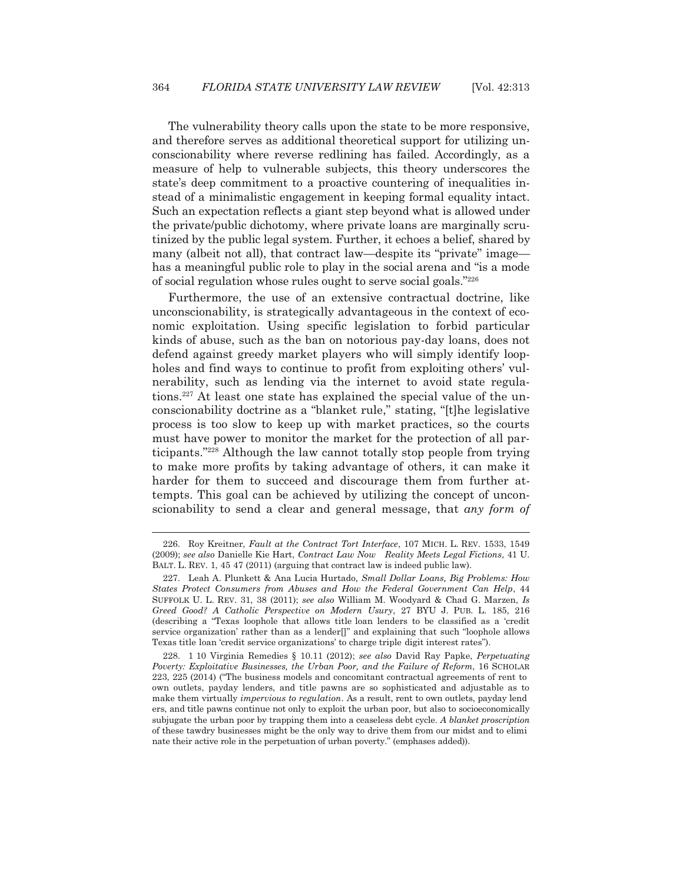The vulnerability theory calls upon the state to be more responsive, and therefore serves as additional theoretical support for utilizing unconscionability where reverse redlining has failed. Accordingly, as a measure of help to vulnerable subjects, this theory underscores the state's deep commitment to a proactive countering of inequalities instead of a minimalistic engagement in keeping formal equality intact. Such an expectation reflects a giant step beyond what is allowed under the private/public dichotomy, where private loans are marginally scrutinized by the public legal system. Further, it echoes a belief, shared by many (albeit not all), that contract law—despite its "private" image—has a meaningful public role to play in the social arena and "is a mode of social regulation whose rules ought to serve social goals."[226]

Furthermore, the use of an extensive contractual doctrine, like unconscionability, is strategically advantageous in the context of economic exploitation. Using specific legislation to forbid particular kinds of abuse, such as the ban on notorious pay-day loans, does not defend against greedy market players who will simply identify loopholes and find ways to continue to profit from exploiting others' vulnerability, such as lending via the internet to avoid state regulations.[227] At least one state has explained the special value of the unconscionability doctrine as a "blanket rule," stating, "[t]he legislative process is too slow to keep up with market practices, so the courts must have power to monitor the market for the protection of all participants."[228] Although the law cannot totally stop people from trying to make more profits by taking advantage of others, it can make it harder for them to succeed and discourage them from further attempts. This goal can be achieved by utilizing the concept of unconscionability to send a clear and general message, that *any form of*

---

226. Roy Kreitner, *Fault at the Contract Tort Interface*, 107 MICH. L. REV. 1533, 1549 (2009); *see also* Danielle Kie Hart, *Contract Law Now Reality Meets Legal Fictions*, 41 U. BALT. L. REV. 1, 45 47 (2011) (arguing that contract law is indeed public law).

227. Leah A. Plunkett & Ana Lucia Hurtado, *Small Dollar Loans, Big Problems: How States Protect Consumers from Abuses and How the Federal Government Can Help*, 44 SUFFOLK U. L. REV. 31, 38 (2011); *see also* William M. Woodyard & Chad G. Marzen, *Is Greed Good? A Catholic Perspective on Modern Usury*, 27 BYU J. PUB. L. 185, 216 (describing a "Texas loophole that allows title loan lenders to be classified as a 'credit service organization' rather than as a lender[]" and explaining that such "loophole allows Texas title loan 'credit service organizations' to charge triple digit interest rates").

228. 1 10 Virginia Remedies § 10.11 (2012); *see also* David Ray Papke, *Perpetuating Poverty: Exploitative Businesses, the Urban Poor, and the Failure of Reform*, 16 SCHOLAR 223, 225 (2014) ("The business models and concomitant contractual agreements of rent to own outlets, payday lenders, and title pawns are so sophisticated and adjustable as to make them virtually *impervious to regulation*. As a result, rent to own outlets, payday lenders, and title pawns continue not only to exploit the urban poor, but also to socioeconomically subjugate the urban poor by trapping them into a ceaseless debt cycle. *A blanket proscription* of these tawdry businesses might be the only way to drive them from our midst and to eliminate their active role in the perpetuation of urban poverty." (emphases added)).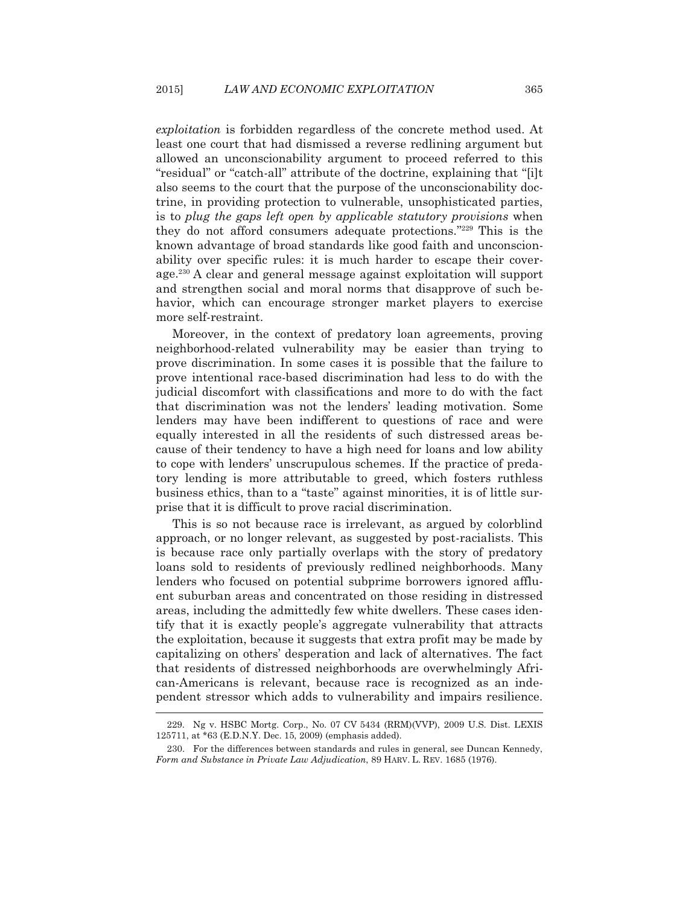*exploitation* is forbidden regardless of the concrete method used. At least one court that had dismissed a reverse redlining argument but allowed an unconscionability argument to proceed referred to this "residual" or "catch-all" attribute of the doctrine, explaining that "[i]t also seems to the court that the purpose of the unconscionability doctrine, in providing protection to vulnerable, unsophisticated parties, is to *plug the gaps left open by applicable statutory provisions* when they do not afford consumers adequate protections."[229] This is the known advantage of broad standards like good faith and unconscionability over specific rules: it is much harder to escape their coverage.[230] A clear and general message against exploitation will support and strengthen social and moral norms that disapprove of such behavior, which can encourage stronger market players to exercise more self-restraint.

Moreover, in the context of predatory loan agreements, proving neighborhood-related vulnerability may be easier than trying to prove discrimination. In some cases it is possible that the failure to prove intentional race-based discrimination had less to do with the judicial discomfort with classifications and more to do with the fact that discrimination was not the lenders' leading motivation. Some lenders may have been indifferent to questions of race and were equally interested in all the residents of such distressed areas because of their tendency to have a high need for loans and low ability to cope with lenders' unscrupulous schemes. If the practice of predatory lending is more attributable to greed, which fosters ruthless business ethics, than to a "taste" against minorities, it is of little surprise that it is difficult to prove racial discrimination.

This is so not because race is irrelevant, as argued by colorblind approach, or no longer relevant, as suggested by post-racialists. This is because race only partially overlaps with the story of predatory loans sold to residents of previously redlined neighborhoods. Many lenders who focused on potential subprime borrowers ignored affluent suburban areas and concentrated on those residing in distressed areas, including the admittedly few white dwellers. These cases identify that it is exactly people's aggregate vulnerability that attracts the exploitation, because it suggests that extra profit may be made by capitalizing on others' desperation and lack of alternatives. The fact that residents of distressed neighborhoods are overwhelmingly African-Americans is relevant, because race is recognized as an independent stressor which adds to vulnerability and impairs resilience.

---

229. Ng v. HSBC Mortg. Corp., No. 07 CV 5434 (RRM)(VVP), 2009 U.S. Dist. LEXIS 125711, at *63 (E.D.N.Y. Dec. 15, 2009) (emphasis added).

230. For the differences between standards and rules in general, see Duncan Kennedy, *Form and Substance in Private Law Adjudication*, 89 HARV. L. REV. 1685 (1976).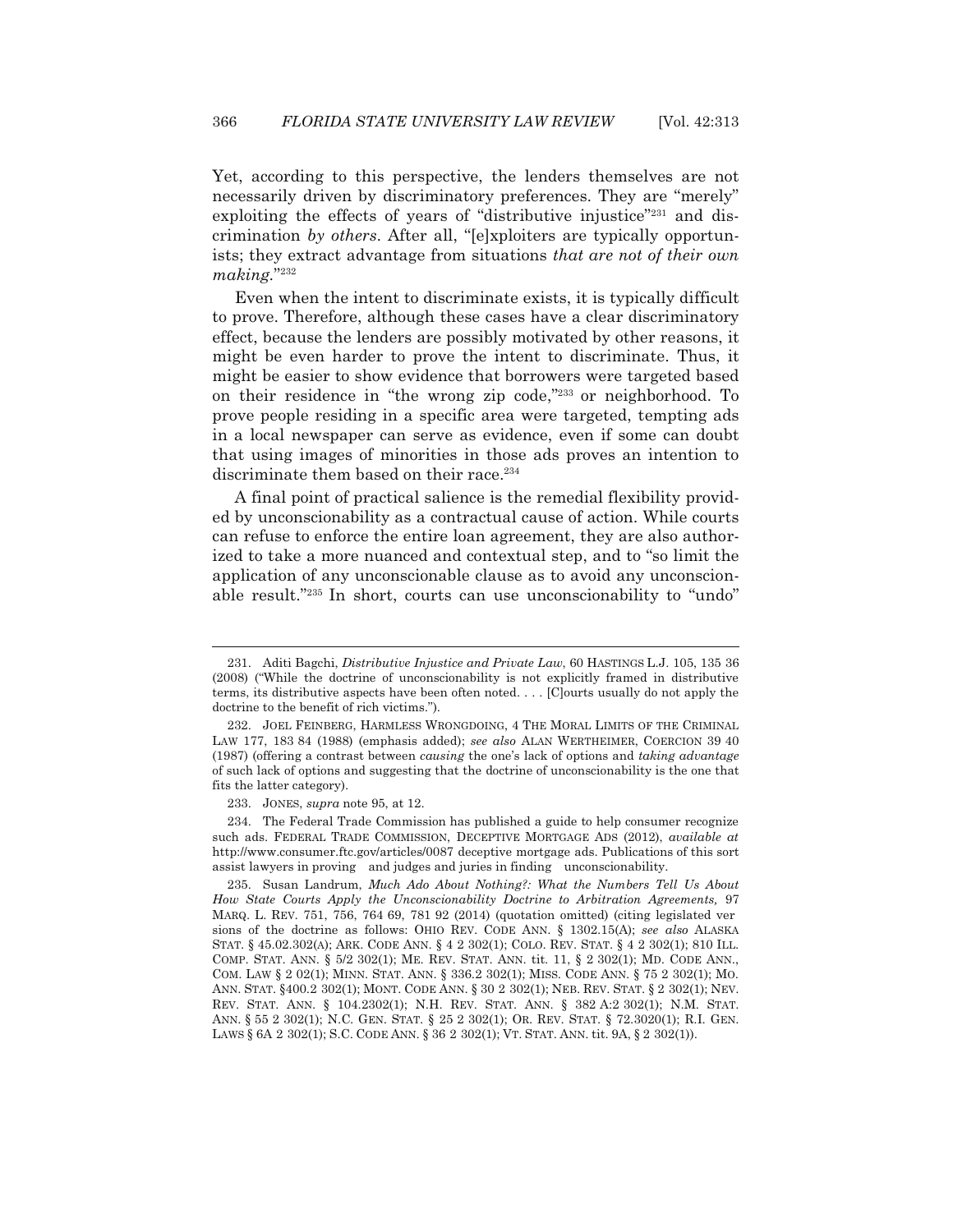Yet, according to this perspective, the lenders themselves are not necessarily driven by discriminatory preferences. They are "merely" exploiting the effects of years of "distributive injustice"[231] and discrimination *by others*. After all, "[e]xploiters are typically opportunists; they extract advantage from situations *that are not of their own making*."[232]

Even when the intent to discriminate exists, it is typically difficult to prove. Therefore, although these cases have a clear discriminatory effect, because the lenders are possibly motivated by other reasons, it might be even harder to prove the intent to discriminate. Thus, it might be easier to show evidence that borrowers were targeted based on their residence in "the wrong zip code,"[233] or neighborhood. To prove people residing in a specific area were targeted, tempting ads in a local newspaper can serve as evidence, even if some can doubt that using images of minorities in those ads proves an intention to discriminate them based on their race.[234]

A final point of practical salience is the remedial flexibility provided by unconscionability as a contractual cause of action. While courts can refuse to enforce the entire loan agreement, they are also authorized to take a more nuanced and contextual step, and to "so limit the application of any unconscionable clause as to avoid any unconscionable result."[235] In short, courts can use unconscionability to "undo"

---

231. Aditi Bagchi, *Distributive Injustice and Private Law*, 60 HASTINGS L.J. 105, 135 36 (2008) ("While the doctrine of unconscionability is not explicitly framed in distributive terms, its distributive aspects have been often noted. . . . [C]ourts usually do not apply the doctrine to the benefit of rich victims.").

232. JOEL FEINBERG, HARMLESS WRONGDOING, 4 THE MORAL LIMITS OF THE CRIMINAL LAW 177, 183 84 (1988) (emphasis added); *see also* ALAN WERTHEIMER, COERCION 39 40 (1987) (offering a contrast between *causing* the one's lack of options and *taking advantage* of such lack of options and suggesting that the doctrine of unconscionability is the one that fits the latter category).

233. JONES, *supra* note 95, at 12.

234. The Federal Trade Commission has published a guide to help consumer recognize such ads. FEDERAL TRADE COMMISSION, DECEPTIVE MORTGAGE ADS (2012), *available at* http://www.consumer.ftc.gov/articles/0087 deceptive mortgage ads. Publications of this sort assist lawyers in proving and judges and juries in finding unconscionability.

235. Susan Landrum, *Much Ado About Nothing?: What the Numbers Tell Us About How State Courts Apply the Unconscionability Doctrine to Arbitration Agreements,* 97 MARQ. L. REV. 751, 756, 764 69, 781 92 (2014) (quotation omitted) (citing legislated versions of the doctrine as follows: OHIO REV. CODE ANN. § 1302.15(A); *see also* ALASKA STAT. § 45.02.302(A); ARK. CODE ANN. § 4 2 302(1); COLO. REV. STAT. § 4 2 302(1); 810 ILL. COMP. STAT. ANN. § 5/2 302(1); ME. REV. STAT. ANN. tit. 11, § 2 302(1); MD. CODE ANN., COM. LAW § 2 02(1); MINN. STAT. ANN. § 336.2 302(1); MISS. CODE ANN. § 75 2 302(1); MO. ANN. STAT. §400.2 302(1); MONT. CODE ANN. § 30 2 302(1); NEB. REV. STAT. § 2 302(1); NEV. REV. STAT. ANN. § 104.2302(1); N.H. REV. STAT. ANN. § 382 A:2 302(1); N.M. STAT. ANN. § 55 2 302(1); N.C. GEN. STAT. § 25 2 302(1); OR. REV. STAT. § 72.3020(1); R.I. GEN. LAWS § 6A 2 302(1); S.C. CODE ANN. § 36 2 302(1); VT. STAT. ANN. tit. 9A, § 2 302(1)).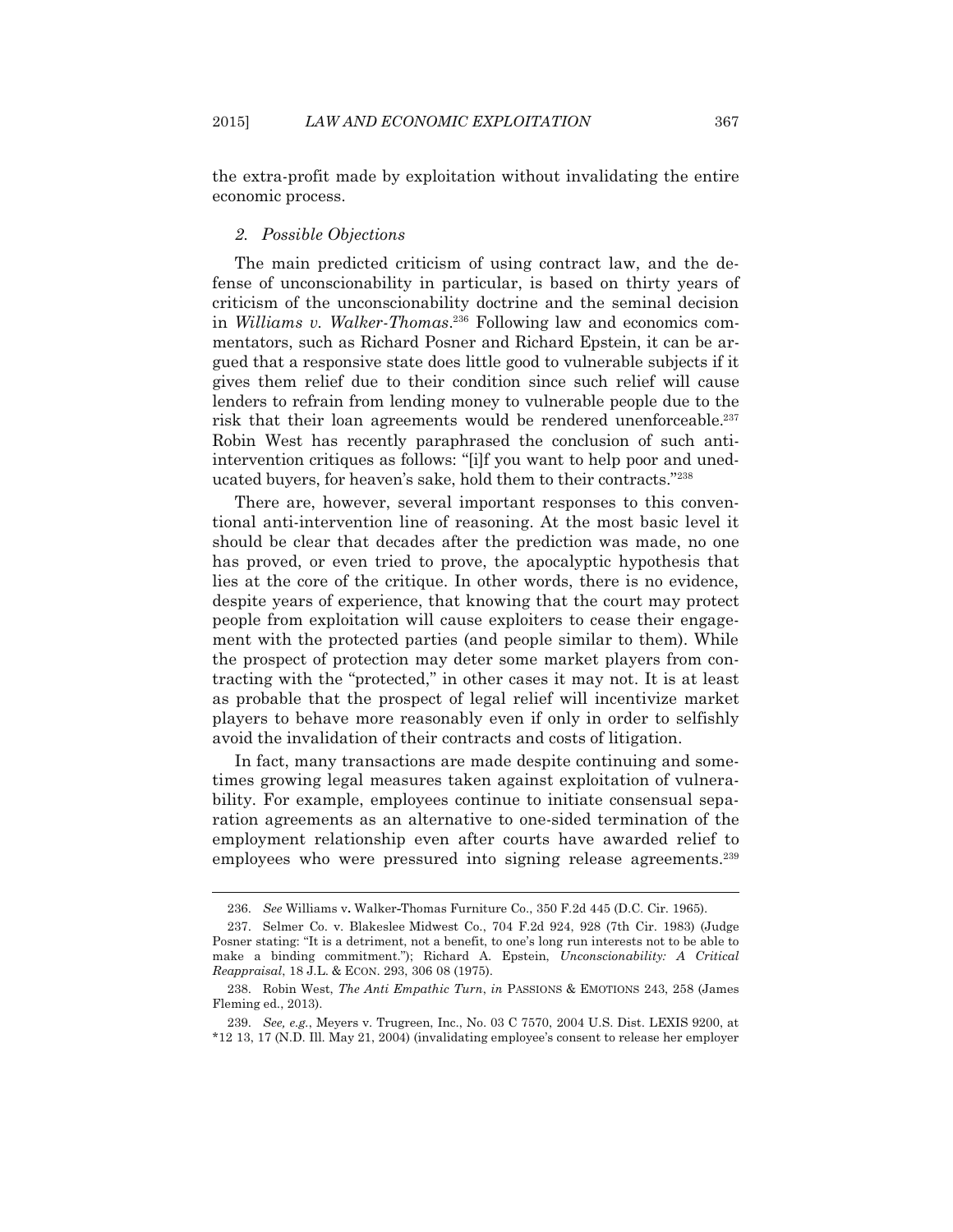the extra-profit made by exploitation without invalidating the entire economic process.

*2. Possible Objections*

The main predicted criticism of using contract law, and the defense of unconscionability in particular, is based on thirty years of criticism of the unconscionability doctrine and the seminal decision in *Williams v. Walker-Thomas*.[236] Following law and economics commentators, such as Richard Posner and Richard Epstein, it can be argued that a responsive state does little good to vulnerable subjects if it gives them relief due to their condition since such relief will cause lenders to refrain from lending money to vulnerable people due to the risk that their loan agreements would be rendered unenforceable.[237] Robin West has recently paraphrased the conclusion of such anti-intervention critiques as follows: "[i]f you want to help poor and uneducated buyers, for heaven's sake, hold them to their contracts."[238]

There are, however, several important responses to this conventional anti-intervention line of reasoning. At the most basic level it should be clear that decades after the prediction was made, no one has proved, or even tried to prove, the apocalyptic hypothesis that lies at the core of the critique. In other words, there is no evidence, despite years of experience, that knowing that the court may protect people from exploitation will cause exploiters to cease their engagement with the protected parties (and people similar to them). While the prospect of protection may deter some market players from contracting with the "protected," in other cases it may not. It is at least as probable that the prospect of legal relief will incentivize market players to behave more reasonably even if only in order to selfishly avoid the invalidation of their contracts and costs of litigation.

In fact, many transactions are made despite continuing and sometimes growing legal measures taken against exploitation of vulnerability. For example, employees continue to initiate consensual separation agreements as an alternative to one-sided termination of the employment relationship even after courts have awarded relief to employees who were pressured into signing release agreements.[239]

---

236. *See* Williams v. Walker-Thomas Furniture Co., 350 F.2d 445 (D.C. Cir. 1965).

237. Selmer Co. v. Blakeslee Midwest Co., 704 F.2d 924, 928 (7th Cir. 1983) (Judge Posner stating: "It is a detriment, not a benefit, to one's long run interests not to be able to make a binding commitment."); Richard A. Epstein, *Unconscionability: A Critical Reappraisal*, 18 J.L. & ECON. 293, 306 08 (1975).

238. Robin West, *The Anti Empathic Turn*, *in* PASSIONS & EMOTIONS 243, 258 (James Fleming ed., 2013).

239. *See, e.g.*, Meyers v. Trugreen, Inc., No. 03 C 7570, 2004 U.S. Dist. LEXIS 9200, at *12 13, 17 (N.D. Ill. May 21, 2004) (invalidating employee's consent to release her employer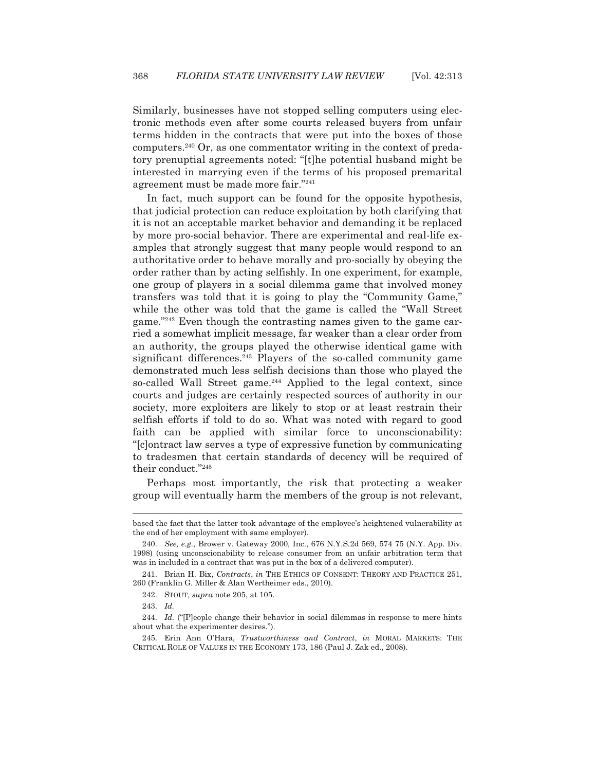Similarly, businesses have not stopped selling computers using electronic methods even after some courts released buyers from unfair terms hidden in the contracts that were put into the boxes of those computers.[240] Or, as one commentator writing in the context of predatory prenuptial agreements noted: "[t]he potential husband might be interested in marrying even if the terms of his proposed premarital agreement must be made more fair."[241]

In fact, much support can be found for the opposite hypothesis, that judicial protection can reduce exploitation by both clarifying that it is not an acceptable market behavior and demanding it be replaced by more pro-social behavior. There are experimental and real-life examples that strongly suggest that many people would respond to an authoritative order to behave morally and pro-socially by obeying the order rather than by acting selfishly. In one experiment, for example, one group of players in a social dilemma game that involved money transfers was told that it is going to play the "Community Game," while the other was told that the game is called the "Wall Street game."[242] Even though the contrasting names given to the game carried a somewhat implicit message, far weaker than a clear order from an authority, the groups played the otherwise identical game with significant differences.[243] Players of the so-called community game demonstrated much less selfish decisions than those who played the so-called Wall Street game.[244] Applied to the legal context, since courts and judges are certainly respected sources of authority in our society, more exploiters are likely to stop or at least restrain their selfish efforts if told to do so. What was noted with regard to good faith can be applied with similar force to unconscionability: "[c]ontract law serves a type of expressive function by communicating to tradesmen that certain standards of decency will be required of their conduct."[245]

Perhaps most importantly, the risk that protecting a weaker group will eventually harm the members of the group is not relevant,

---

based the fact that the latter took advantage of the employee's heightened vulnerability at the end of her employment with same employer).

240. *See, e.g.*, Brower v. Gateway 2000, Inc., 676 N.Y.S.2d 569, 574 75 (N.Y. App. Div. 1998) (using unconscionability to release consumer from an unfair arbitration term that was in included in a contract that was put in the box of a delivered computer).

241. Brian H. Bix, *Contracts*, *in* THE ETHICS OF CONSENT: THEORY AND PRACTICE 251, 260 (Franklin G. Miller & Alan Wertheimer eds., 2010).

242. STOUT, *supra* note 205, at 105.

243. *Id.*

244. *Id.* ("[P]eople change their behavior in social dilemmas in response to mere hints about what the experimenter desires.").

245. Erin Ann O'Hara, *Trustworthiness and Contract*, *in* MORAL MARKETS: THE CRITICAL ROLE OF VALUES IN THE ECONOMY 173, 186 (Paul J. Zak ed., 2008).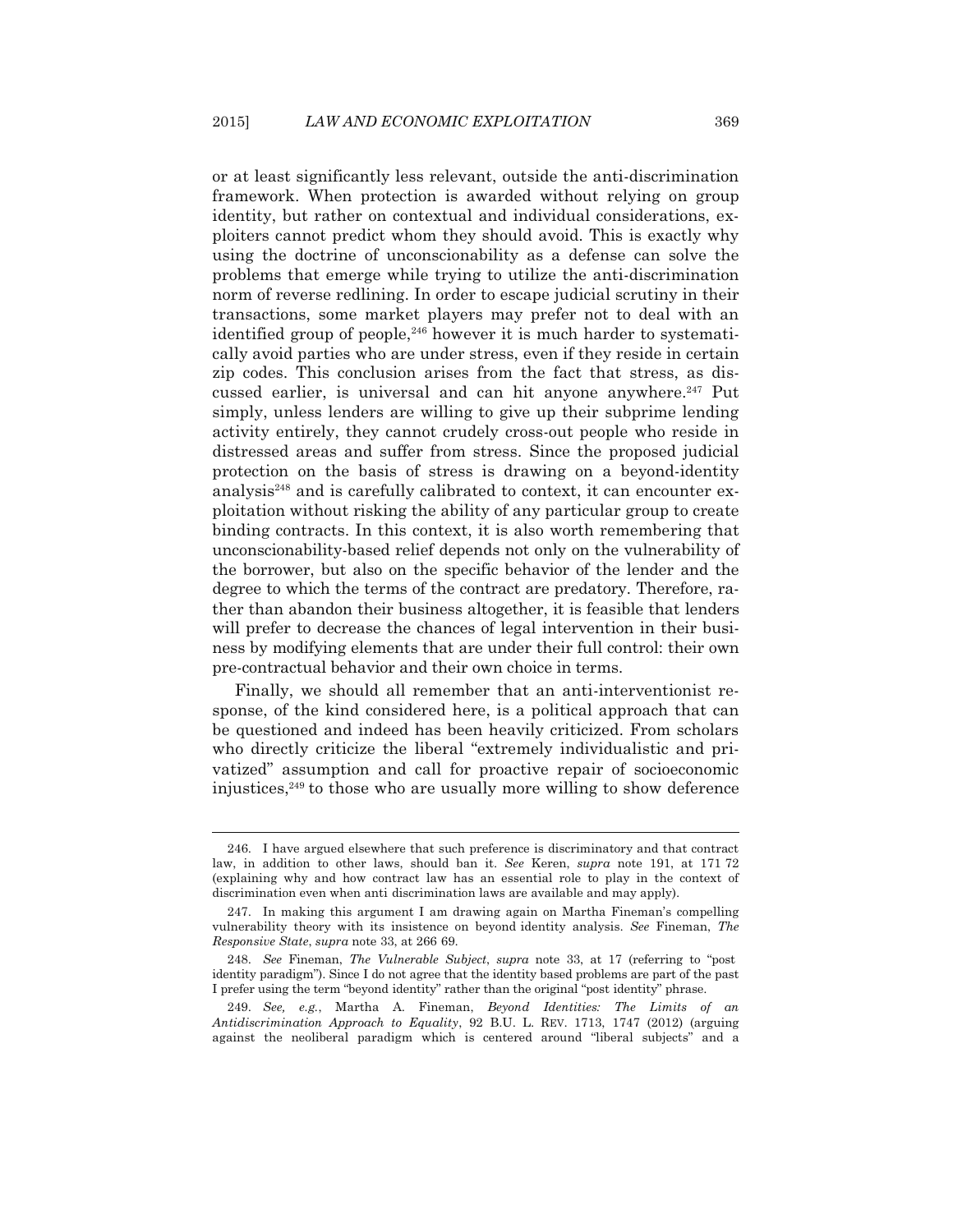or at least significantly less relevant, outside the anti-discrimination framework. When protection is awarded without relying on group identity, but rather on contextual and individual considerations, exploiters cannot predict whom they should avoid. This is exactly why using the doctrine of unconscionability as a defense can solve the problems that emerge while trying to utilize the anti-discrimination norm of reverse redlining. In order to escape judicial scrutiny in their transactions, some market players may prefer not to deal with an identified group of people,[246] however it is much harder to systematically avoid parties who are under stress, even if they reside in certain zip codes. This conclusion arises from the fact that stress, as discussed earlier, is universal and can hit anyone anywhere.[247] Put simply, unless lenders are willing to give up their subprime lending activity entirely, they cannot crudely cross-out people who reside in distressed areas and suffer from stress. Since the proposed judicial protection on the basis of stress is drawing on a beyond-identity analysis[248] and is carefully calibrated to context, it can encounter exploitation without risking the ability of any particular group to create binding contracts. In this context, it is also worth remembering that unconscionability-based relief depends not only on the vulnerability of the borrower, but also on the specific behavior of the lender and the degree to which the terms of the contract are predatory. Therefore, rather than abandon their business altogether, it is feasible that lenders will prefer to decrease the chances of legal intervention in their business by modifying elements that are under their full control: their own pre-contractual behavior and their own choice in terms.

Finally, we should all remember that an anti-interventionist response, of the kind considered here, is a political approach that can be questioned and indeed has been heavily criticized. From scholars who directly criticize the liberal "extremely individualistic and privatized" assumption and call for proactive repair of socioeconomic injustices,[249] to those who are usually more willing to show deference

---

246. I have argued elsewhere that such preference is discriminatory and that contract law, in addition to other laws, should ban it. *See* Keren, *supra* note 191, at 171 72 (explaining why and how contract law has an essential role to play in the context of discrimination even when anti discrimination laws are available and may apply).

247. In making this argument I am drawing again on Martha Fineman's compelling vulnerability theory with its insistence on beyond identity analysis. *See* Fineman, *The Responsive State*, *supra* note 33, at 266 69.

248. *See* Fineman, *The Vulnerable Subject*, *supra* note 33, at 17 (referring to "post identity paradigm"). Since I do not agree that the identity based problems are part of the past I prefer using the term "beyond identity" rather than the original "post identity" phrase.

249. *See, e.g.*, Martha A. Fineman, *Beyond Identities: The Limits of an Antidiscrimination Approach to Equality*, 92 B.U. L. REV. 1713, 1747 (2012) (arguing against the neoliberal paradigm which is centered around "liberal subjects" and a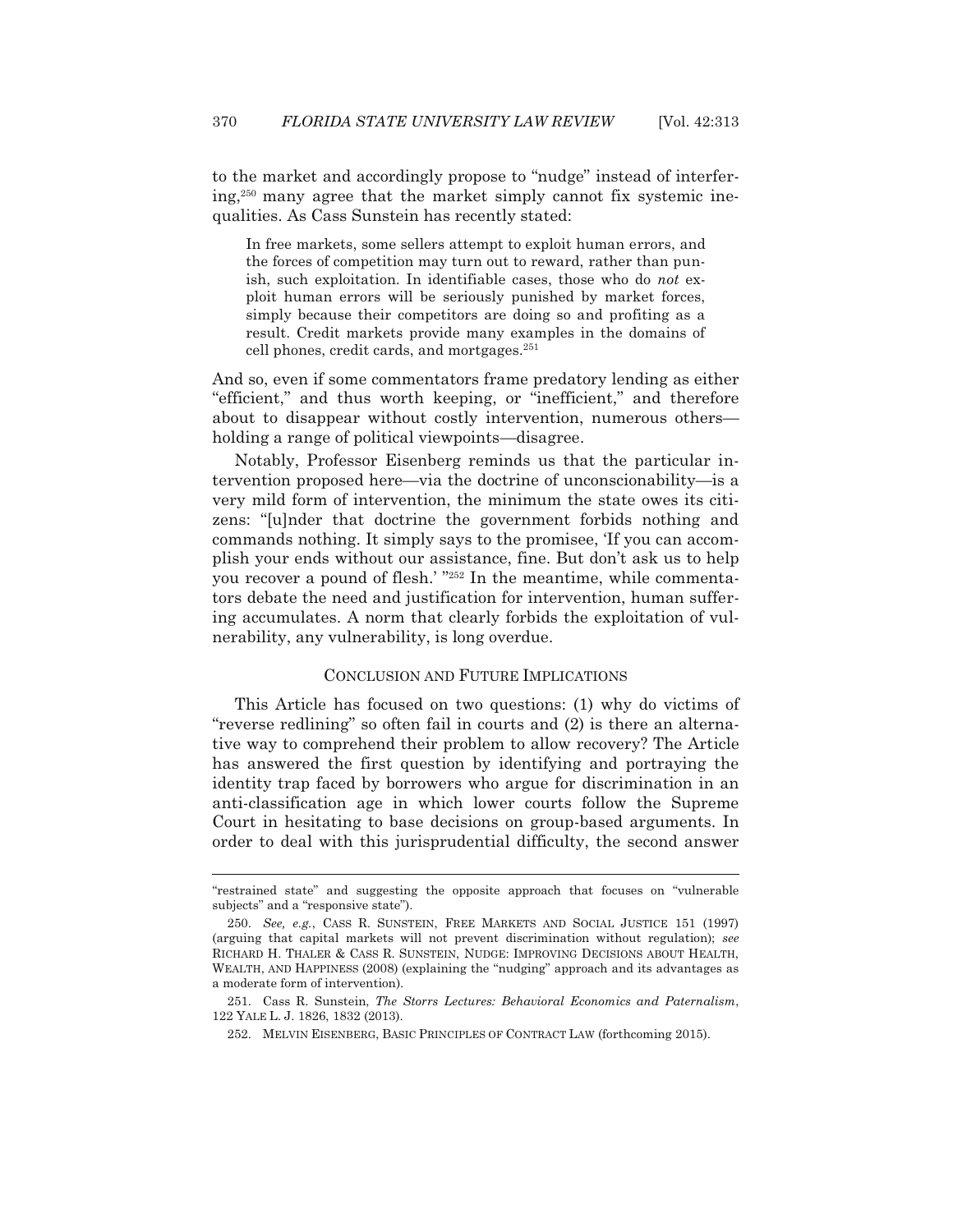to the market and accordingly propose to "nudge" instead of interfering,[250] many agree that the market simply cannot fix systemic inequalities. As Cass Sunstein has recently stated:

> In free markets, some sellers attempt to exploit human errors, and the forces of competition may turn out to reward, rather than punish, such exploitation. In identifiable cases, those who do *not* exploit human errors will be seriously punished by market forces, simply because their competitors are doing so and profiting as a result. Credit markets provide many examples in the domains of cell phones, credit cards, and mortgages.[251]

And so, even if some commentators frame predatory lending as either "efficient," and thus worth keeping, or "inefficient," and therefore about to disappear without costly intervention, numerous others—holding a range of political viewpoints—disagree.

Notably, Professor Eisenberg reminds us that the particular intervention proposed here—via the doctrine of unconscionability—is a very mild form of intervention, the minimum the state owes its citizens: "[u]nder that doctrine the government forbids nothing and commands nothing. It simply says to the promisee, 'If you can accomplish your ends without our assistance, fine. But don't ask us to help you recover a pound of flesh.' "[252] In the meantime, while commentators debate the need and justification for intervention, human suffering accumulates. A norm that clearly forbids the exploitation of vulnerability, any vulnerability, is long overdue.

## CONCLUSION AND FUTURE IMPLICATIONS

This Article has focused on two questions: (1) why do victims of "reverse redlining" so often fail in courts and (2) is there an alternative way to comprehend their problem to allow recovery? The Article has answered the first question by identifying and portraying the identity trap faced by borrowers who argue for discrimination in an anti-classification age in which lower courts follow the Supreme Court in hesitating to base decisions on group-based arguments. In order to deal with this jurisprudential difficulty, the second answer

---

"restrained state" and suggesting the opposite approach that focuses on "vulnerable subjects" and a "responsive state").

250. *See, e.g.*, CASS R. SUNSTEIN, FREE MARKETS AND SOCIAL JUSTICE 151 (1997) (arguing that capital markets will not prevent discrimination without regulation); *see* RICHARD H. THALER & CASS R. SUNSTEIN, NUDGE: IMPROVING DECISIONS ABOUT HEALTH, WEALTH, AND HAPPINESS (2008) (explaining the "nudging" approach and its advantages as a moderate form of intervention).

251. Cass R. Sunstein, *The Storrs Lectures: Behavioral Economics and Paternalism*, 122 YALE L. J. 1826, 1832 (2013).

252. MELVIN EISENBERG, BASIC PRINCIPLES OF CONTRACT LAW (forthcoming 2015).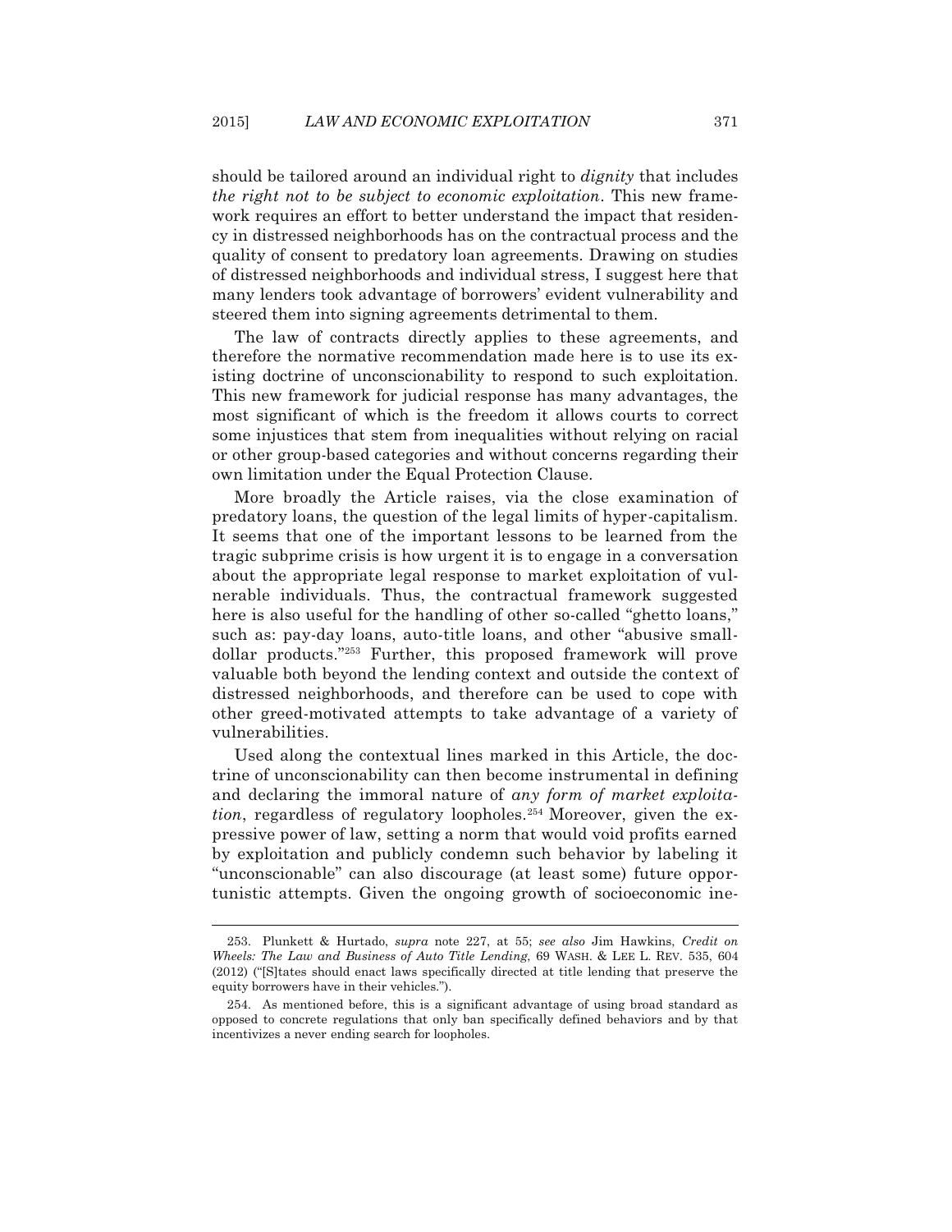should be tailored around an individual right to *dignity* that includes *the right not to be subject to economic exploitation*. This new framework requires an effort to better understand the impact that residency in distressed neighborhoods has on the contractual process and the quality of consent to predatory loan agreements. Drawing on studies of distressed neighborhoods and individual stress, I suggest here that many lenders took advantage of borrowers' evident vulnerability and steered them into signing agreements detrimental to them.

The law of contracts directly applies to these agreements, and therefore the normative recommendation made here is to use its existing doctrine of unconscionability to respond to such exploitation. This new framework for judicial response has many advantages, the most significant of which is the freedom it allows courts to correct some injustices that stem from inequalities without relying on racial or other group-based categories and without concerns regarding their own limitation under the Equal Protection Clause.

More broadly the Article raises, via the close examination of predatory loans, the question of the legal limits of hyper-capitalism. It seems that one of the important lessons to be learned from the tragic subprime crisis is how urgent it is to engage in a conversation about the appropriate legal response to market exploitation of vulnerable individuals. Thus, the contractual framework suggested here is also useful for the handling of other so-called "ghetto loans," such as: pay-day loans, auto-title loans, and other "abusive small-dollar products."[253] Further, this proposed framework will prove valuable both beyond the lending context and outside the context of distressed neighborhoods, and therefore can be used to cope with other greed-motivated attempts to take advantage of a variety of vulnerabilities.

Used along the contextual lines marked in this Article, the doctrine of unconscionability can then become instrumental in defining and declaring the immoral nature of *any form of market exploitation*, regardless of regulatory loopholes.[254] Moreover, given the expressive power of law, setting a norm that would void profits earned by exploitation and publicly condemn such behavior by labeling it "unconscionable" can also discourage (at least some) future opportunistic attempts. Given the ongoing growth of socioeconomic ine-

---

253. Plunkett & Hurtado, *supra* note 227, at 55; *see also* Jim Hawkins, *Credit on Wheels: The Law and Business of Auto Title Lending*, 69 WASH. & LEE L. REV. 535, 604 (2012) ("[S]tates should enact laws specifically directed at title lending that preserve the equity borrowers have in their vehicles.").

254. As mentioned before, this is a significant advantage of using broad standard as opposed to concrete regulations that only ban specifically defined behaviors and by that incentivizes a never ending search for loopholes.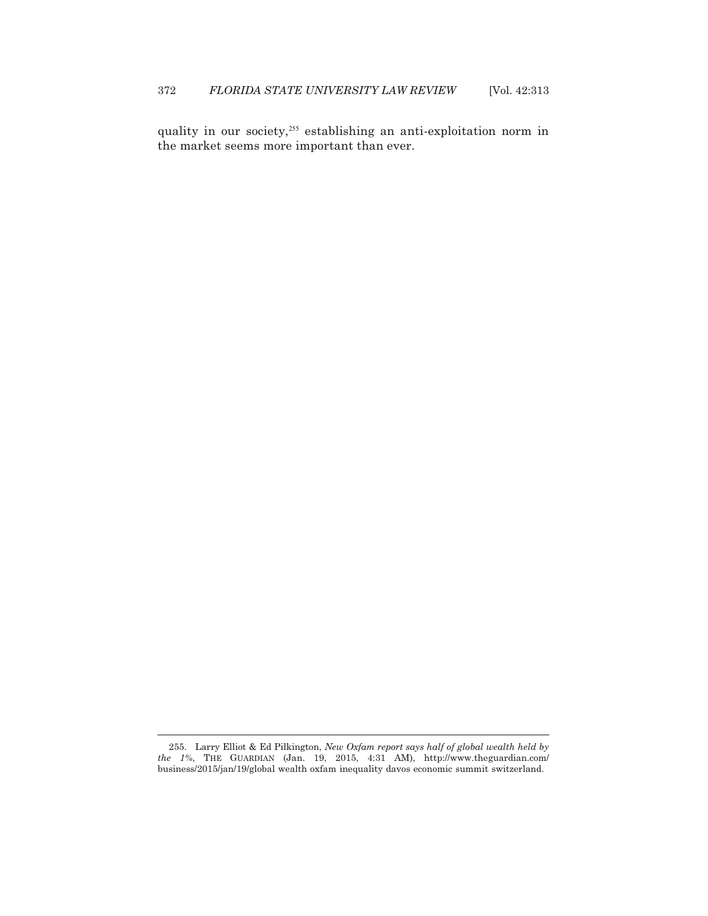quality in our society,[255] establishing an anti-exploitation norm in the market seems more important than ever.

---

255. Larry Elliot & Ed Pilkington, *New Oxfam report says half of global wealth held by the 1%*, THE GUARDIAN (Jan. 19, 2015, 4:31 AM), http://www.theguardian.com/business/2015/jan/19/global wealth oxfam inequality davos economic summit switzerland.